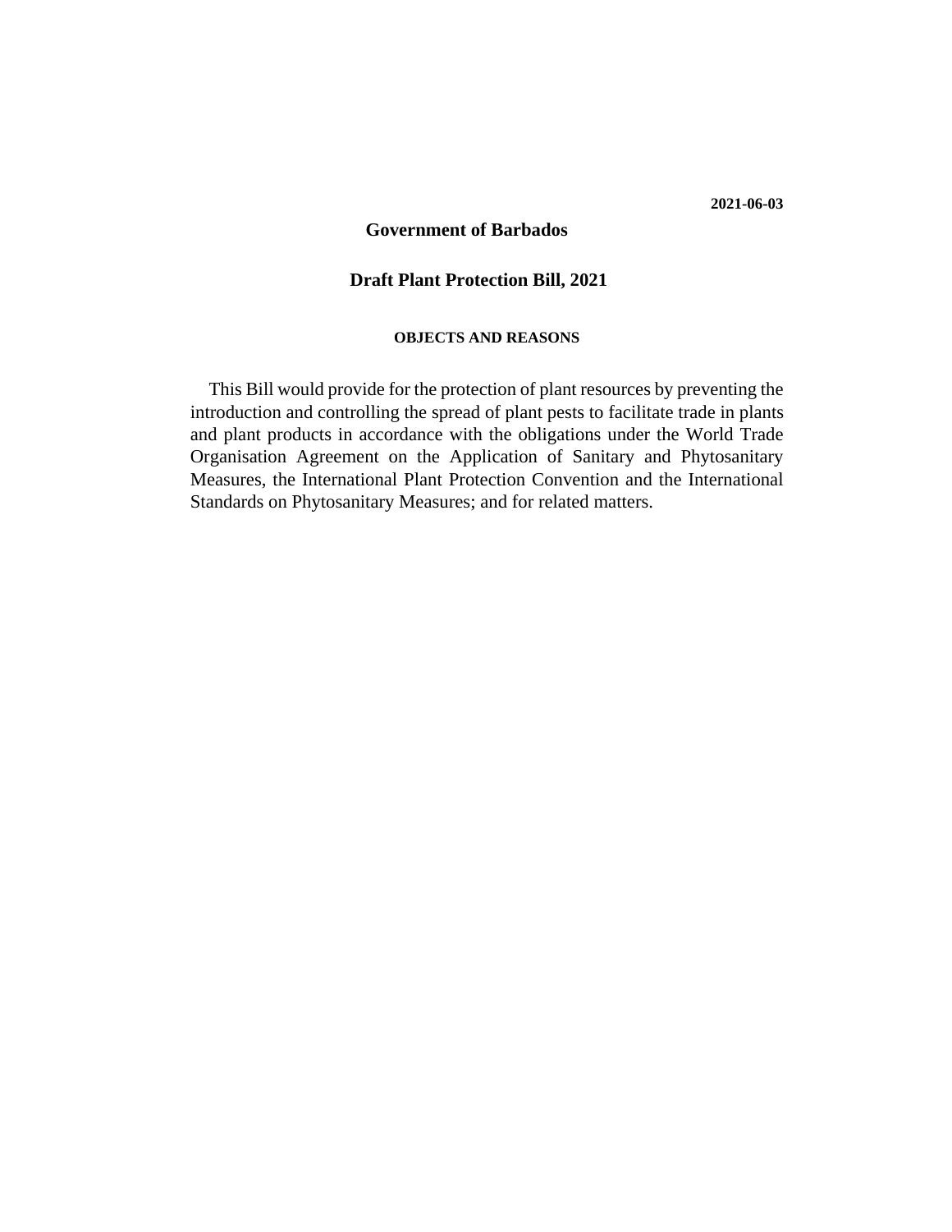**2021-06-03**

# Government of Barbados

## Draft Plant Protection Bill, 2021

### OBJECTS AND REASONS

This Bill would provide for the protection of plant resources by preventing the introduction and controlling the spread of plant pests to facilitate trade in plants and plant products in accordance with the obligations under the World Trade Organisation Agreement on the Application of Sanitary and Phytosanitary Measures, the International Plant Protection Convention and the International Standards on Phytosanitary Measures; and for related matters.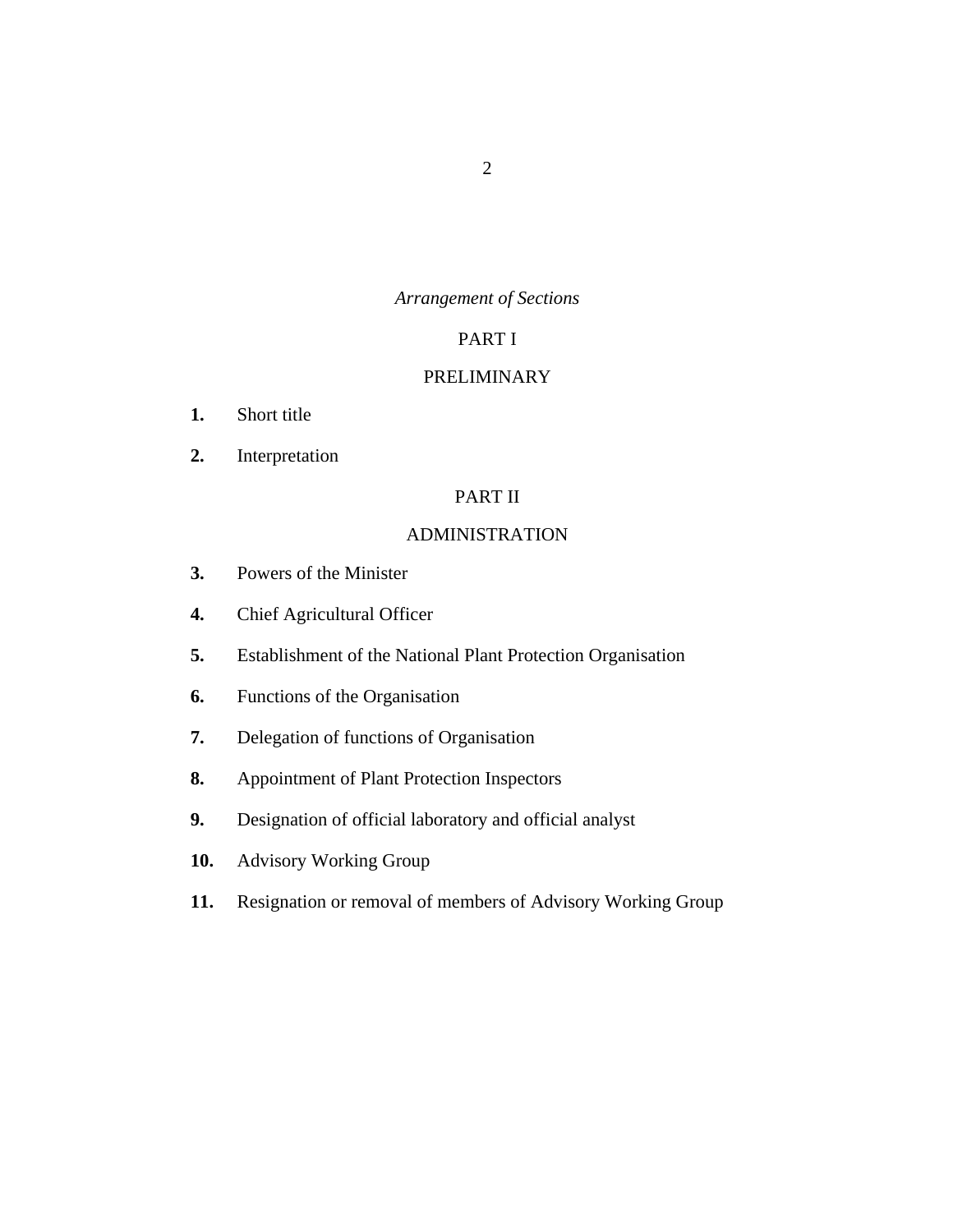*Arrangement of Sections*

PART I

PRELIMINARY

**1.** Short title

**2.** Interpretation

PART II

ADMINISTRATION

**3.** Powers of the Minister

**4.** Chief Agricultural Officer

**5.** Establishment of the National Plant Protection Organisation

**6.** Functions of the Organisation

**7.** Delegation of functions of Organisation

**8.** Appointment of Plant Protection Inspectors

**9.** Designation of official laboratory and official analyst

**10.** Advisory Working Group

**11.** Resignation or removal of members of Advisory Working Group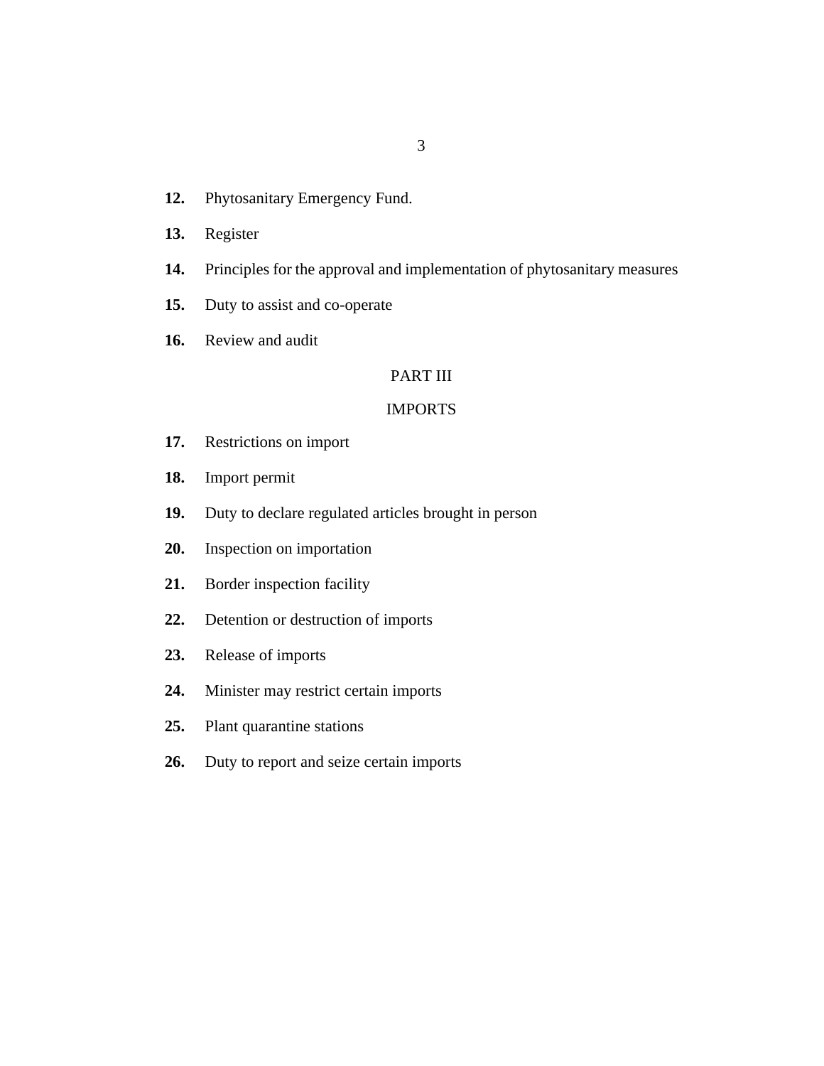**12.** Phytosanitary Emergency Fund.

**13.** Register

**14.** Principles for the approval and implementation of phytosanitary measures

**15.** Duty to assist and co-operate

**16.** Review and audit

PART III

IMPORTS

**17.** Restrictions on import

**18.** Import permit

**19.** Duty to declare regulated articles brought in person

**20.** Inspection on importation

**21.** Border inspection facility

**22.** Detention or destruction of imports

**23.** Release of imports

**24.** Minister may restrict certain imports

**25.** Plant quarantine stations

**26.** Duty to report and seize certain imports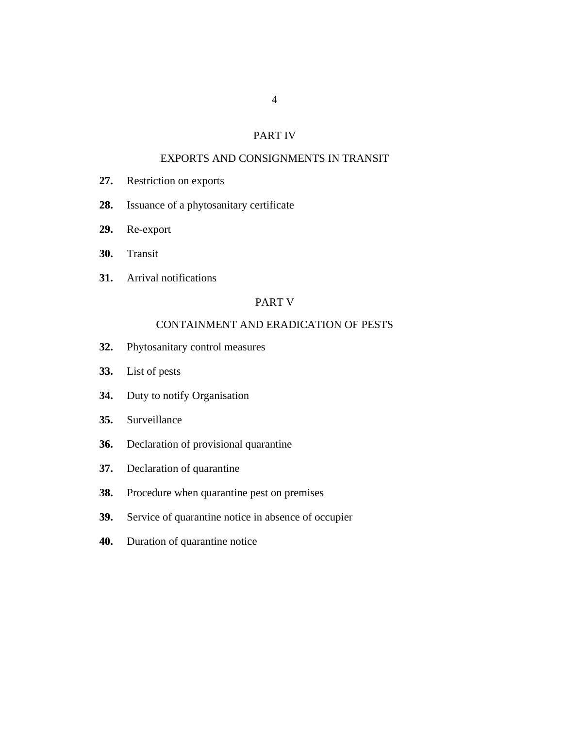## PART IV

## EXPORTS AND CONSIGNMENTS IN TRANSIT

**27.** Restriction on exports

**28.** Issuance of a phytosanitary certificate

**29.** Re-export

**30.** Transit

**31.** Arrival notifications

## PART V

## CONTAINMENT AND ERADICATION OF PESTS

**32.** Phytosanitary control measures

**33.** List of pests

**34.** Duty to notify Organisation

**35.** Surveillance

**36.** Declaration of provisional quarantine

**37.** Declaration of quarantine

**38.** Procedure when quarantine pest on premises

**39.** Service of quarantine notice in absence of occupier

**40.** Duration of quarantine notice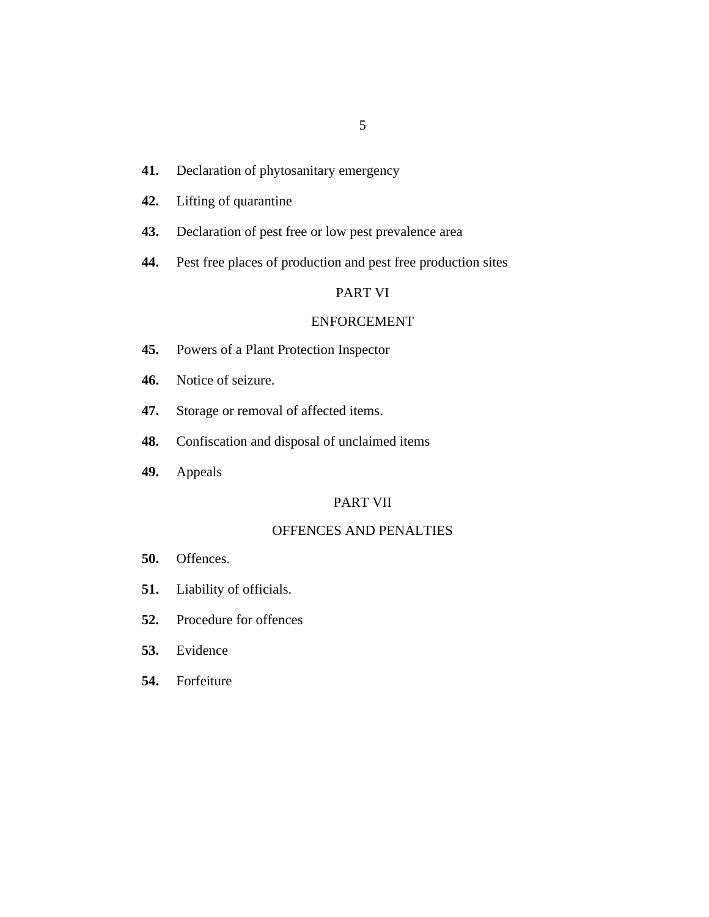**41.** Declaration of phytosanitary emergency

**42.** Lifting of quarantine

**43.** Declaration of pest free or low pest prevalence area

**44.** Pest free places of production and pest free production sites

PART VI

ENFORCEMENT

**45.** Powers of a Plant Protection Inspector

**46.** Notice of seizure.

**47.** Storage or removal of affected items.

**48.** Confiscation and disposal of unclaimed items

**49.** Appeals

PART VII

OFFENCES AND PENALTIES

**50.** Offences.

**51.** Liability of officials.

**52.** Procedure for offences

**53.** Evidence

**54.** Forfeiture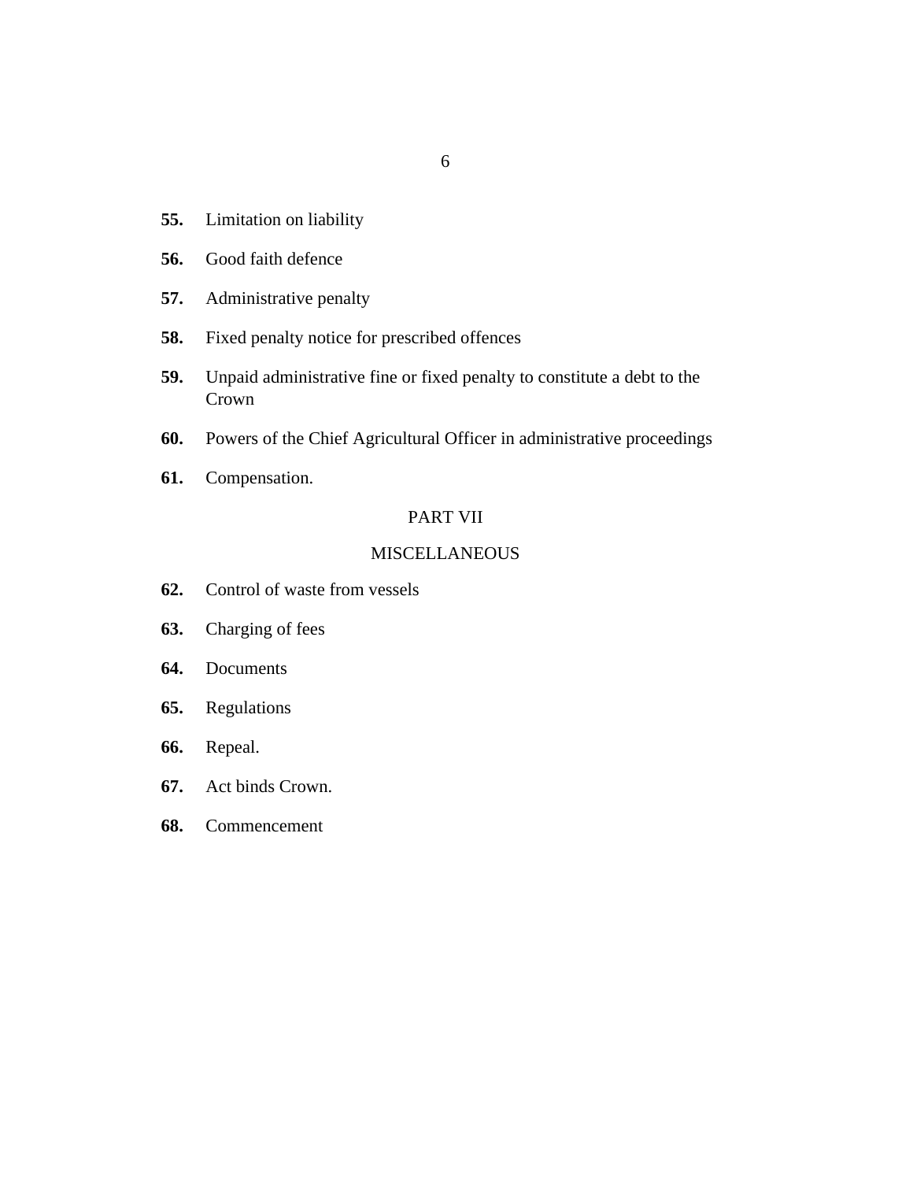**55.** Limitation on liability

**56.** Good faith defence

**57.** Administrative penalty

**58.** Fixed penalty notice for prescribed offences

**59.** Unpaid administrative fine or fixed penalty to constitute a debt to the Crown

**60.** Powers of the Chief Agricultural Officer in administrative proceedings

**61.** Compensation.

PART VII

MISCELLANEOUS

**62.** Control of waste from vessels

**63.** Charging of fees

**64.** Documents

**65.** Regulations

**66.** Repeal.

**67.** Act binds Crown.

**68.** Commencement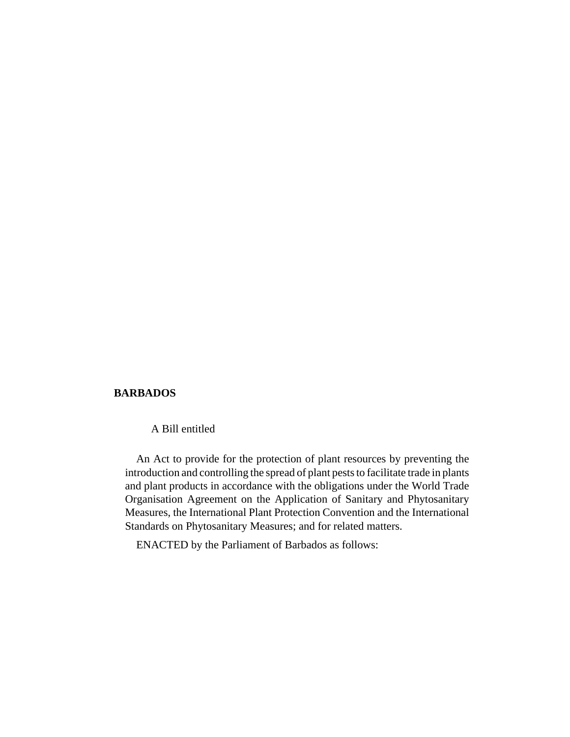**BARBADOS**

A Bill entitled

An Act to provide for the protection of plant resources by preventing the introduction and controlling the spread of plant pests to facilitate trade in plants and plant products in accordance with the obligations under the World Trade Organisation Agreement on the Application of Sanitary and Phytosanitary Measures, the International Plant Protection Convention and the International Standards on Phytosanitary Measures; and for related matters.

ENACTED by the Parliament of Barbados as follows: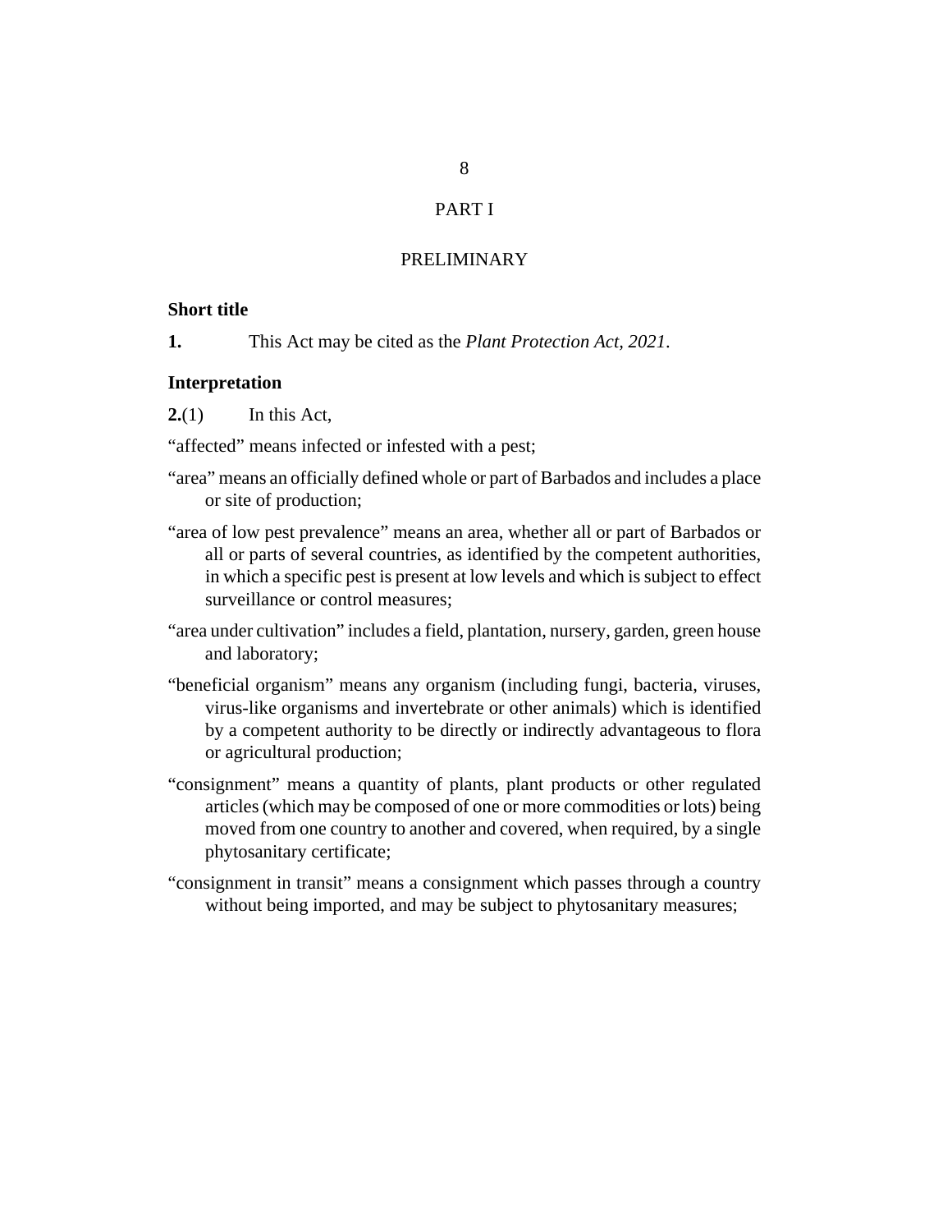# PART I

## PRELIMINARY

### Short title

**1.** This Act may be cited as the *Plant Protection Act, 2021*.

### Interpretation

**2.**(1) In this Act,

"affected" means infected or infested with a pest;

"area" means an officially defined whole or part of Barbados and includes a place or site of production;

"area of low pest prevalence" means an area, whether all or part of Barbados or all or parts of several countries, as identified by the competent authorities, in which a specific pest is present at low levels and which is subject to effect surveillance or control measures;

"area under cultivation" includes a field, plantation, nursery, garden, green house and laboratory;

"beneficial organism" means any organism (including fungi, bacteria, viruses, virus-like organisms and invertebrate or other animals) which is identified by a competent authority to be directly or indirectly advantageous to flora or agricultural production;

"consignment" means a quantity of plants, plant products or other regulated articles (which may be composed of one or more commodities or lots) being moved from one country to another and covered, when required, by a single phytosanitary certificate;

"consignment in transit" means a consignment which passes through a country without being imported, and may be subject to phytosanitary measures;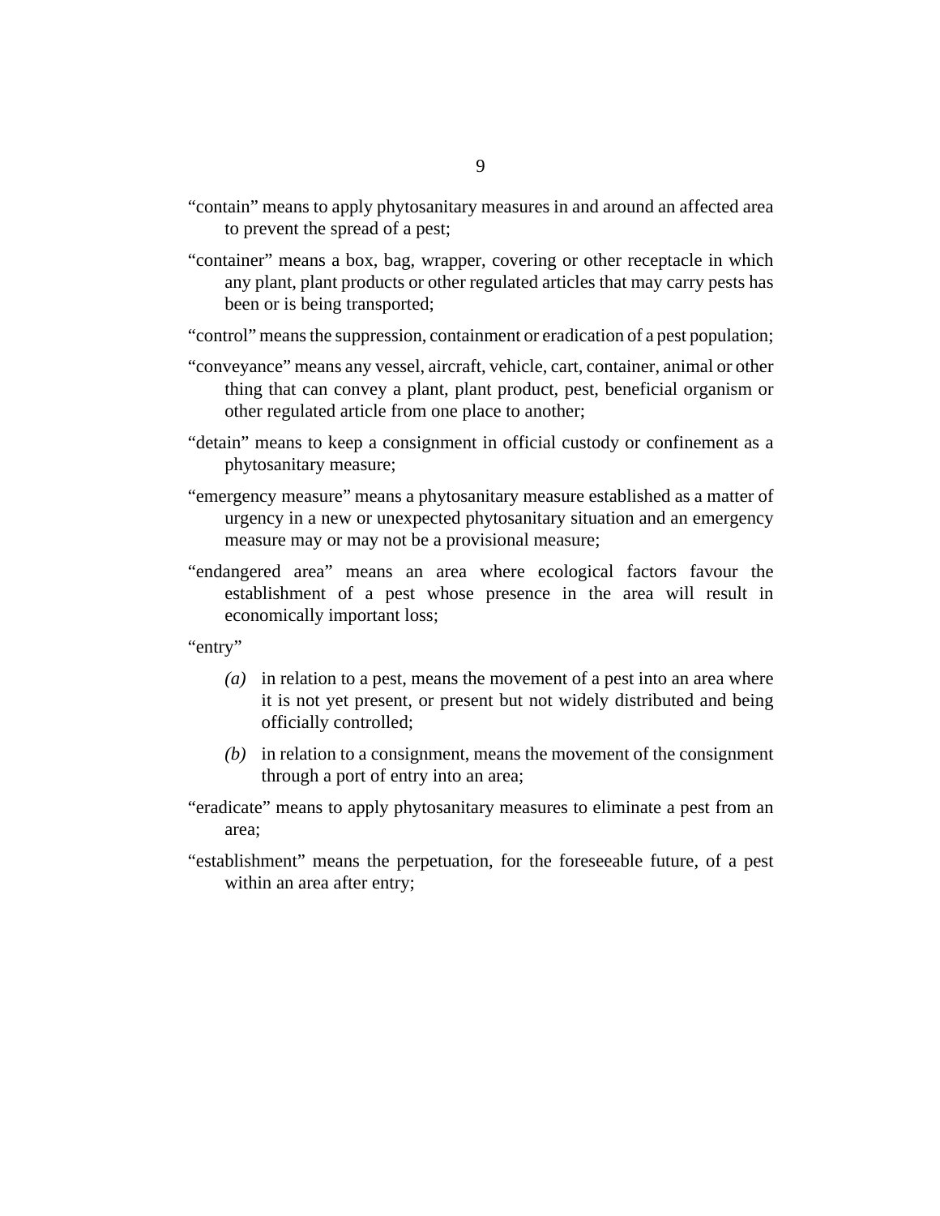"contain" means to apply phytosanitary measures in and around an affected area to prevent the spread of a pest;

"container" means a box, bag, wrapper, covering or other receptacle in which any plant, plant products or other regulated articles that may carry pests has been or is being transported;

"control" means the suppression, containment or eradication of a pest population;

"conveyance" means any vessel, aircraft, vehicle, cart, container, animal or other thing that can convey a plant, plant product, pest, beneficial organism or other regulated article from one place to another;

"detain" means to keep a consignment in official custody or confinement as a phytosanitary measure;

"emergency measure" means a phytosanitary measure established as a matter of urgency in a new or unexpected phytosanitary situation and an emergency measure may or may not be a provisional measure;

"endangered area" means an area where ecological factors favour the establishment of a pest whose presence in the area will result in economically important loss;

"entry"

*(a)* in relation to a pest, means the movement of a pest into an area where it is not yet present, or present but not widely distributed and being officially controlled;

*(b)* in relation to a consignment, means the movement of the consignment through a port of entry into an area;

"eradicate" means to apply phytosanitary measures to eliminate a pest from an area;

"establishment" means the perpetuation, for the foreseeable future, of a pest within an area after entry;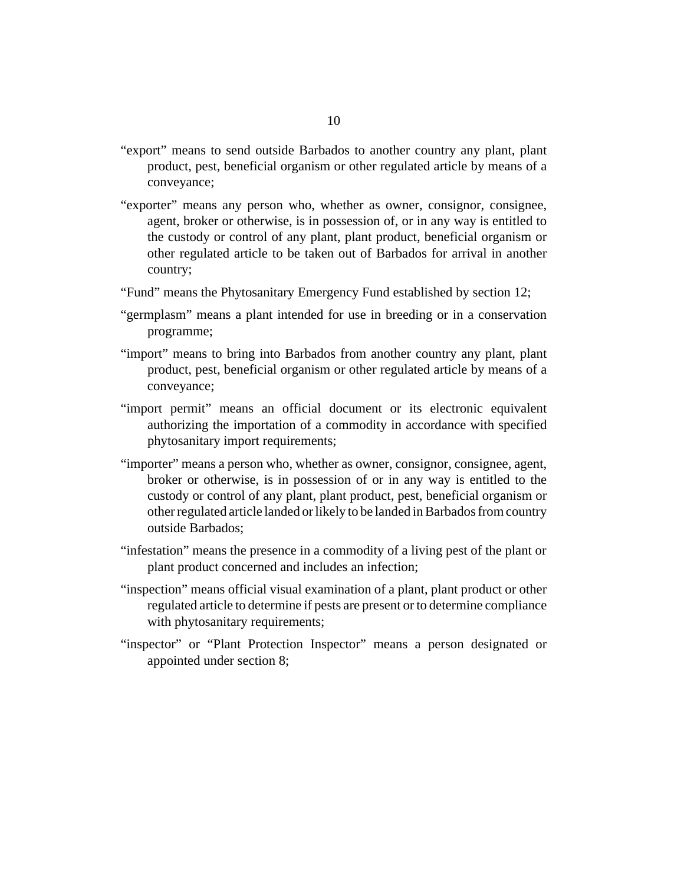"export" means to send outside Barbados to another country any plant, plant product, pest, beneficial organism or other regulated article by means of a conveyance;

"exporter" means any person who, whether as owner, consignor, consignee, agent, broker or otherwise, is in possession of, or in any way is entitled to the custody or control of any plant, plant product, beneficial organism or other regulated article to be taken out of Barbados for arrival in another country;

"Fund" means the Phytosanitary Emergency Fund established by section 12;

"germplasm" means a plant intended for use in breeding or in a conservation programme;

"import" means to bring into Barbados from another country any plant, plant product, pest, beneficial organism or other regulated article by means of a conveyance;

"import permit" means an official document or its electronic equivalent authorizing the importation of a commodity in accordance with specified phytosanitary import requirements;

"importer" means a person who, whether as owner, consignor, consignee, agent, broker or otherwise, is in possession of or in any way is entitled to the custody or control of any plant, plant product, pest, beneficial organism or other regulated article landed or likely to be landed in Barbados from country outside Barbados;

"infestation" means the presence in a commodity of a living pest of the plant or plant product concerned and includes an infection;

"inspection" means official visual examination of a plant, plant product or other regulated article to determine if pests are present or to determine compliance with phytosanitary requirements;

"inspector" or "Plant Protection Inspector" means a person designated or appointed under section 8;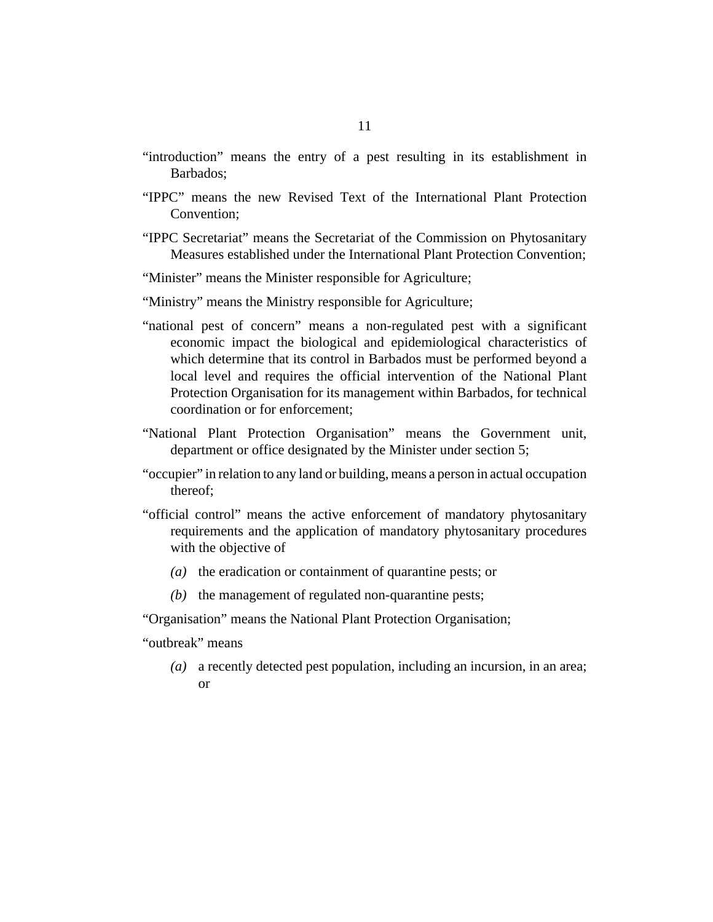"introduction" means the entry of a pest resulting in its establishment in Barbados;

"IPPC" means the new Revised Text of the International Plant Protection Convention;

"IPPC Secretariat" means the Secretariat of the Commission on Phytosanitary Measures established under the International Plant Protection Convention;

"Minister" means the Minister responsible for Agriculture;

"Ministry" means the Ministry responsible for Agriculture;

"national pest of concern" means a non-regulated pest with a significant economic impact the biological and epidemiological characteristics of which determine that its control in Barbados must be performed beyond a local level and requires the official intervention of the National Plant Protection Organisation for its management within Barbados, for technical coordination or for enforcement;

"National Plant Protection Organisation" means the Government unit, department or office designated by the Minister under section 5;

"occupier" in relation to any land or building, means a person in actual occupation thereof;

"official control" means the active enforcement of mandatory phytosanitary requirements and the application of mandatory phytosanitary procedures with the objective of

*(a)* the eradication or containment of quarantine pests; or

*(b)* the management of regulated non-quarantine pests;

"Organisation" means the National Plant Protection Organisation;

"outbreak" means

*(a)* a recently detected pest population, including an incursion, in an area; or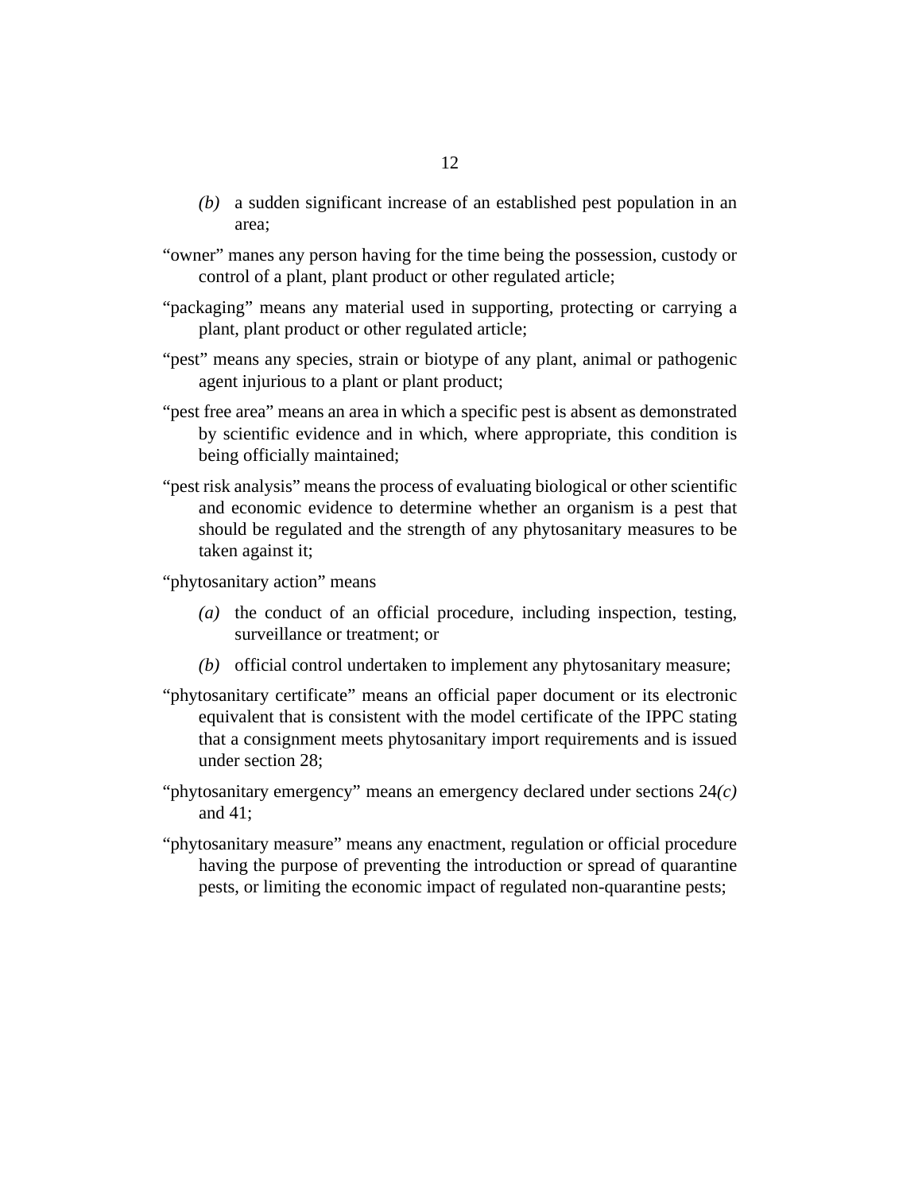*(b)* a sudden significant increase of an established pest population in an area;

"owner" manes any person having for the time being the possession, custody or control of a plant, plant product or other regulated article;

"packaging" means any material used in supporting, protecting or carrying a plant, plant product or other regulated article;

"pest" means any species, strain or biotype of any plant, animal or pathogenic agent injurious to a plant or plant product;

"pest free area" means an area in which a specific pest is absent as demonstrated by scientific evidence and in which, where appropriate, this condition is being officially maintained;

"pest risk analysis" means the process of evaluating biological or other scientific and economic evidence to determine whether an organism is a pest that should be regulated and the strength of any phytosanitary measures to be taken against it;

"phytosanitary action" means

*(a)* the conduct of an official procedure, including inspection, testing, surveillance or treatment; or

*(b)* official control undertaken to implement any phytosanitary measure;

"phytosanitary certificate" means an official paper document or its electronic equivalent that is consistent with the model certificate of the IPPC stating that a consignment meets phytosanitary import requirements and is issued under section 28;

"phytosanitary emergency" means an emergency declared under sections 24*(c)* and 41;

"phytosanitary measure" means any enactment, regulation or official procedure having the purpose of preventing the introduction or spread of quarantine pests, or limiting the economic impact of regulated non-quarantine pests;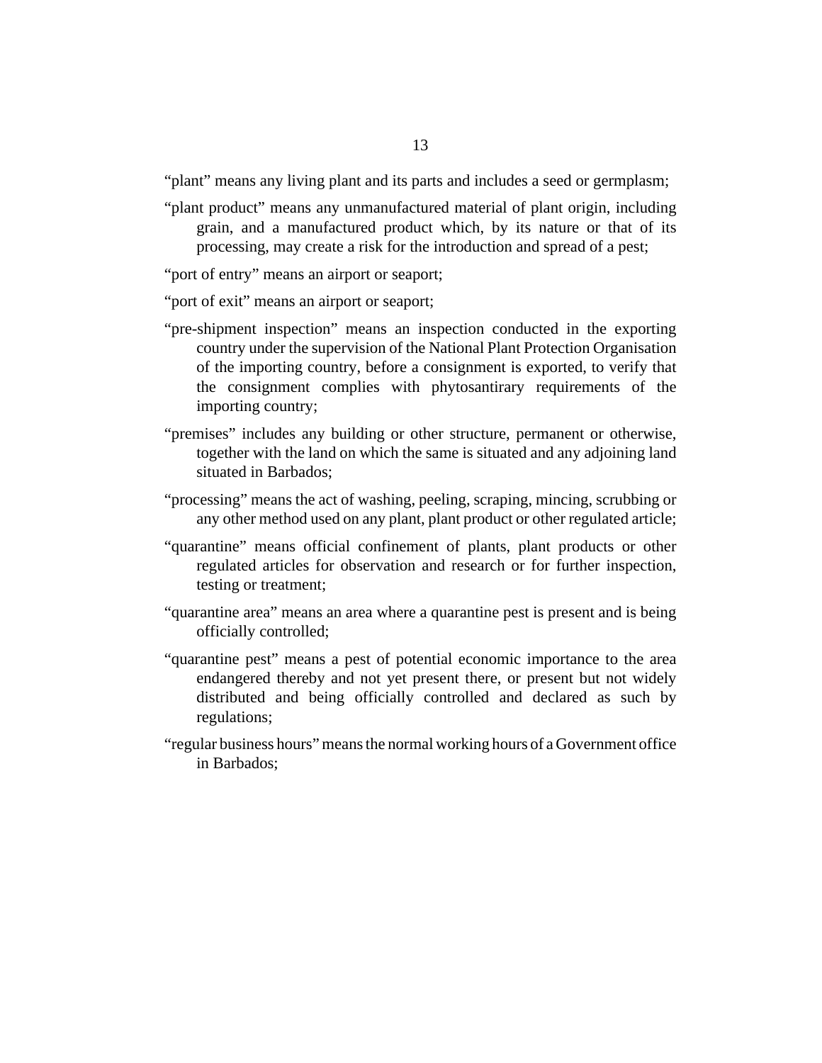"plant" means any living plant and its parts and includes a seed or germplasm;

"plant product" means any unmanufactured material of plant origin, including grain, and a manufactured product which, by its nature or that of its processing, may create a risk for the introduction and spread of a pest;

"port of entry" means an airport or seaport;

"port of exit" means an airport or seaport;

"pre-shipment inspection" means an inspection conducted in the exporting country under the supervision of the National Plant Protection Organisation of the importing country, before a consignment is exported, to verify that the consignment complies with phytosantirary requirements of the importing country;

"premises" includes any building or other structure, permanent or otherwise, together with the land on which the same is situated and any adjoining land situated in Barbados;

"processing" means the act of washing, peeling, scraping, mincing, scrubbing or any other method used on any plant, plant product or other regulated article;

"quarantine" means official confinement of plants, plant products or other regulated articles for observation and research or for further inspection, testing or treatment;

"quarantine area" means an area where a quarantine pest is present and is being officially controlled;

"quarantine pest" means a pest of potential economic importance to the area endangered thereby and not yet present there, or present but not widely distributed and being officially controlled and declared as such by regulations;

"regular business hours" means the normal working hours of a Government office in Barbados;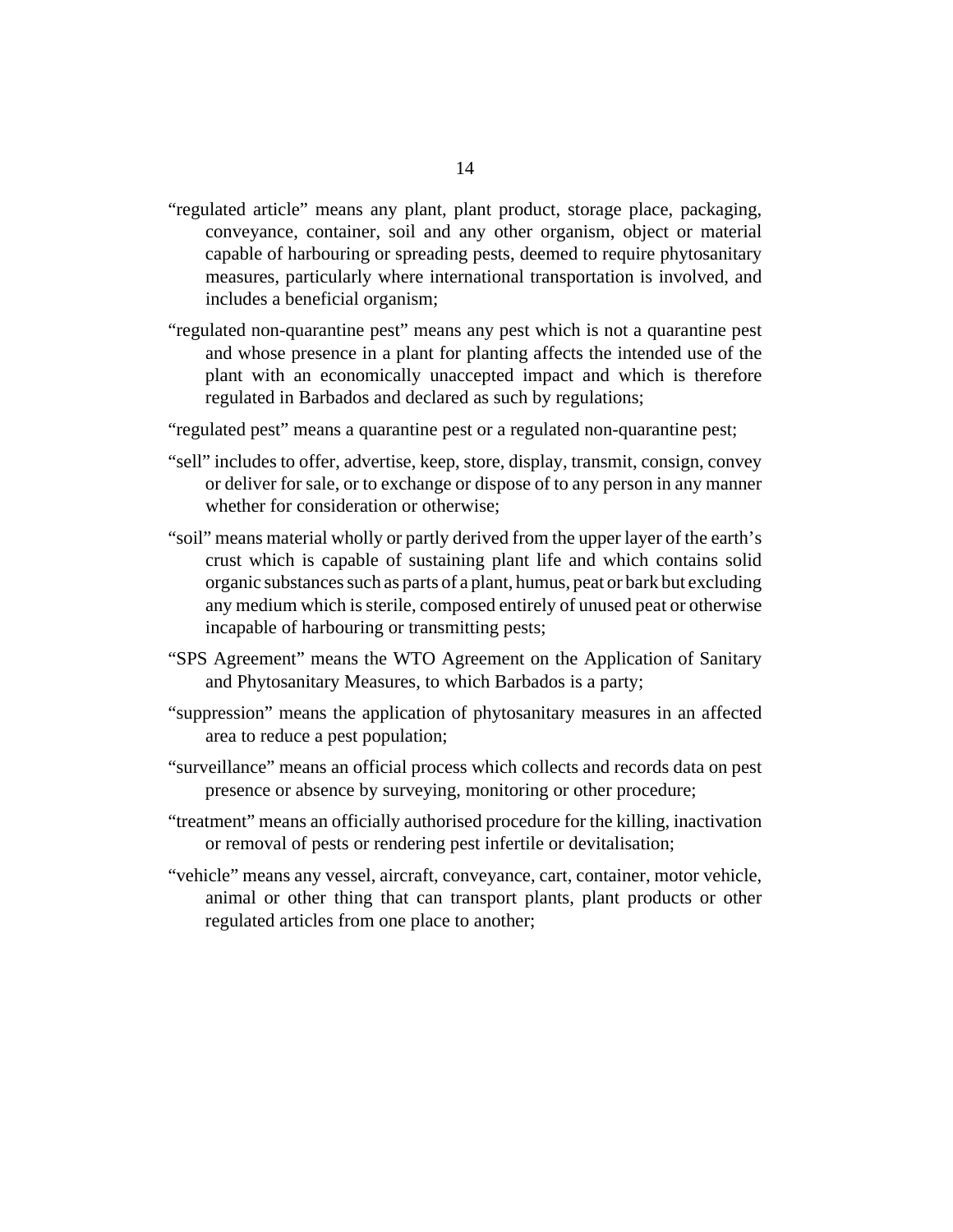"regulated article" means any plant, plant product, storage place, packaging, conveyance, container, soil and any other organism, object or material capable of harbouring or spreading pests, deemed to require phytosanitary measures, particularly where international transportation is involved, and includes a beneficial organism;

"regulated non-quarantine pest" means any pest which is not a quarantine pest and whose presence in a plant for planting affects the intended use of the plant with an economically unaccepted impact and which is therefore regulated in Barbados and declared as such by regulations;

"regulated pest" means a quarantine pest or a regulated non-quarantine pest;

"sell" includes to offer, advertise, keep, store, display, transmit, consign, convey or deliver for sale, or to exchange or dispose of to any person in any manner whether for consideration or otherwise;

"soil" means material wholly or partly derived from the upper layer of the earth's crust which is capable of sustaining plant life and which contains solid organic substances such as parts of a plant, humus, peat or bark but excluding any medium which is sterile, composed entirely of unused peat or otherwise incapable of harbouring or transmitting pests;

"SPS Agreement" means the WTO Agreement on the Application of Sanitary and Phytosanitary Measures, to which Barbados is a party;

"suppression" means the application of phytosanitary measures in an affected area to reduce a pest population;

"surveillance" means an official process which collects and records data on pest presence or absence by surveying, monitoring or other procedure;

"treatment" means an officially authorised procedure for the killing, inactivation or removal of pests or rendering pest infertile or devitalisation;

"vehicle" means any vessel, aircraft, conveyance, cart, container, motor vehicle, animal or other thing that can transport plants, plant products or other regulated articles from one place to another;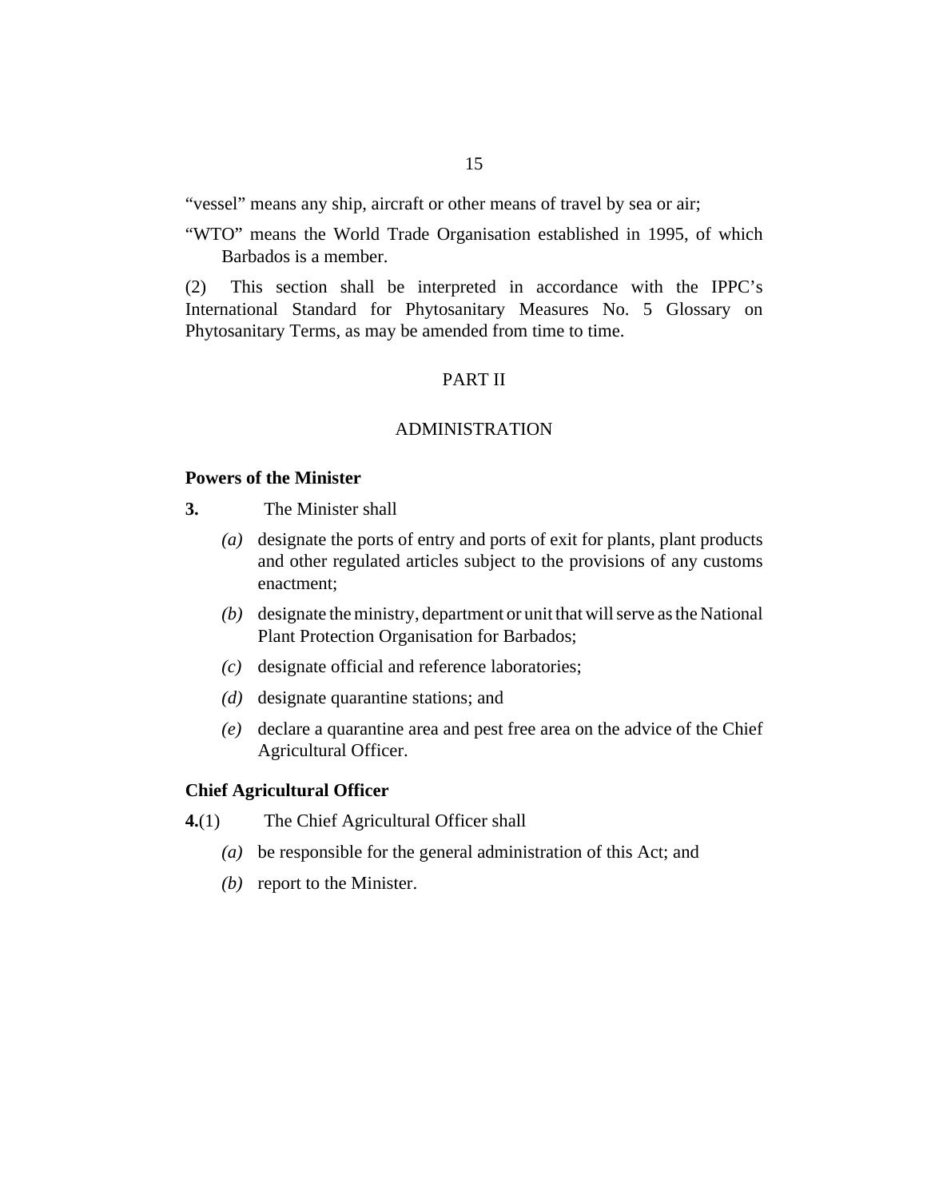“vessel” means any ship, aircraft or other means of travel by sea or air;

“WTO” means the World Trade Organisation established in 1995, of which Barbados is a member.

(2) This section shall be interpreted in accordance with the IPPC’s International Standard for Phytosanitary Measures No. 5 Glossary on Phytosanitary Terms, as may be amended from time to time.

## PART II

## ADMINISTRATION

**Powers of the Minister**

**3.** The Minister shall

*(a)* designate the ports of entry and ports of exit for plants, plant products and other regulated articles subject to the provisions of any customs enactment;

*(b)* designate the ministry, department or unit that will serve as the National Plant Protection Organisation for Barbados;

*(c)* designate official and reference laboratories;

*(d)* designate quarantine stations; and

*(e)* declare a quarantine area and pest free area on the advice of the Chief Agricultural Officer.

**Chief Agricultural Officer**

**4.**(1) The Chief Agricultural Officer shall

*(a)* be responsible for the general administration of this Act; and

*(b)* report to the Minister.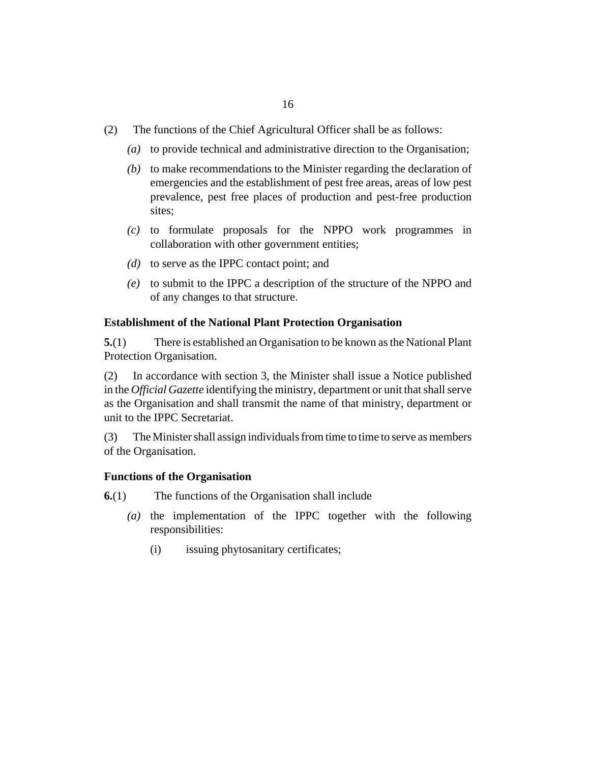(2) The functions of the Chief Agricultural Officer shall be as follows:

*(a)* to provide technical and administrative direction to the Organisation;

*(b)* to make recommendations to the Minister regarding the declaration of emergencies and the establishment of pest free areas, areas of low pest prevalence, pest free places of production and pest-free production sites;

*(c)* to formulate proposals for the NPPO work programmes in collaboration with other government entities;

*(d)* to serve as the IPPC contact point; and

*(e)* to submit to the IPPC a description of the structure of the NPPO and of any changes to that structure.

### Establishment of the National Plant Protection Organisation

**5.**(1) There is established an Organisation to be known as the National Plant Protection Organisation.

(2) In accordance with section 3, the Minister shall issue a Notice published in the *Official Gazette* identifying the ministry, department or unit that shall serve as the Organisation and shall transmit the name of that ministry, department or unit to the IPPC Secretariat.

(3) The Minister shall assign individuals from time to time to serve as members of the Organisation.

### Functions of the Organisation

**6.**(1) The functions of the Organisation shall include

*(a)* the implementation of the IPPC together with the following responsibilities:

(i) issuing phytosanitary certificates;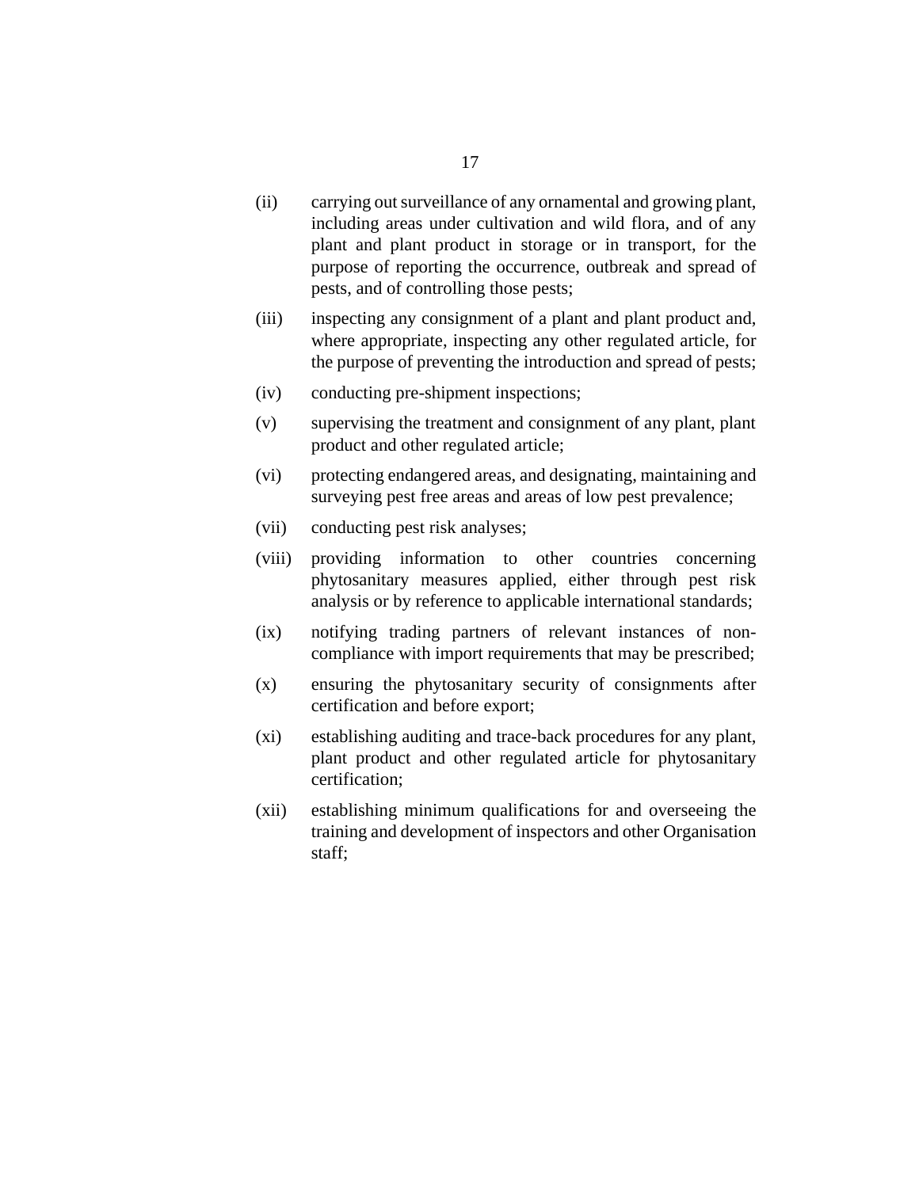(ii) carrying out surveillance of any ornamental and growing plant, including areas under cultivation and wild flora, and of any plant and plant product in storage or in transport, for the purpose of reporting the occurrence, outbreak and spread of pests, and of controlling those pests;

(iii) inspecting any consignment of a plant and plant product and, where appropriate, inspecting any other regulated article, for the purpose of preventing the introduction and spread of pests;

(iv) conducting pre-shipment inspections;

(v) supervising the treatment and consignment of any plant, plant product and other regulated article;

(vi) protecting endangered areas, and designating, maintaining and surveying pest free areas and areas of low pest prevalence;

(vii) conducting pest risk analyses;

(viii) providing information to other countries concerning phytosanitary measures applied, either through pest risk analysis or by reference to applicable international standards;

(ix) notifying trading partners of relevant instances of non-compliance with import requirements that may be prescribed;

(x) ensuring the phytosanitary security of consignments after certification and before export;

(xi) establishing auditing and trace-back procedures for any plant, plant product and other regulated article for phytosanitary certification;

(xii) establishing minimum qualifications for and overseeing the training and development of inspectors and other Organisation staff;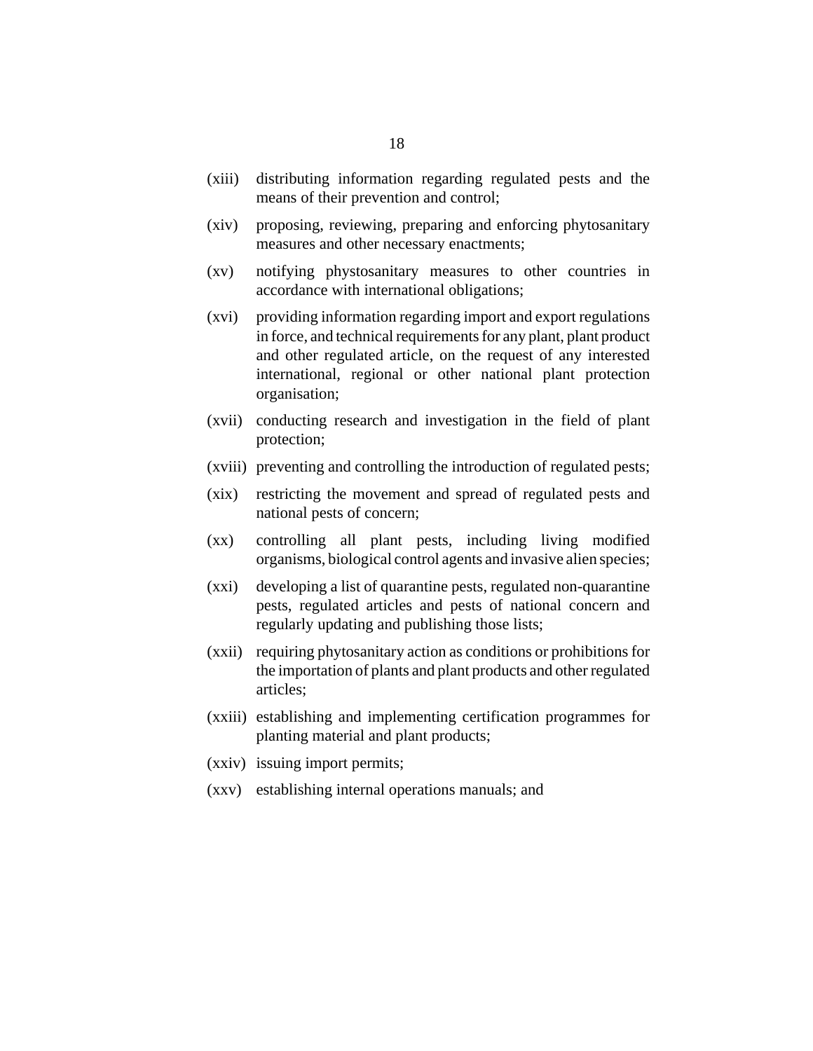(xiii) distributing information regarding regulated pests and the means of their prevention and control;

(xiv) proposing, reviewing, preparing and enforcing phytosanitary measures and other necessary enactments;

(xv) notifying phystosanitary measures to other countries in accordance with international obligations;

(xvi) providing information regarding import and export regulations in force, and technical requirements for any plant, plant product and other regulated article, on the request of any interested international, regional or other national plant protection organisation;

(xvii) conducting research and investigation in the field of plant protection;

(xviii) preventing and controlling the introduction of regulated pests;

(xix) restricting the movement and spread of regulated pests and national pests of concern;

(xx) controlling all plant pests, including living modified organisms, biological control agents and invasive alien species;

(xxi) developing a list of quarantine pests, regulated non-quarantine pests, regulated articles and pests of national concern and regularly updating and publishing those lists;

(xxii) requiring phytosanitary action as conditions or prohibitions for the importation of plants and plant products and other regulated articles;

(xxiii) establishing and implementing certification programmes for planting material and plant products;

(xxiv) issuing import permits;

(xxv) establishing internal operations manuals; and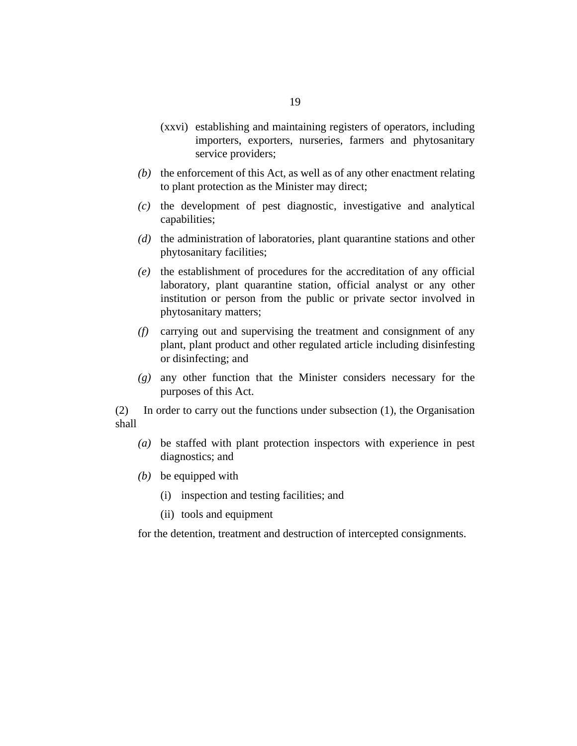(xxvi) establishing and maintaining registers of operators, including importers, exporters, nurseries, farmers and phytosanitary service providers;

*(b)* the enforcement of this Act, as well as of any other enactment relating to plant protection as the Minister may direct;

*(c)* the development of pest diagnostic, investigative and analytical capabilities;

*(d)* the administration of laboratories, plant quarantine stations and other phytosanitary facilities;

*(e)* the establishment of procedures for the accreditation of any official laboratory, plant quarantine station, official analyst or any other institution or person from the public or private sector involved in phytosanitary matters;

*(f)* carrying out and supervising the treatment and consignment of any plant, plant product and other regulated article including disinfesting or disinfecting; and

*(g)* any other function that the Minister considers necessary for the purposes of this Act.

(2) In order to carry out the functions under subsection (1), the Organisation shall

*(a)* be staffed with plant protection inspectors with experience in pest diagnostics; and

*(b)* be equipped with

(i) inspection and testing facilities; and

(ii) tools and equipment

for the detention, treatment and destruction of intercepted consignments.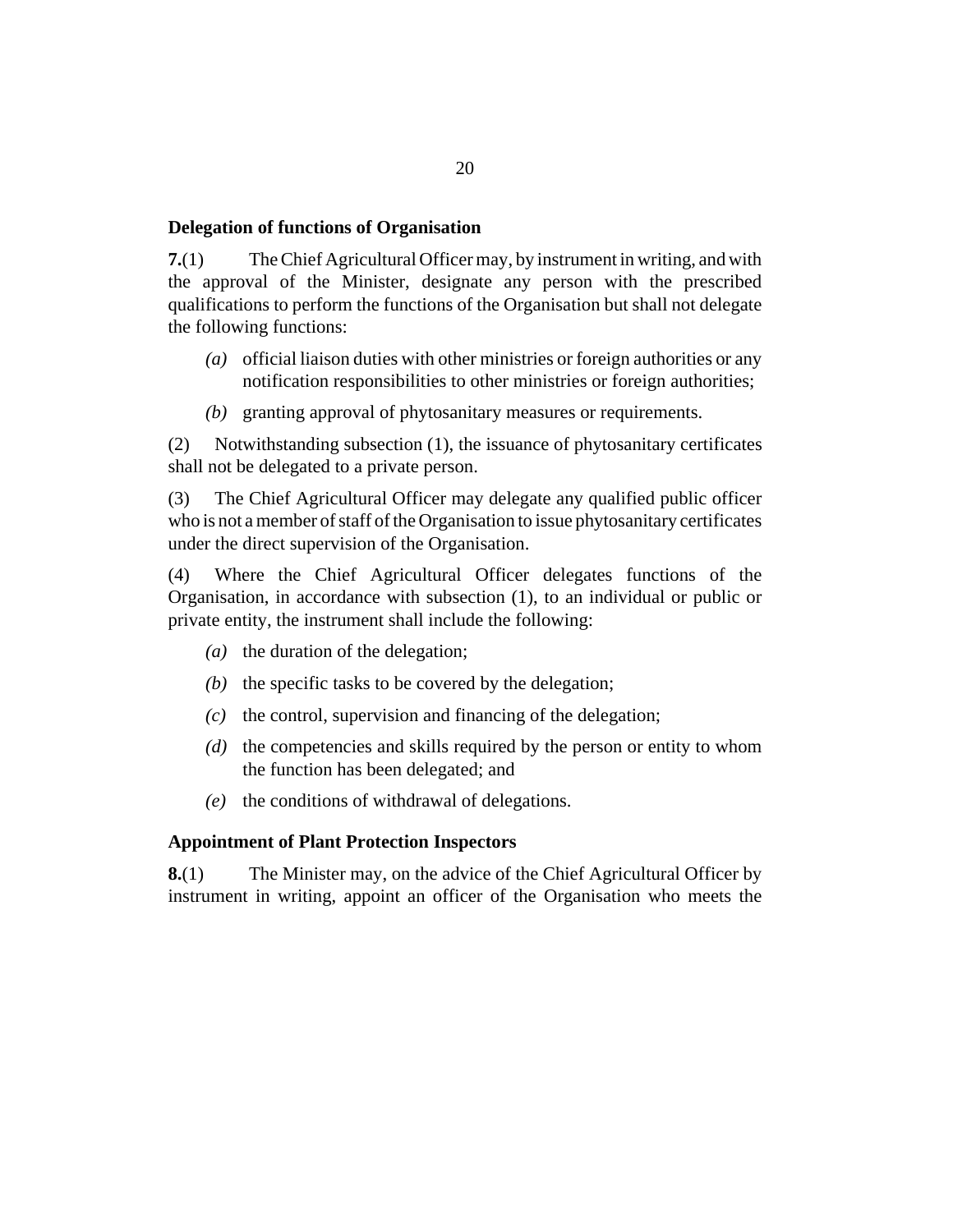### Delegation of functions of Organisation

**7.**(1) The Chief Agricultural Officer may, by instrument in writing, and with the approval of the Minister, designate any person with the prescribed qualifications to perform the functions of the Organisation but shall not delegate the following functions:

*(a)* official liaison duties with other ministries or foreign authorities or any notification responsibilities to other ministries or foreign authorities;

*(b)* granting approval of phytosanitary measures or requirements.

(2) Notwithstanding subsection (1), the issuance of phytosanitary certificates shall not be delegated to a private person.

(3) The Chief Agricultural Officer may delegate any qualified public officer who is not a member of staff of the Organisation to issue phytosanitary certificates under the direct supervision of the Organisation.

(4) Where the Chief Agricultural Officer delegates functions of the Organisation, in accordance with subsection (1), to an individual or public or private entity, the instrument shall include the following:

*(a)* the duration of the delegation;

*(b)* the specific tasks to be covered by the delegation;

*(c)* the control, supervision and financing of the delegation;

*(d)* the competencies and skills required by the person or entity to whom the function has been delegated; and

*(e)* the conditions of withdrawal of delegations.

### Appointment of Plant Protection Inspectors

**8.**(1) The Minister may, on the advice of the Chief Agricultural Officer by instrument in writing, appoint an officer of the Organisation who meets the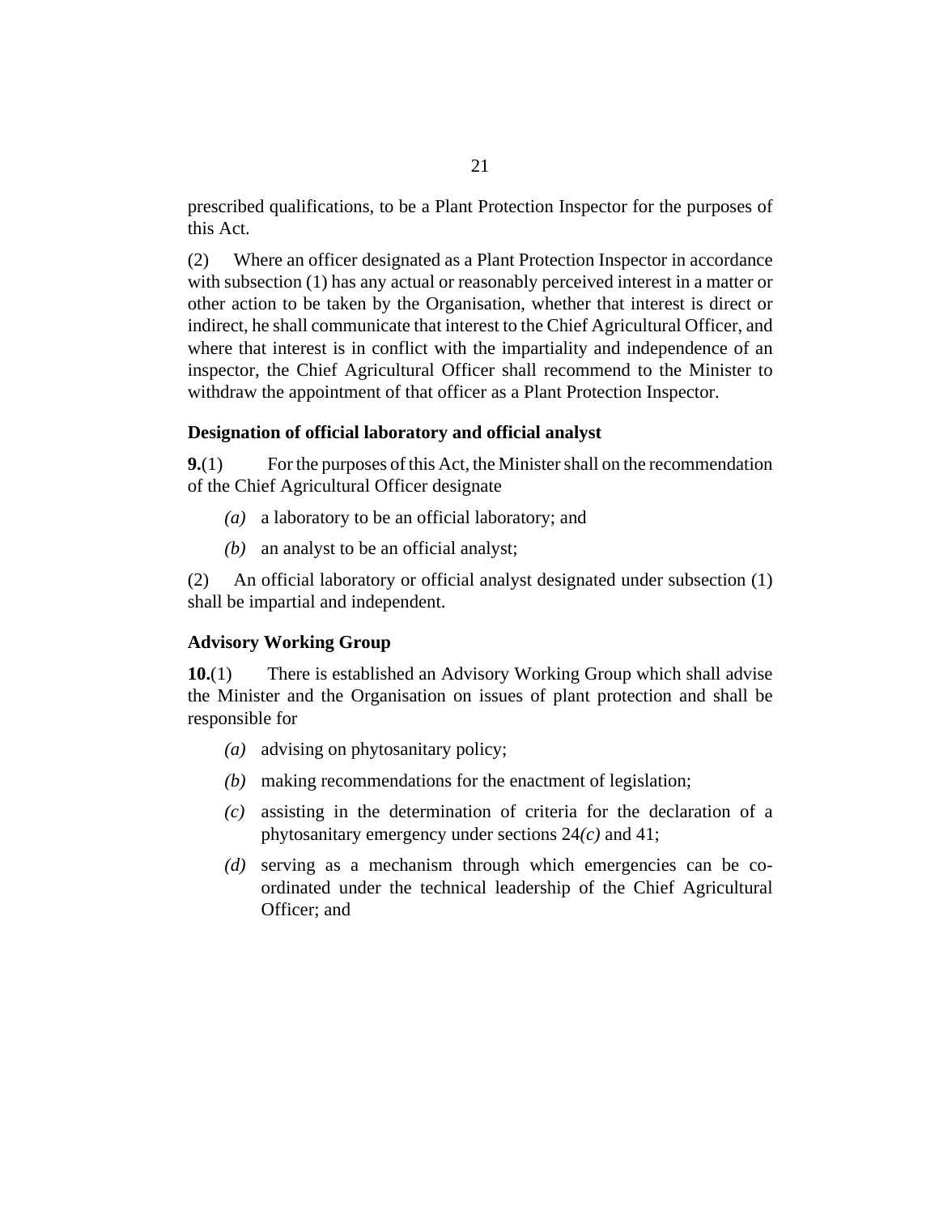prescribed qualifications, to be a Plant Protection Inspector for the purposes of this Act.

(2) Where an officer designated as a Plant Protection Inspector in accordance with subsection (1) has any actual or reasonably perceived interest in a matter or other action to be taken by the Organisation, whether that interest is direct or indirect, he shall communicate that interest to the Chief Agricultural Officer, and where that interest is in conflict with the impartiality and independence of an inspector, the Chief Agricultural Officer shall recommend to the Minister to withdraw the appointment of that officer as a Plant Protection Inspector.

### Designation of official laboratory and official analyst

**9.**(1) For the purposes of this Act, the Minister shall on the recommendation of the Chief Agricultural Officer designate

*(a)* a laboratory to be an official laboratory; and

*(b)* an analyst to be an official analyst;

(2) An official laboratory or official analyst designated under subsection (1) shall be impartial and independent.

### Advisory Working Group

**10.**(1) There is established an Advisory Working Group which shall advise the Minister and the Organisation on issues of plant protection and shall be responsible for

*(a)* advising on phytosanitary policy;

*(b)* making recommendations for the enactment of legislation;

*(c)* assisting in the determination of criteria for the declaration of a phytosanitary emergency under sections 24*(c)* and 41;

*(d)* serving as a mechanism through which emergencies can be co-ordinated under the technical leadership of the Chief Agricultural Officer; and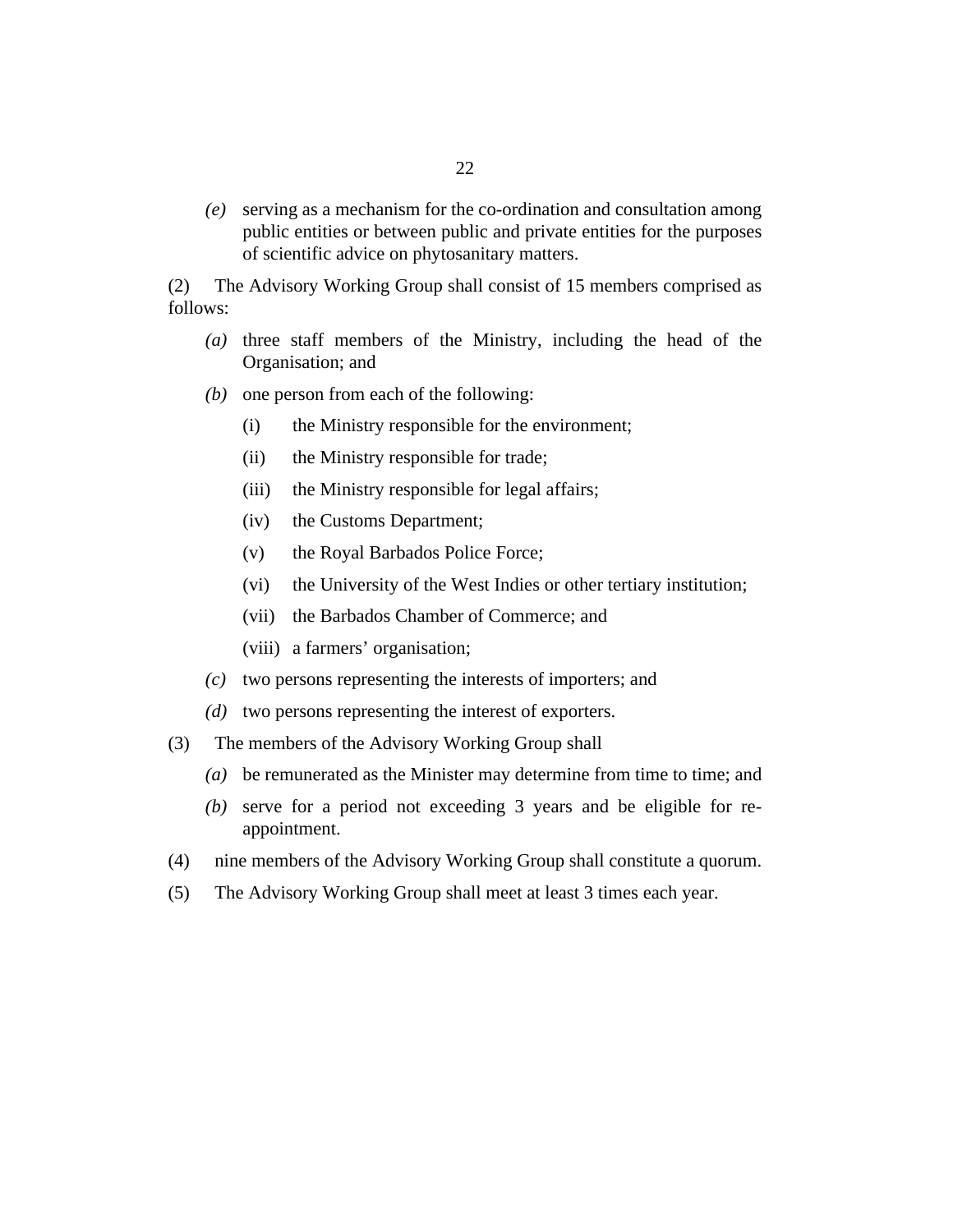*(e)* serving as a mechanism for the co-ordination and consultation among public entities or between public and private entities for the purposes of scientific advice on phytosanitary matters.

(2) The Advisory Working Group shall consist of 15 members comprised as follows:

*(a)* three staff members of the Ministry, including the head of the Organisation; and

*(b)* one person from each of the following:

(i) the Ministry responsible for the environment;

(ii) the Ministry responsible for trade;

(iii) the Ministry responsible for legal affairs;

(iv) the Customs Department;

(v) the Royal Barbados Police Force;

(vi) the University of the West Indies or other tertiary institution;

(vii) the Barbados Chamber of Commerce; and

(viii) a farmers' organisation;

*(c)* two persons representing the interests of importers; and

*(d)* two persons representing the interest of exporters.

(3) The members of the Advisory Working Group shall

*(a)* be remunerated as the Minister may determine from time to time; and

*(b)* serve for a period not exceeding 3 years and be eligible for re-appointment.

(4) nine members of the Advisory Working Group shall constitute a quorum.

(5) The Advisory Working Group shall meet at least 3 times each year.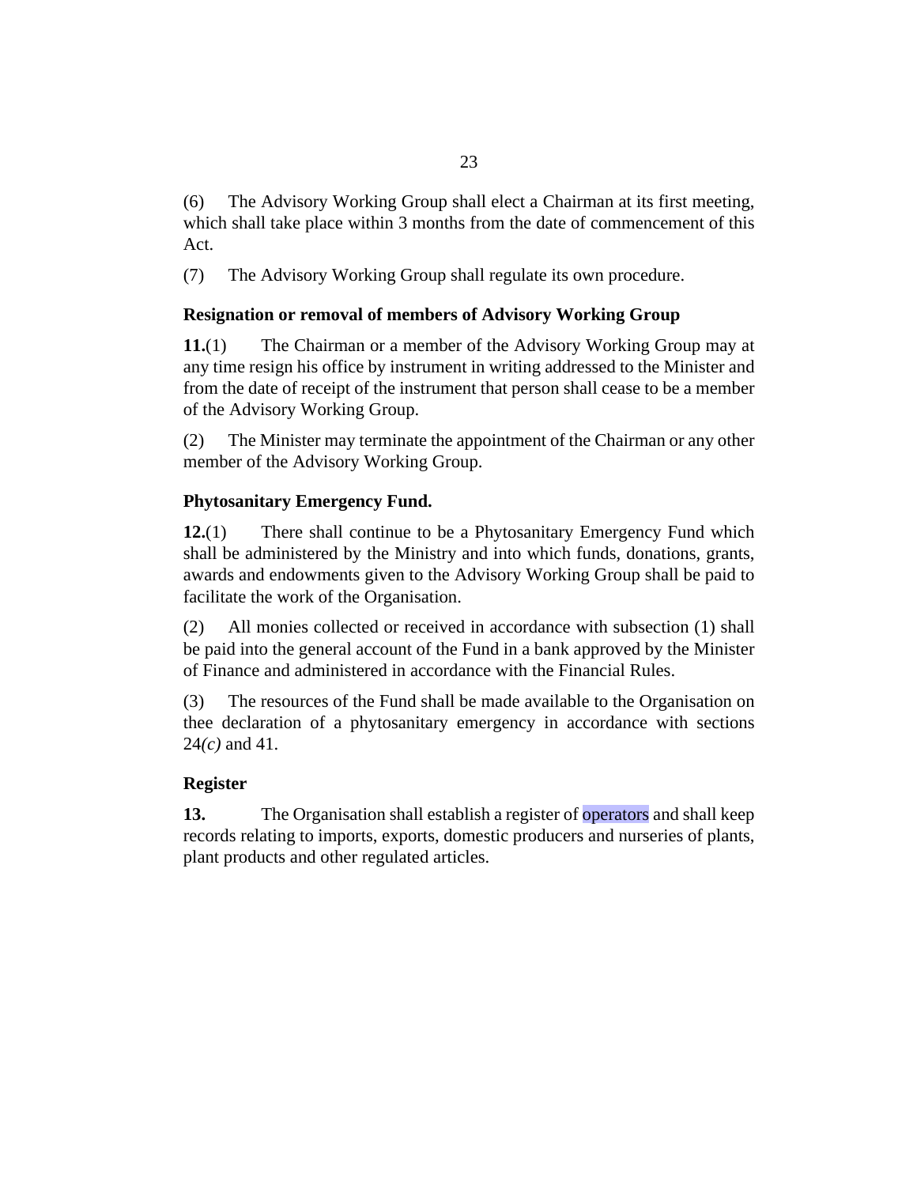(6) The Advisory Working Group shall elect a Chairman at its first meeting, which shall take place within 3 months from the date of commencement of this Act.

(7) The Advisory Working Group shall regulate its own procedure.

**Resignation or removal of members of Advisory Working Group**

**11.**(1) The Chairman or a member of the Advisory Working Group may at any time resign his office by instrument in writing addressed to the Minister and from the date of receipt of the instrument that person shall cease to be a member of the Advisory Working Group.

(2) The Minister may terminate the appointment of the Chairman or any other member of the Advisory Working Group.

**Phytosanitary Emergency Fund.**

**12.**(1) There shall continue to be a Phytosanitary Emergency Fund which shall be administered by the Ministry and into which funds, donations, grants, awards and endowments given to the Advisory Working Group shall be paid to facilitate the work of the Organisation.

(2) All monies collected or received in accordance with subsection (1) shall be paid into the general account of the Fund in a bank approved by the Minister of Finance and administered in accordance with the Financial Rules.

(3) The resources of the Fund shall be made available to the Organisation on thee declaration of a phytosanitary emergency in accordance with sections 24*(c)* and 41.

**Register**

**13.** The Organisation shall establish a register of operators and shall keep records relating to imports, exports, domestic producers and nurseries of plants, plant products and other regulated articles.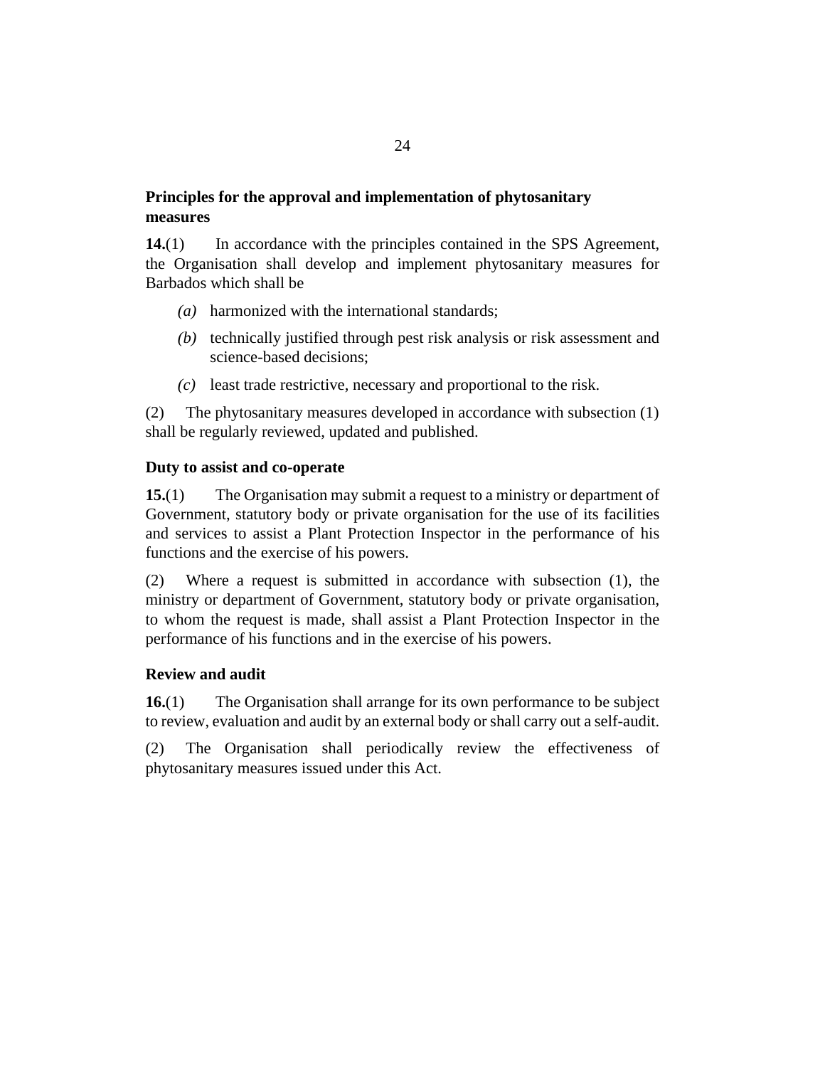### Principles for the approval and implementation of phytosanitary measures

**14.**(1) In accordance with the principles contained in the SPS Agreement, the Organisation shall develop and implement phytosanitary measures for Barbados which shall be

*(a)* harmonized with the international standards;

*(b)* technically justified through pest risk analysis or risk assessment and science-based decisions;

*(c)* least trade restrictive, necessary and proportional to the risk.

(2) The phytosanitary measures developed in accordance with subsection (1) shall be regularly reviewed, updated and published.

### Duty to assist and co-operate

**15.**(1) The Organisation may submit a request to a ministry or department of Government, statutory body or private organisation for the use of its facilities and services to assist a Plant Protection Inspector in the performance of his functions and the exercise of his powers.

(2) Where a request is submitted in accordance with subsection (1), the ministry or department of Government, statutory body or private organisation, to whom the request is made, shall assist a Plant Protection Inspector in the performance of his functions and in the exercise of his powers.

### Review and audit

**16.**(1) The Organisation shall arrange for its own performance to be subject to review, evaluation and audit by an external body or shall carry out a self-audit.

(2) The Organisation shall periodically review the effectiveness of phytosanitary measures issued under this Act.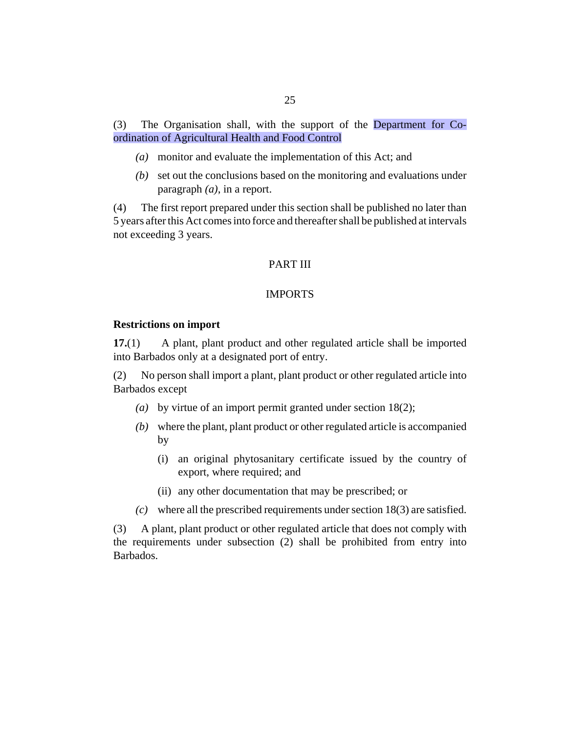(3) The Organisation shall, with the support of the Department for Co-ordination of Agricultural Health and Food Control

*(a)* monitor and evaluate the implementation of this Act; and

*(b)* set out the conclusions based on the monitoring and evaluations under paragraph *(a)*, in a report.

(4) The first report prepared under this section shall be published no later than 5 years after this Act comes into force and thereafter shall be published at intervals not exceeding 3 years.

## PART III

## IMPORTS

### Restrictions on import

**17.**(1) A plant, plant product and other regulated article shall be imported into Barbados only at a designated port of entry.

(2) No person shall import a plant, plant product or other regulated article into Barbados except

*(a)* by virtue of an import permit granted under section 18(2);

*(b)* where the plant, plant product or other regulated article is accompanied by

(i) an original phytosanitary certificate issued by the country of export, where required; and

(ii) any other documentation that may be prescribed; or

*(c)* where all the prescribed requirements under section 18(3) are satisfied.

(3) A plant, plant product or other regulated article that does not comply with the requirements under subsection (2) shall be prohibited from entry into Barbados.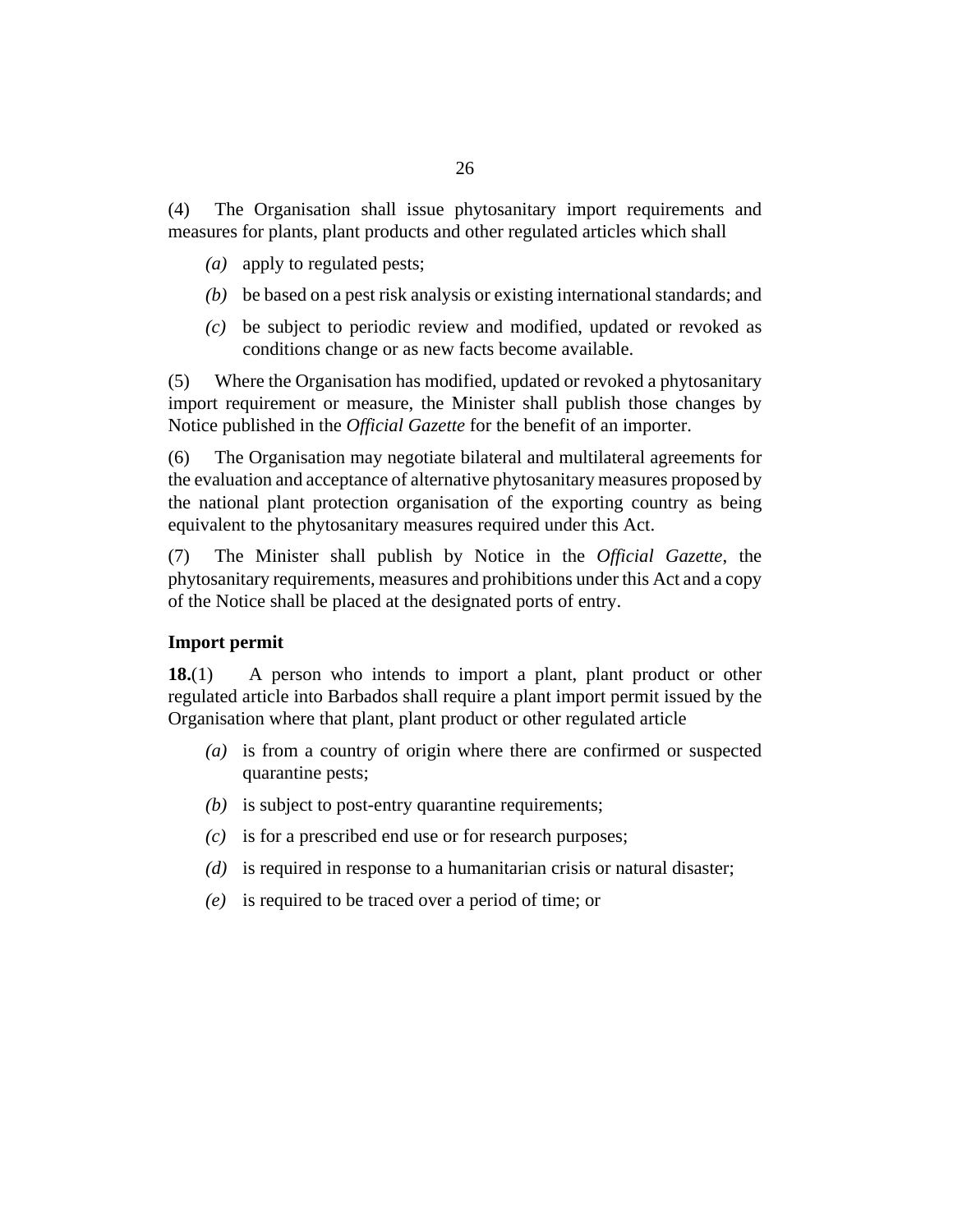(4) The Organisation shall issue phytosanitary import requirements and measures for plants, plant products and other regulated articles which shall

*(a)* apply to regulated pests;

*(b)* be based on a pest risk analysis or existing international standards; and

*(c)* be subject to periodic review and modified, updated or revoked as conditions change or as new facts become available.

(5) Where the Organisation has modified, updated or revoked a phytosanitary import requirement or measure, the Minister shall publish those changes by Notice published in the *Official Gazette* for the benefit of an importer.

(6) The Organisation may negotiate bilateral and multilateral agreements for the evaluation and acceptance of alternative phytosanitary measures proposed by the national plant protection organisation of the exporting country as being equivalent to the phytosanitary measures required under this Act.

(7) The Minister shall publish by Notice in the *Official Gazette*, the phytosanitary requirements, measures and prohibitions under this Act and a copy of the Notice shall be placed at the designated ports of entry.

**Import permit**

**18.**(1) A person who intends to import a plant, plant product or other regulated article into Barbados shall require a plant import permit issued by the Organisation where that plant, plant product or other regulated article

*(a)* is from a country of origin where there are confirmed or suspected quarantine pests;

*(b)* is subject to post-entry quarantine requirements;

*(c)* is for a prescribed end use or for research purposes;

*(d)* is required in response to a humanitarian crisis or natural disaster;

*(e)* is required to be traced over a period of time; or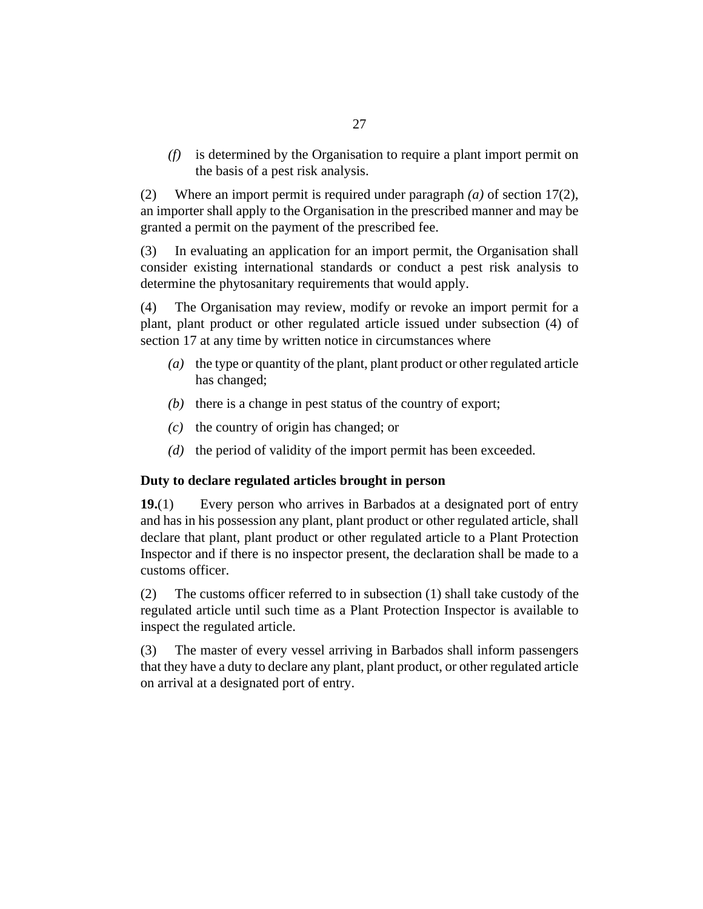*(f)* is determined by the Organisation to require a plant import permit on the basis of a pest risk analysis.

(2) Where an import permit is required under paragraph *(a)* of section 17(2), an importer shall apply to the Organisation in the prescribed manner and may be granted a permit on the payment of the prescribed fee.

(3) In evaluating an application for an import permit, the Organisation shall consider existing international standards or conduct a pest risk analysis to determine the phytosanitary requirements that would apply.

(4) The Organisation may review, modify or revoke an import permit for a plant, plant product or other regulated article issued under subsection (4) of section 17 at any time by written notice in circumstances where

*(a)* the type or quantity of the plant, plant product or other regulated article has changed;

*(b)* there is a change in pest status of the country of export;

*(c)* the country of origin has changed; or

*(d)* the period of validity of the import permit has been exceeded.

**Duty to declare regulated articles brought in person**

**19.**(1) Every person who arrives in Barbados at a designated port of entry and has in his possession any plant, plant product or other regulated article, shall declare that plant, plant product or other regulated article to a Plant Protection Inspector and if there is no inspector present, the declaration shall be made to a customs officer.

(2) The customs officer referred to in subsection (1) shall take custody of the regulated article until such time as a Plant Protection Inspector is available to inspect the regulated article.

(3) The master of every vessel arriving in Barbados shall inform passengers that they have a duty to declare any plant, plant product, or other regulated article on arrival at a designated port of entry.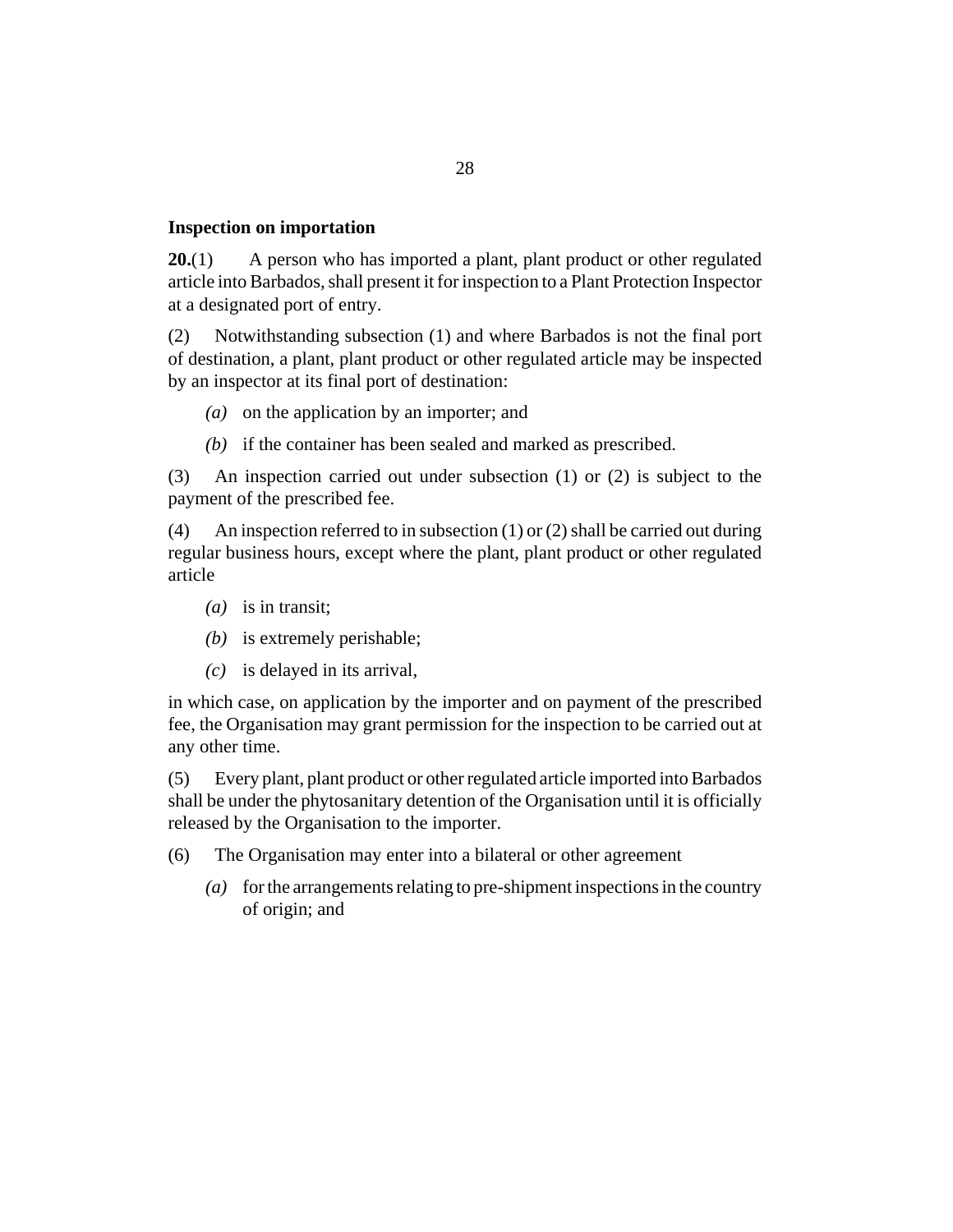**Inspection on importation**

**20.**(1) A person who has imported a plant, plant product or other regulated article into Barbados, shall present it for inspection to a Plant Protection Inspector at a designated port of entry.

(2) Notwithstanding subsection (1) and where Barbados is not the final port of destination, a plant, plant product or other regulated article may be inspected by an inspector at its final port of destination:

- *(a)* on the application by an importer; and
- *(b)* if the container has been sealed and marked as prescribed.

(3) An inspection carried out under subsection (1) or (2) is subject to the payment of the prescribed fee.

(4) An inspection referred to in subsection (1) or (2) shall be carried out during regular business hours, except where the plant, plant product or other regulated article

- *(a)* is in transit;
- *(b)* is extremely perishable;
- *(c)* is delayed in its arrival,

in which case, on application by the importer and on payment of the prescribed fee, the Organisation may grant permission for the inspection to be carried out at any other time.

(5) Every plant, plant product or other regulated article imported into Barbados shall be under the phytosanitary detention of the Organisation until it is officially released by the Organisation to the importer.

(6) The Organisation may enter into a bilateral or other agreement

- *(a)* for the arrangements relating to pre-shipment inspections in the country of origin; and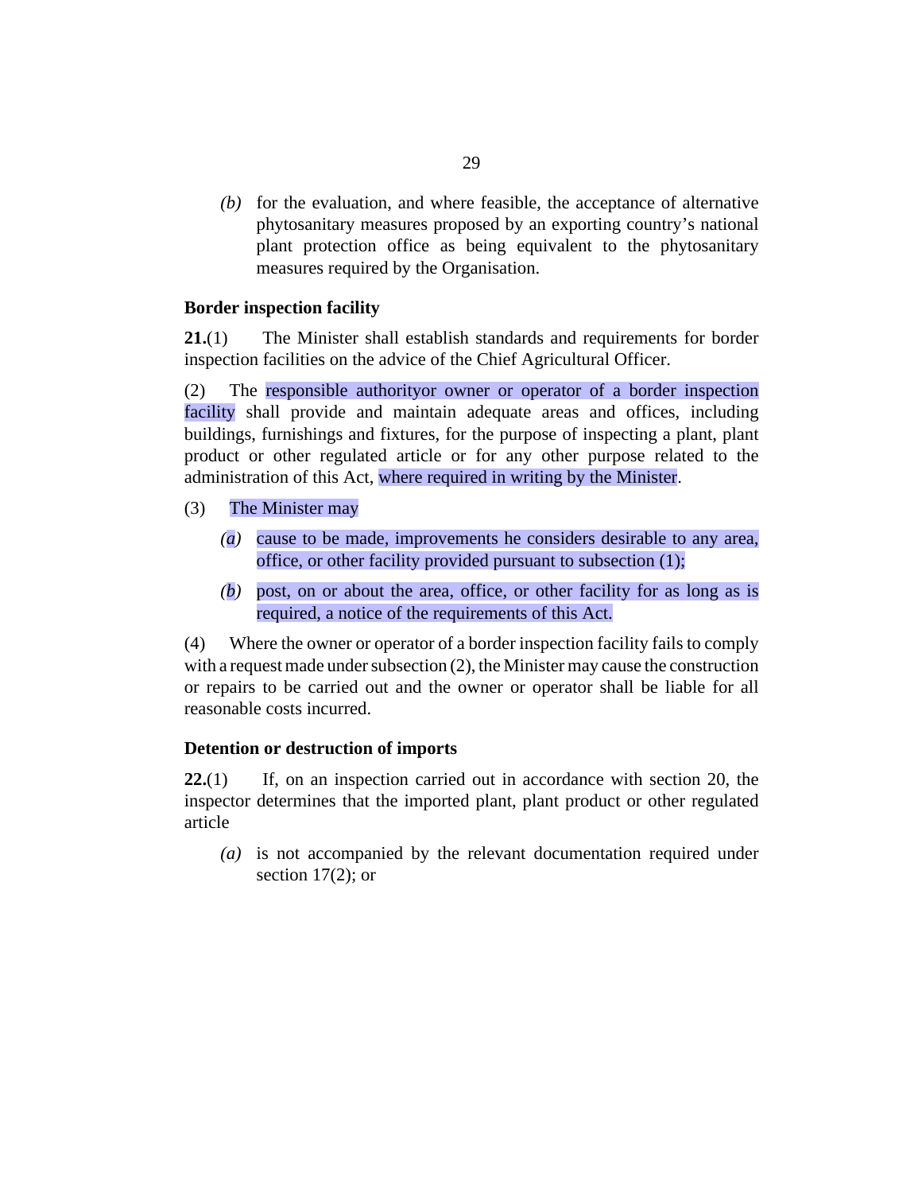*(b)* for the evaluation, and where feasible, the acceptance of alternative phytosanitary measures proposed by an exporting country's national plant protection office as being equivalent to the phytosanitary measures required by the Organisation.

**Border inspection facility**

**21.**(1) The Minister shall establish standards and requirements for border inspection facilities on the advice of the Chief Agricultural Officer.

(2) The responsible authorityor owner or operator of a border inspection facility shall provide and maintain adequate areas and offices, including buildings, furnishings and fixtures, for the purpose of inspecting a plant, plant product or other regulated article or for any other purpose related to the administration of this Act, where required in writing by the Minister.

(3) The Minister may

*(a)* cause to be made, improvements he considers desirable to any area, office, or other facility provided pursuant to subsection (1);

*(b)* post, on or about the area, office, or other facility for as long as is required, a notice of the requirements of this Act.

(4) Where the owner or operator of a border inspection facility fails to comply with a request made under subsection (2), the Minister may cause the construction or repairs to be carried out and the owner or operator shall be liable for all reasonable costs incurred.

**Detention or destruction of imports**

**22.**(1) If, on an inspection carried out in accordance with section 20, the inspector determines that the imported plant, plant product or other regulated article

*(a)* is not accompanied by the relevant documentation required under section 17(2); or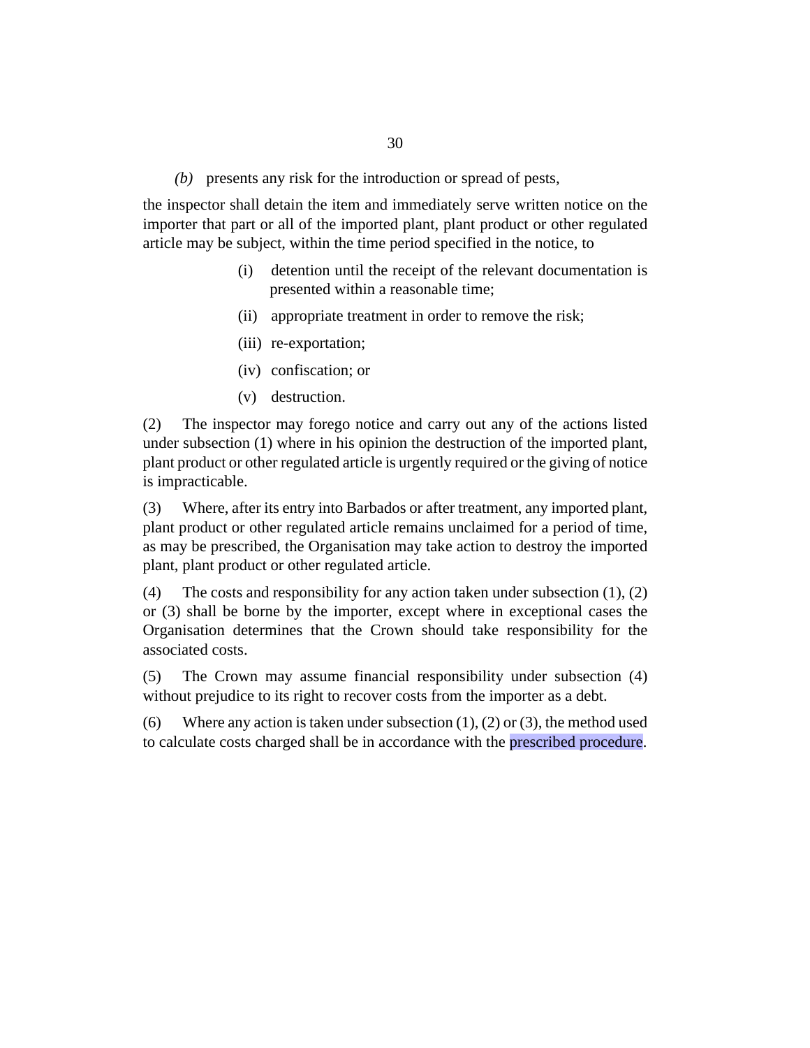*(b)* presents any risk for the introduction or spread of pests,

the inspector shall detain the item and immediately serve written notice on the importer that part or all of the imported plant, plant product or other regulated article may be subject, within the time period specified in the notice, to

(i) detention until the receipt of the relevant documentation is presented within a reasonable time;

(ii) appropriate treatment in order to remove the risk;

(iii) re-exportation;

(iv) confiscation; or

(v) destruction.

(2) The inspector may forego notice and carry out any of the actions listed under subsection (1) where in his opinion the destruction of the imported plant, plant product or other regulated article is urgently required or the giving of notice is impracticable.

(3) Where, after its entry into Barbados or after treatment, any imported plant, plant product or other regulated article remains unclaimed for a period of time, as may be prescribed, the Organisation may take action to destroy the imported plant, plant product or other regulated article.

(4) The costs and responsibility for any action taken under subsection (1), (2) or (3) shall be borne by the importer, except where in exceptional cases the Organisation determines that the Crown should take responsibility for the associated costs.

(5) The Crown may assume financial responsibility under subsection (4) without prejudice to its right to recover costs from the importer as a debt.

(6) Where any action is taken under subsection (1), (2) or (3), the method used to calculate costs charged shall be in accordance with the prescribed procedure.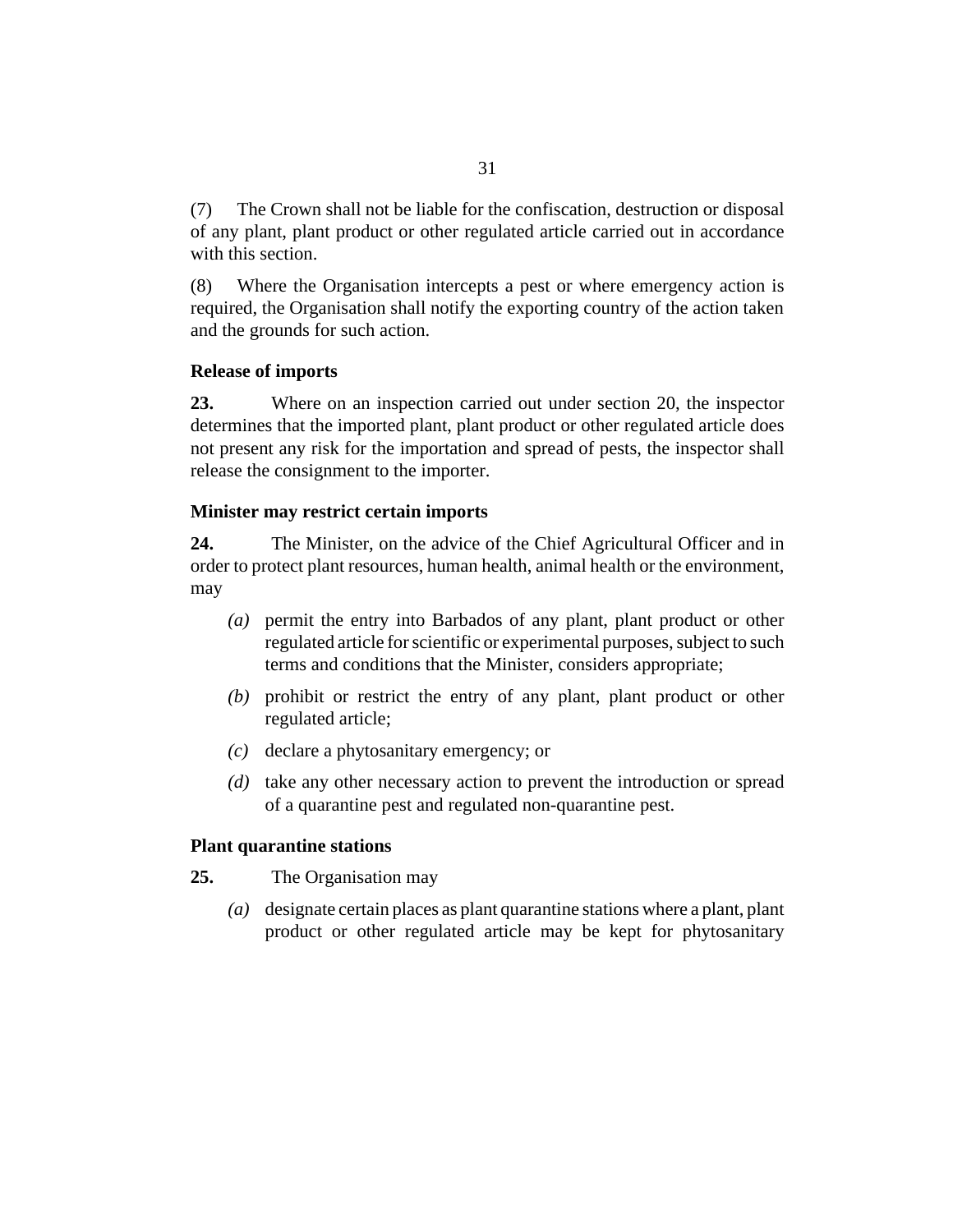(7) The Crown shall not be liable for the confiscation, destruction or disposal of any plant, plant product or other regulated article carried out in accordance with this section.

(8) Where the Organisation intercepts a pest or where emergency action is required, the Organisation shall notify the exporting country of the action taken and the grounds for such action.

**Release of imports**

**23.** Where on an inspection carried out under section 20, the inspector determines that the imported plant, plant product or other regulated article does not present any risk for the importation and spread of pests, the inspector shall release the consignment to the importer.

**Minister may restrict certain imports**

**24.** The Minister, on the advice of the Chief Agricultural Officer and in order to protect plant resources, human health, animal health or the environment, may

*(a)* permit the entry into Barbados of any plant, plant product or other regulated article for scientific or experimental purposes, subject to such terms and conditions that the Minister, considers appropriate;

*(b)* prohibit or restrict the entry of any plant, plant product or other regulated article;

*(c)* declare a phytosanitary emergency; or

*(d)* take any other necessary action to prevent the introduction or spread of a quarantine pest and regulated non-quarantine pest.

**Plant quarantine stations**

**25.** The Organisation may

*(a)* designate certain places as plant quarantine stations where a plant, plant product or other regulated article may be kept for phytosanitary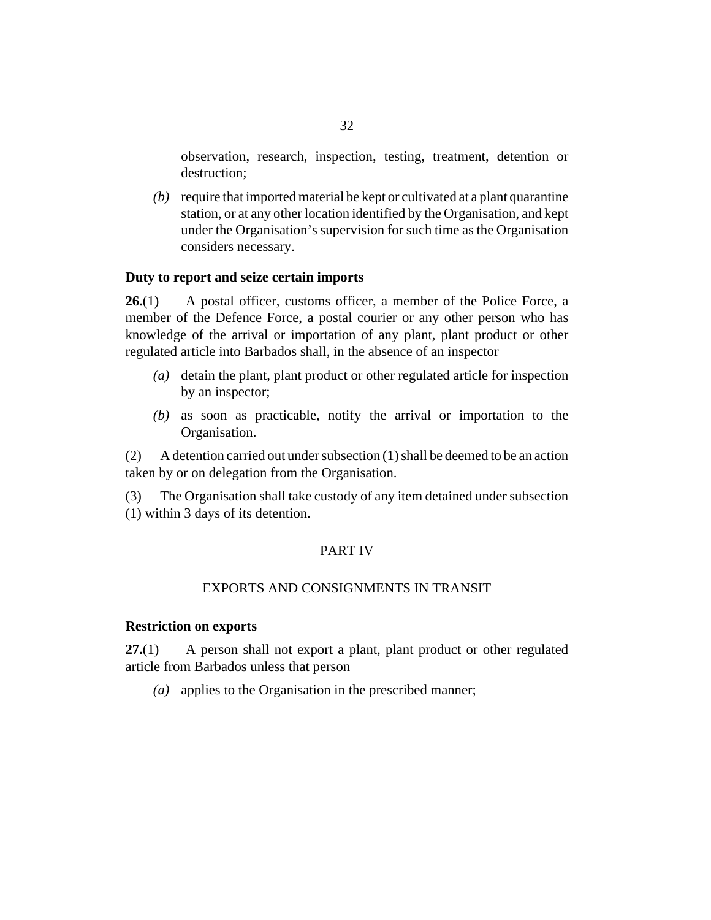observation, research, inspection, testing, treatment, detention or destruction;

*(b)* require that imported material be kept or cultivated at a plant quarantine station, or at any other location identified by the Organisation, and kept under the Organisation's supervision for such time as the Organisation considers necessary.

**Duty to report and seize certain imports**

**26.**(1) A postal officer, customs officer, a member of the Police Force, a member of the Defence Force, a postal courier or any other person who has knowledge of the arrival or importation of any plant, plant product or other regulated article into Barbados shall, in the absence of an inspector

*(a)* detain the plant, plant product or other regulated article for inspection by an inspector;

*(b)* as soon as practicable, notify the arrival or importation to the Organisation.

(2) A detention carried out under subsection (1) shall be deemed to be an action taken by or on delegation from the Organisation.

(3) The Organisation shall take custody of any item detained under subsection (1) within 3 days of its detention.

## PART IV

## EXPORTS AND CONSIGNMENTS IN TRANSIT

**Restriction on exports**

**27.**(1) A person shall not export a plant, plant product or other regulated article from Barbados unless that person

*(a)* applies to the Organisation in the prescribed manner;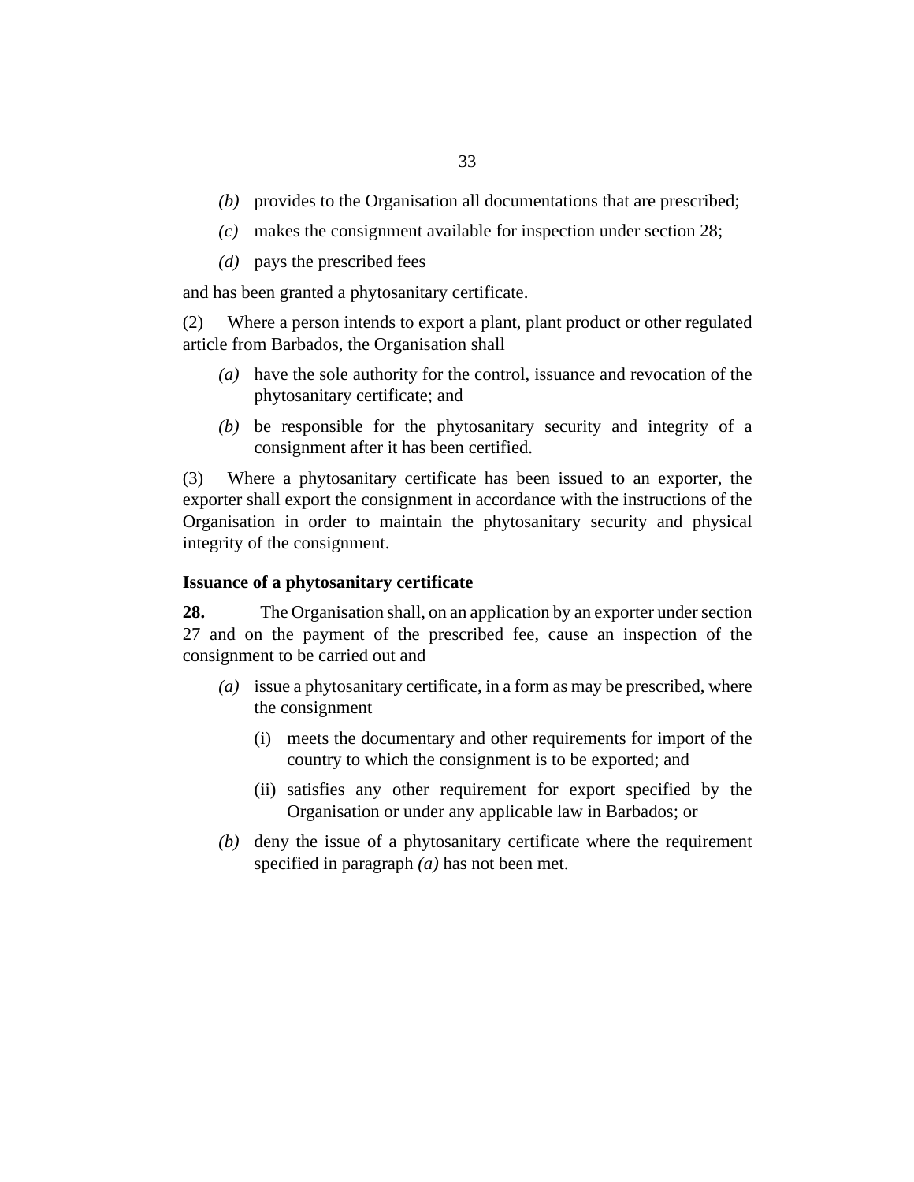(*b*) provides to the Organisation all documentations that are prescribed;

(*c*) makes the consignment available for inspection under section 28;

(*d*) pays the prescribed fees

and has been granted a phytosanitary certificate.

(2) Where a person intends to export a plant, plant product or other regulated article from Barbados, the Organisation shall

(*a*) have the sole authority for the control, issuance and revocation of the phytosanitary certificate; and

(*b*) be responsible for the phytosanitary security and integrity of a consignment after it has been certified.

(3) Where a phytosanitary certificate has been issued to an exporter, the exporter shall export the consignment in accordance with the instructions of the Organisation in order to maintain the phytosanitary security and physical integrity of the consignment.

**Issuance of a phytosanitary certificate**

**28.** The Organisation shall, on an application by an exporter under section 27 and on the payment of the prescribed fee, cause an inspection of the consignment to be carried out and

(*a*) issue a phytosanitary certificate, in a form as may be prescribed, where the consignment

(i) meets the documentary and other requirements for import of the country to which the consignment is to be exported; and

(ii) satisfies any other requirement for export specified by the Organisation or under any applicable law in Barbados; or

(*b*) deny the issue of a phytosanitary certificate where the requirement specified in paragraph *(a)* has not been met.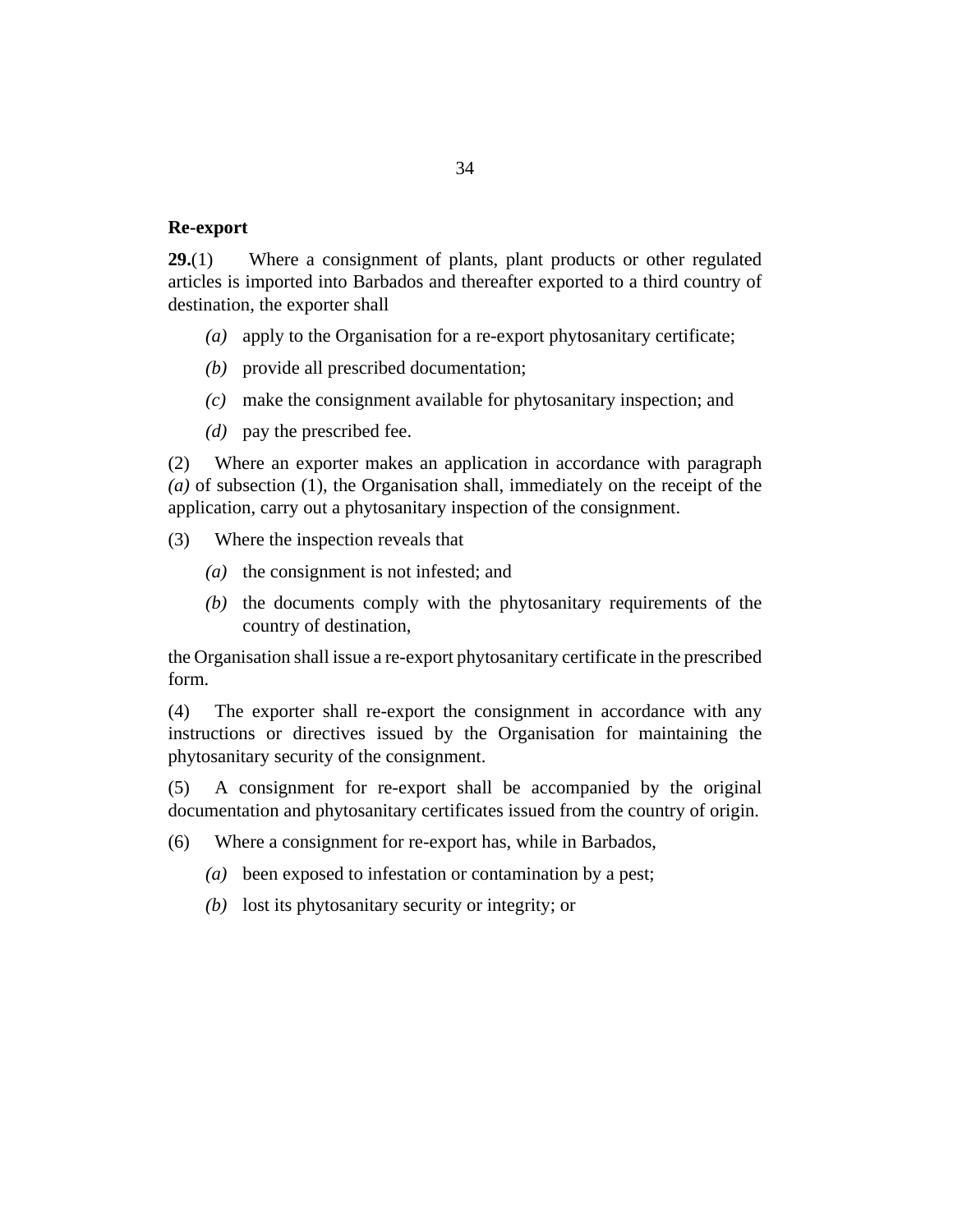**Re-export**

**29.**(1) Where a consignment of plants, plant products or other regulated articles is imported into Barbados and thereafter exported to a third country of destination, the exporter shall

*(a)* apply to the Organisation for a re-export phytosanitary certificate;

*(b)* provide all prescribed documentation;

*(c)* make the consignment available for phytosanitary inspection; and

*(d)* pay the prescribed fee.

(2) Where an exporter makes an application in accordance with paragraph *(a)* of subsection (1), the Organisation shall, immediately on the receipt of the application, carry out a phytosanitary inspection of the consignment.

(3) Where the inspection reveals that

*(a)* the consignment is not infested; and

*(b)* the documents comply with the phytosanitary requirements of the country of destination,

the Organisation shall issue a re-export phytosanitary certificate in the prescribed form.

(4) The exporter shall re-export the consignment in accordance with any instructions or directives issued by the Organisation for maintaining the phytosanitary security of the consignment.

(5) A consignment for re-export shall be accompanied by the original documentation and phytosanitary certificates issued from the country of origin.

(6) Where a consignment for re-export has, while in Barbados,

*(a)* been exposed to infestation or contamination by a pest;

*(b)* lost its phytosanitary security or integrity; or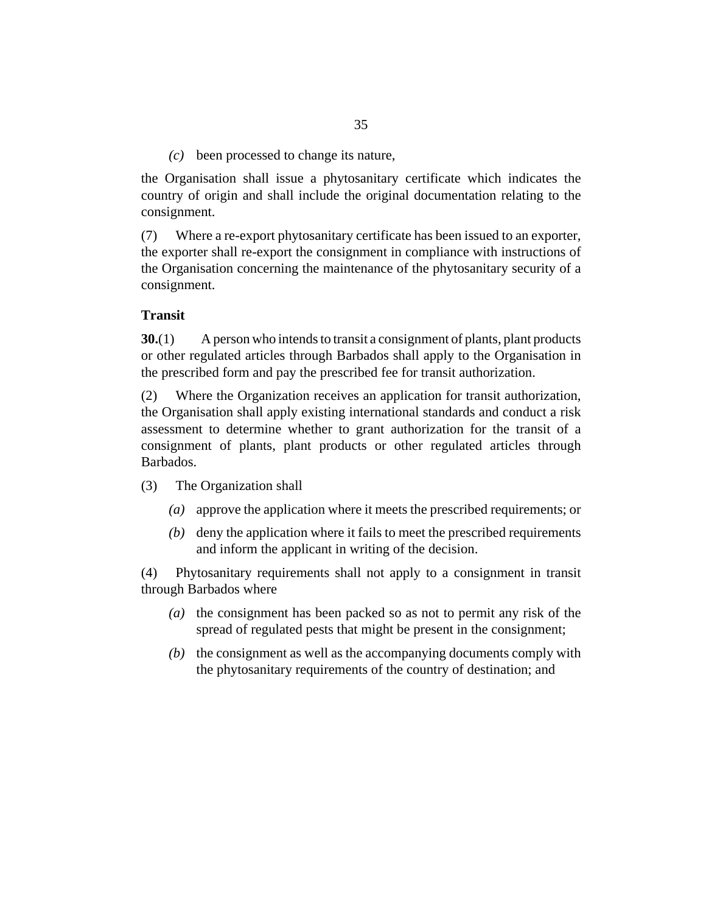*(c)* been processed to change its nature,

the Organisation shall issue a phytosanitary certificate which indicates the country of origin and shall include the original documentation relating to the consignment.

(7) Where a re-export phytosanitary certificate has been issued to an exporter, the exporter shall re-export the consignment in compliance with instructions of the Organisation concerning the maintenance of the phytosanitary security of a consignment.

**Transit**

**30.**(1) A person who intends to transit a consignment of plants, plant products or other regulated articles through Barbados shall apply to the Organisation in the prescribed form and pay the prescribed fee for transit authorization.

(2) Where the Organization receives an application for transit authorization, the Organisation shall apply existing international standards and conduct a risk assessment to determine whether to grant authorization for the transit of a consignment of plants, plant products or other regulated articles through Barbados.

(3) The Organization shall

*(a)* approve the application where it meets the prescribed requirements; or

*(b)* deny the application where it fails to meet the prescribed requirements and inform the applicant in writing of the decision.

(4) Phytosanitary requirements shall not apply to a consignment in transit through Barbados where

*(a)* the consignment has been packed so as not to permit any risk of the spread of regulated pests that might be present in the consignment;

*(b)* the consignment as well as the accompanying documents comply with the phytosanitary requirements of the country of destination; and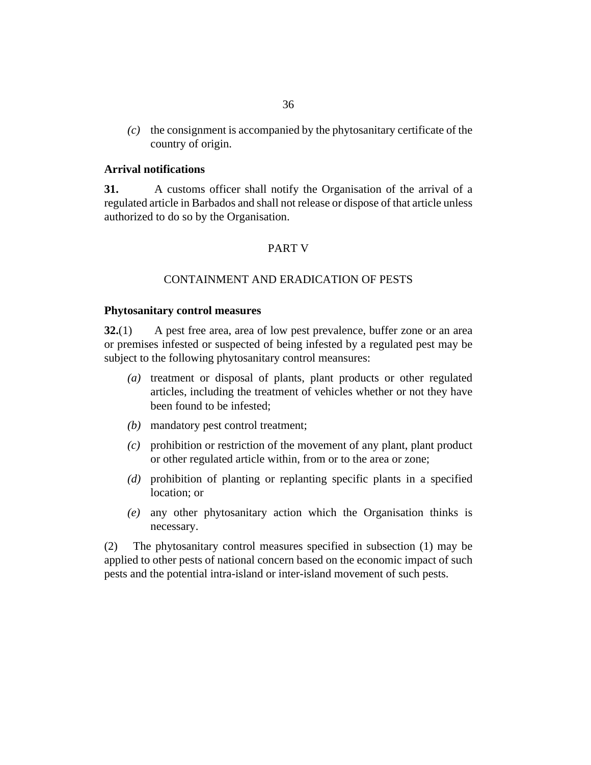*(c)* the consignment is accompanied by the phytosanitary certificate of the country of origin.

**Arrival notifications**

**31.** A customs officer shall notify the Organisation of the arrival of a regulated article in Barbados and shall not release or dispose of that article unless authorized to do so by the Organisation.

PART V

CONTAINMENT AND ERADICATION OF PESTS

**Phytosanitary control measures**

**32.**(1) A pest free area, area of low pest prevalence, buffer zone or an area or premises infested or suspected of being infested by a regulated pest may be subject to the following phytosanitary control meansures:

*(a)* treatment or disposal of plants, plant products or other regulated articles, including the treatment of vehicles whether or not they have been found to be infested;

*(b)* mandatory pest control treatment;

*(c)* prohibition or restriction of the movement of any plant, plant product or other regulated article within, from or to the area or zone;

*(d)* prohibition of planting or replanting specific plants in a specified location; or

*(e)* any other phytosanitary action which the Organisation thinks is necessary.

(2) The phytosanitary control measures specified in subsection (1) may be applied to other pests of national concern based on the economic impact of such pests and the potential intra-island or inter-island movement of such pests.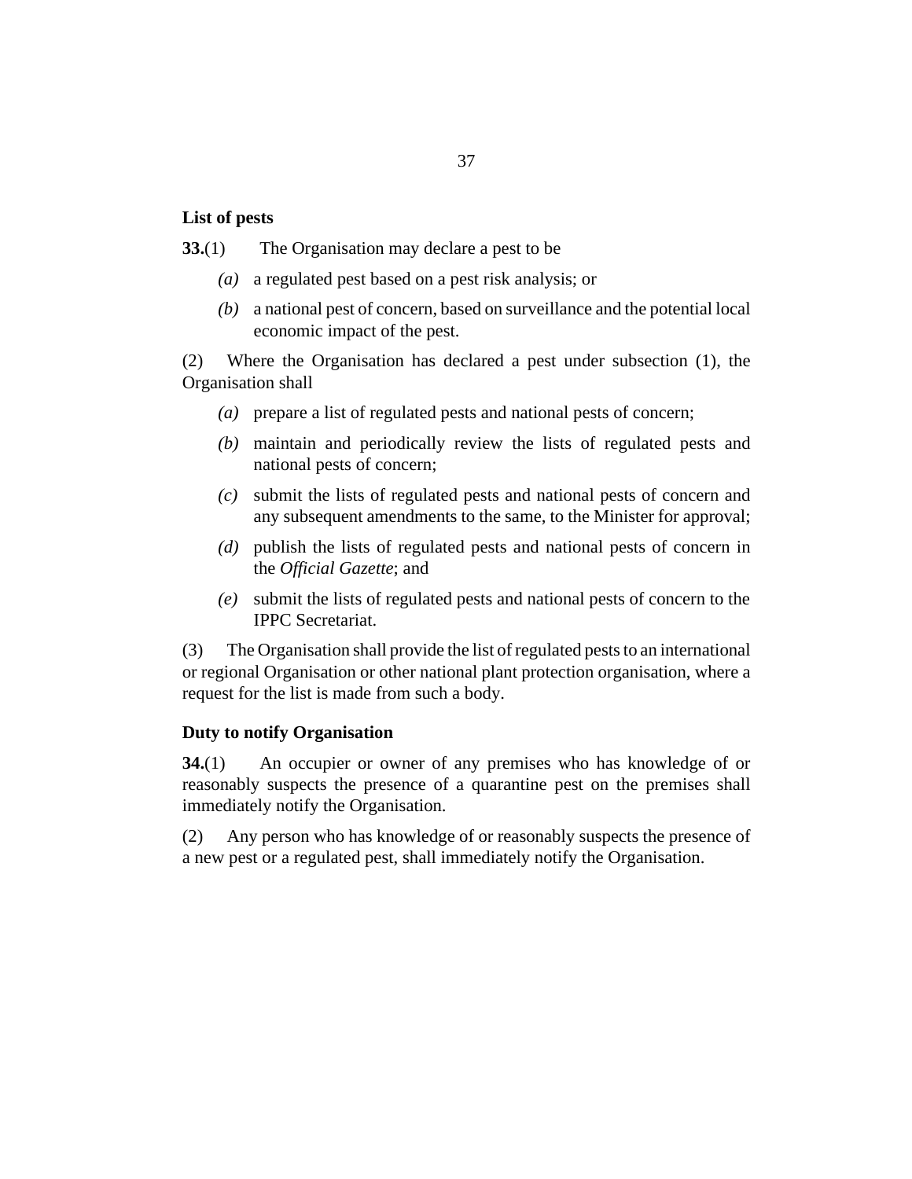### List of pests

**33.**(1) The Organisation may declare a pest to be

*(a)* a regulated pest based on a pest risk analysis; or

*(b)* a national pest of concern, based on surveillance and the potential local economic impact of the pest.

(2) Where the Organisation has declared a pest under subsection (1), the Organisation shall

*(a)* prepare a list of regulated pests and national pests of concern;

*(b)* maintain and periodically review the lists of regulated pests and national pests of concern;

*(c)* submit the lists of regulated pests and national pests of concern and any subsequent amendments to the same, to the Minister for approval;

*(d)* publish the lists of regulated pests and national pests of concern in the *Official Gazette*; and

*(e)* submit the lists of regulated pests and national pests of concern to the IPPC Secretariat.

(3) The Organisation shall provide the list of regulated pests to an international or regional Organisation or other national plant protection organisation, where a request for the list is made from such a body.

### Duty to notify Organisation

**34.**(1) An occupier or owner of any premises who has knowledge of or reasonably suspects the presence of a quarantine pest on the premises shall immediately notify the Organisation.

(2) Any person who has knowledge of or reasonably suspects the presence of a new pest or a regulated pest, shall immediately notify the Organisation.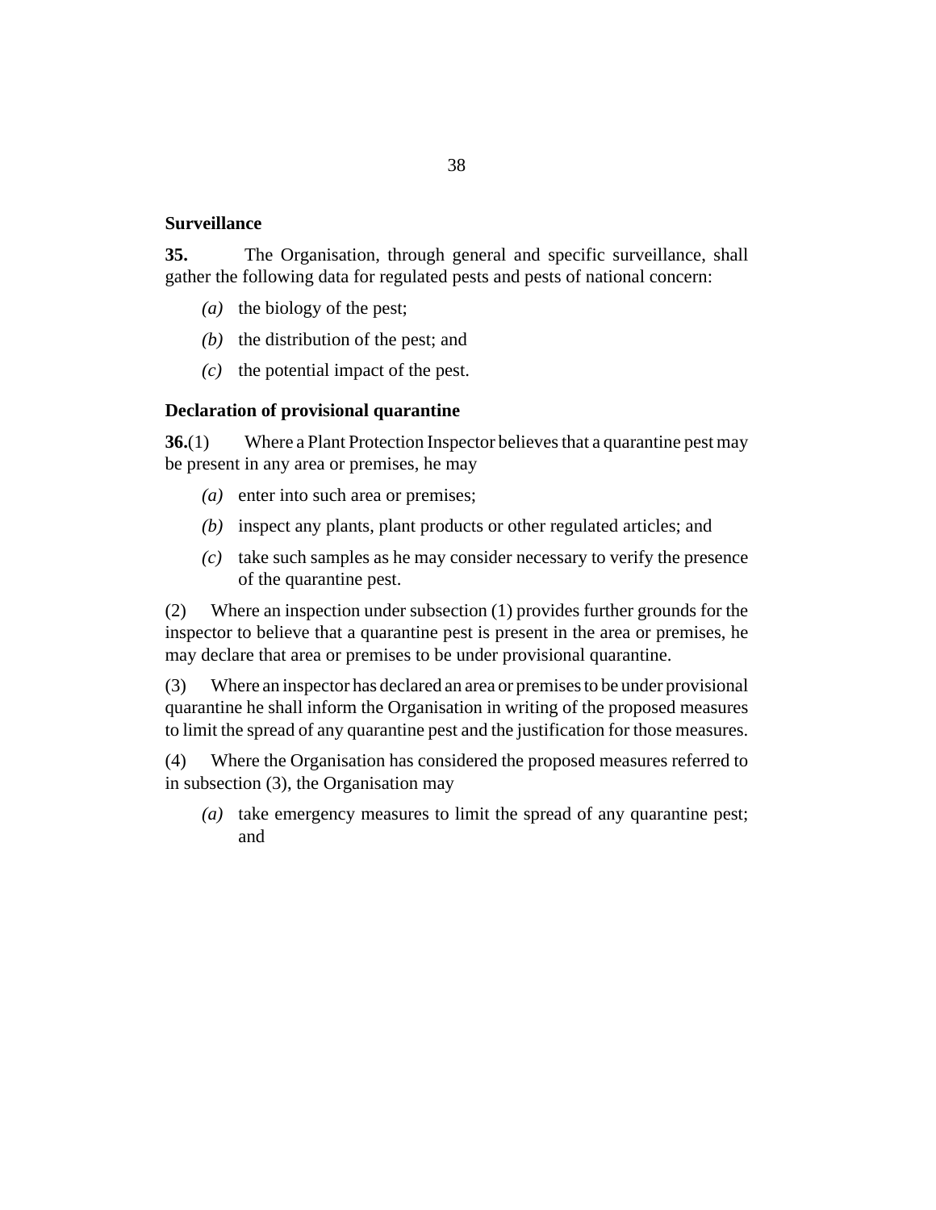**Surveillance**

**35.** The Organisation, through general and specific surveillance, shall gather the following data for regulated pests and pests of national concern:

*(a)* the biology of the pest;

*(b)* the distribution of the pest; and

*(c)* the potential impact of the pest.

**Declaration of provisional quarantine**

**36.**(1) Where a Plant Protection Inspector believes that a quarantine pest may be present in any area or premises, he may

*(a)* enter into such area or premises;

*(b)* inspect any plants, plant products or other regulated articles; and

*(c)* take such samples as he may consider necessary to verify the presence of the quarantine pest.

(2) Where an inspection under subsection (1) provides further grounds for the inspector to believe that a quarantine pest is present in the area or premises, he may declare that area or premises to be under provisional quarantine.

(3) Where an inspector has declared an area or premises to be under provisional quarantine he shall inform the Organisation in writing of the proposed measures to limit the spread of any quarantine pest and the justification for those measures.

(4) Where the Organisation has considered the proposed measures referred to in subsection (3), the Organisation may

*(a)* take emergency measures to limit the spread of any quarantine pest; and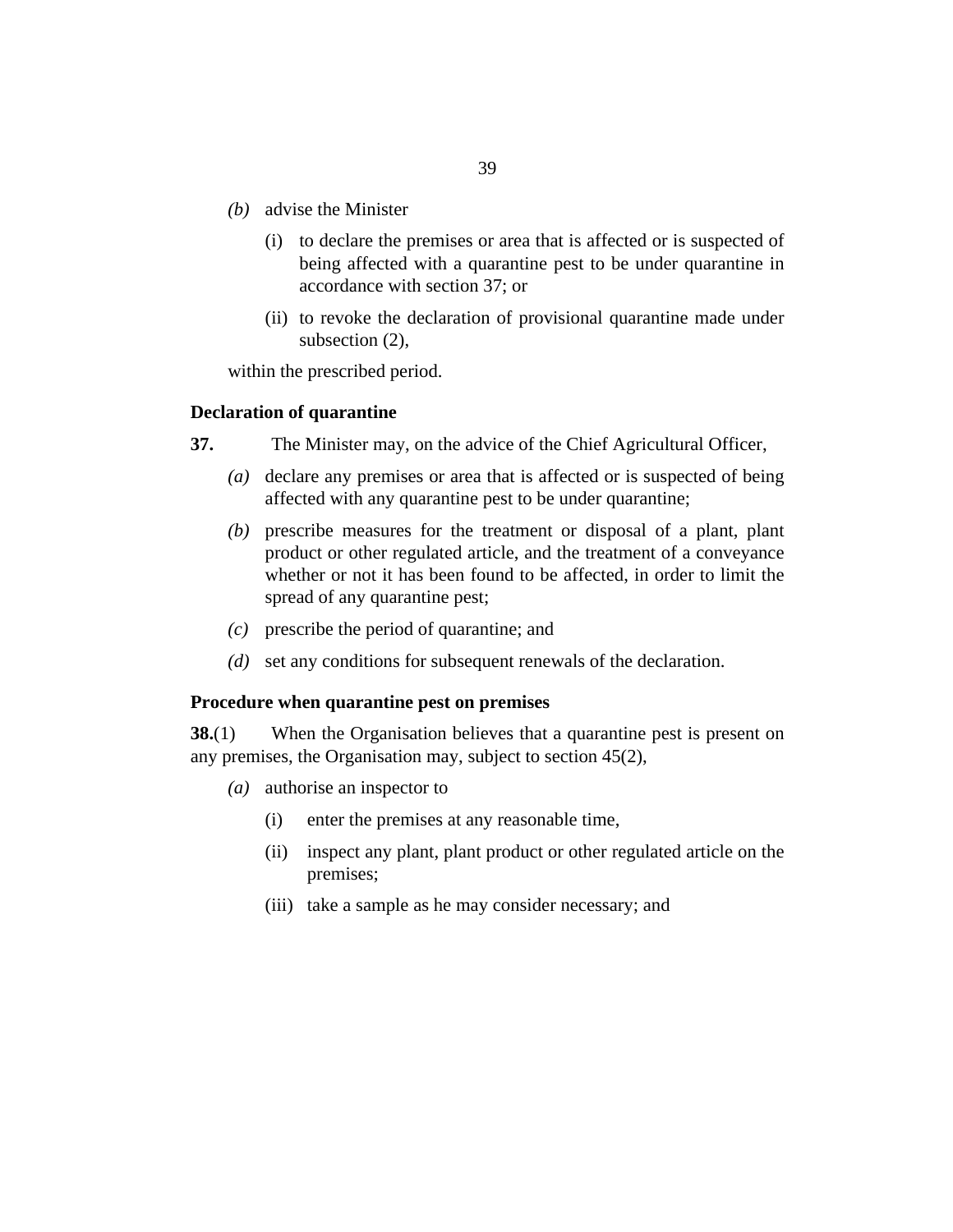*(b)* advise the Minister

(i) to declare the premises or area that is affected or is suspected of being affected with a quarantine pest to be under quarantine in accordance with section 37; or

(ii) to revoke the declaration of provisional quarantine made under subsection (2),

within the prescribed period.

### Declaration of quarantine

**37.** The Minister may, on the advice of the Chief Agricultural Officer,

*(a)* declare any premises or area that is affected or is suspected of being affected with any quarantine pest to be under quarantine;

*(b)* prescribe measures for the treatment or disposal of a plant, plant product or other regulated article, and the treatment of a conveyance whether or not it has been found to be affected, in order to limit the spread of any quarantine pest;

*(c)* prescribe the period of quarantine; and

*(d)* set any conditions for subsequent renewals of the declaration.

### Procedure when quarantine pest on premises

**38.**(1) When the Organisation believes that a quarantine pest is present on any premises, the Organisation may, subject to section 45(2),

*(a)* authorise an inspector to

(i) enter the premises at any reasonable time,

(ii) inspect any plant, plant product or other regulated article on the premises;

(iii) take a sample as he may consider necessary; and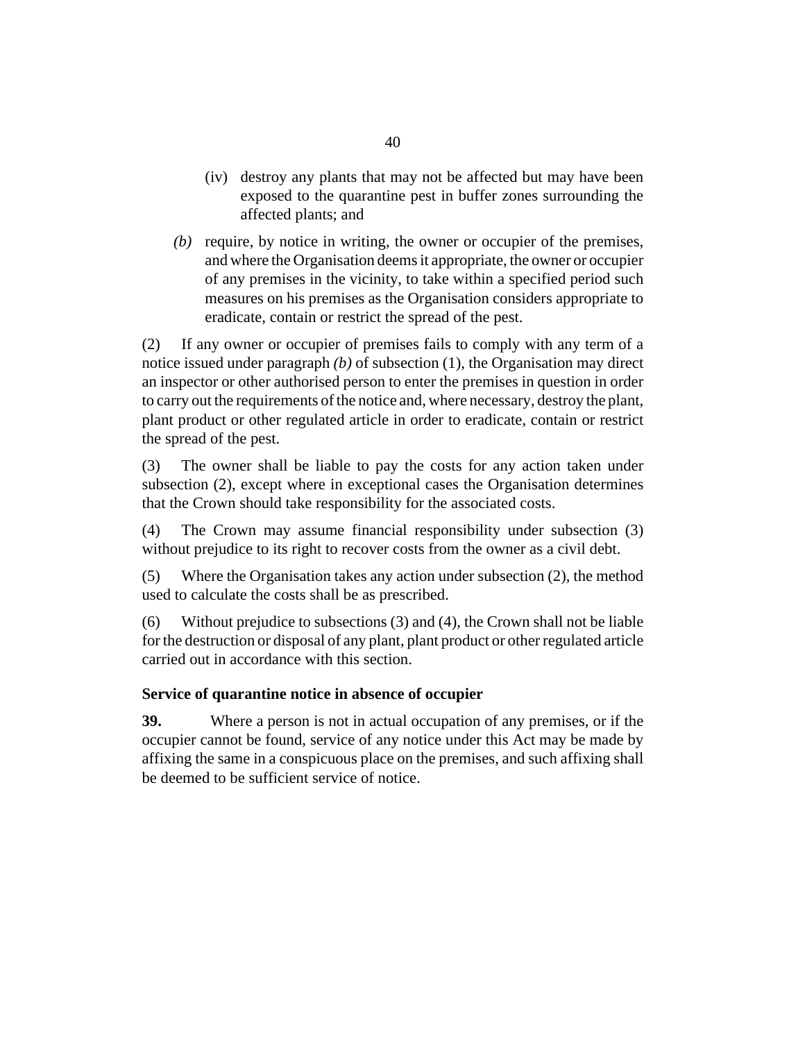(iv) destroy any plants that may not be affected but may have been exposed to the quarantine pest in buffer zones surrounding the affected plants; and

*(b)* require, by notice in writing, the owner or occupier of the premises, and where the Organisation deems it appropriate, the owner or occupier of any premises in the vicinity, to take within a specified period such measures on his premises as the Organisation considers appropriate to eradicate, contain or restrict the spread of the pest.

(2) If any owner or occupier of premises fails to comply with any term of a notice issued under paragraph *(b)* of subsection (1), the Organisation may direct an inspector or other authorised person to enter the premises in question in order to carry out the requirements of the notice and, where necessary, destroy the plant, plant product or other regulated article in order to eradicate, contain or restrict the spread of the pest.

(3) The owner shall be liable to pay the costs for any action taken under subsection (2), except where in exceptional cases the Organisation determines that the Crown should take responsibility for the associated costs.

(4) The Crown may assume financial responsibility under subsection (3) without prejudice to its right to recover costs from the owner as a civil debt.

(5) Where the Organisation takes any action under subsection (2), the method used to calculate the costs shall be as prescribed.

(6) Without prejudice to subsections (3) and (4), the Crown shall not be liable for the destruction or disposal of any plant, plant product or other regulated article carried out in accordance with this section.

**Service of quarantine notice in absence of occupier**

**39.** Where a person is not in actual occupation of any premises, or if the occupier cannot be found, service of any notice under this Act may be made by affixing the same in a conspicuous place on the premises, and such affixing shall be deemed to be sufficient service of notice.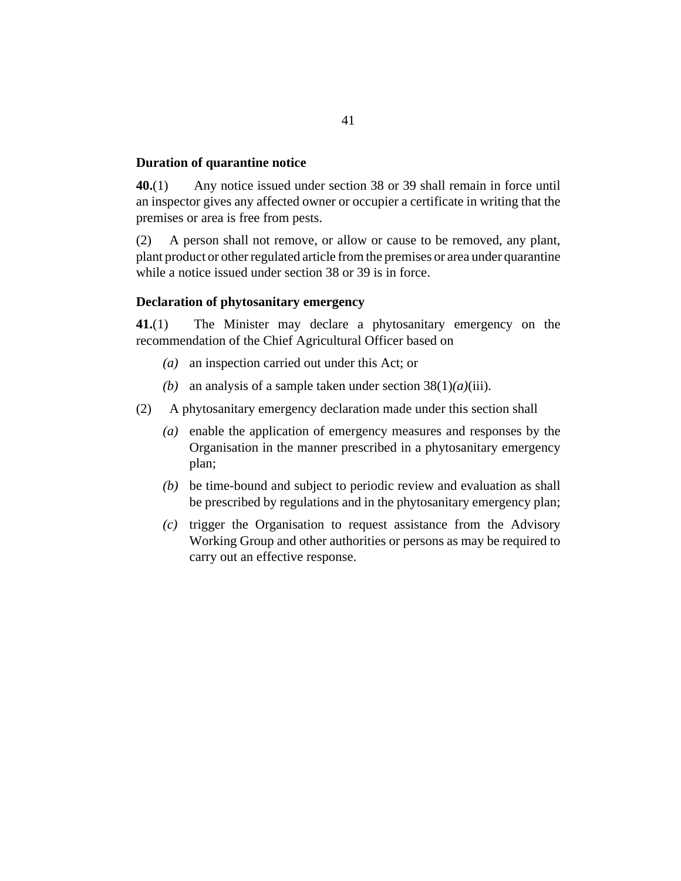### Duration of quarantine notice

**40.**(1) Any notice issued under section 38 or 39 shall remain in force until an inspector gives any affected owner or occupier a certificate in writing that the premises or area is free from pests.

(2) A person shall not remove, or allow or cause to be removed, any plant, plant product or other regulated article from the premises or area under quarantine while a notice issued under section 38 or 39 is in force.

### Declaration of phytosanitary emergency

**41.**(1) The Minister may declare a phytosanitary emergency on the recommendation of the Chief Agricultural Officer based on

*(a)* an inspection carried out under this Act; or

*(b)* an analysis of a sample taken under section 38(1)*(a)*(iii).

(2) A phytosanitary emergency declaration made under this section shall

*(a)* enable the application of emergency measures and responses by the Organisation in the manner prescribed in a phytosanitary emergency plan;

*(b)* be time-bound and subject to periodic review and evaluation as shall be prescribed by regulations and in the phytosanitary emergency plan;

*(c)* trigger the Organisation to request assistance from the Advisory Working Group and other authorities or persons as may be required to carry out an effective response.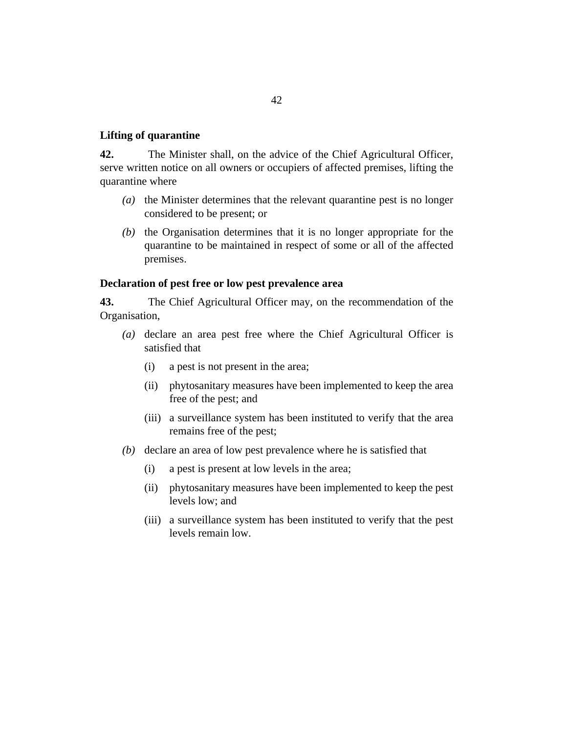**Lifting of quarantine**

**42.** The Minister shall, on the advice of the Chief Agricultural Officer, serve written notice on all owners or occupiers of affected premises, lifting the quarantine where

*(a)* the Minister determines that the relevant quarantine pest is no longer considered to be present; or

*(b)* the Organisation determines that it is no longer appropriate for the quarantine to be maintained in respect of some or all of the affected premises.

**Declaration of pest free or low pest prevalence area**

**43.** The Chief Agricultural Officer may, on the recommendation of the Organisation,

*(a)* declare an area pest free where the Chief Agricultural Officer is satisfied that

(i) a pest is not present in the area;

(ii) phytosanitary measures have been implemented to keep the area free of the pest; and

(iii) a surveillance system has been instituted to verify that the area remains free of the pest;

*(b)* declare an area of low pest prevalence where he is satisfied that

(i) a pest is present at low levels in the area;

(ii) phytosanitary measures have been implemented to keep the pest levels low; and

(iii) a surveillance system has been instituted to verify that the pest levels remain low.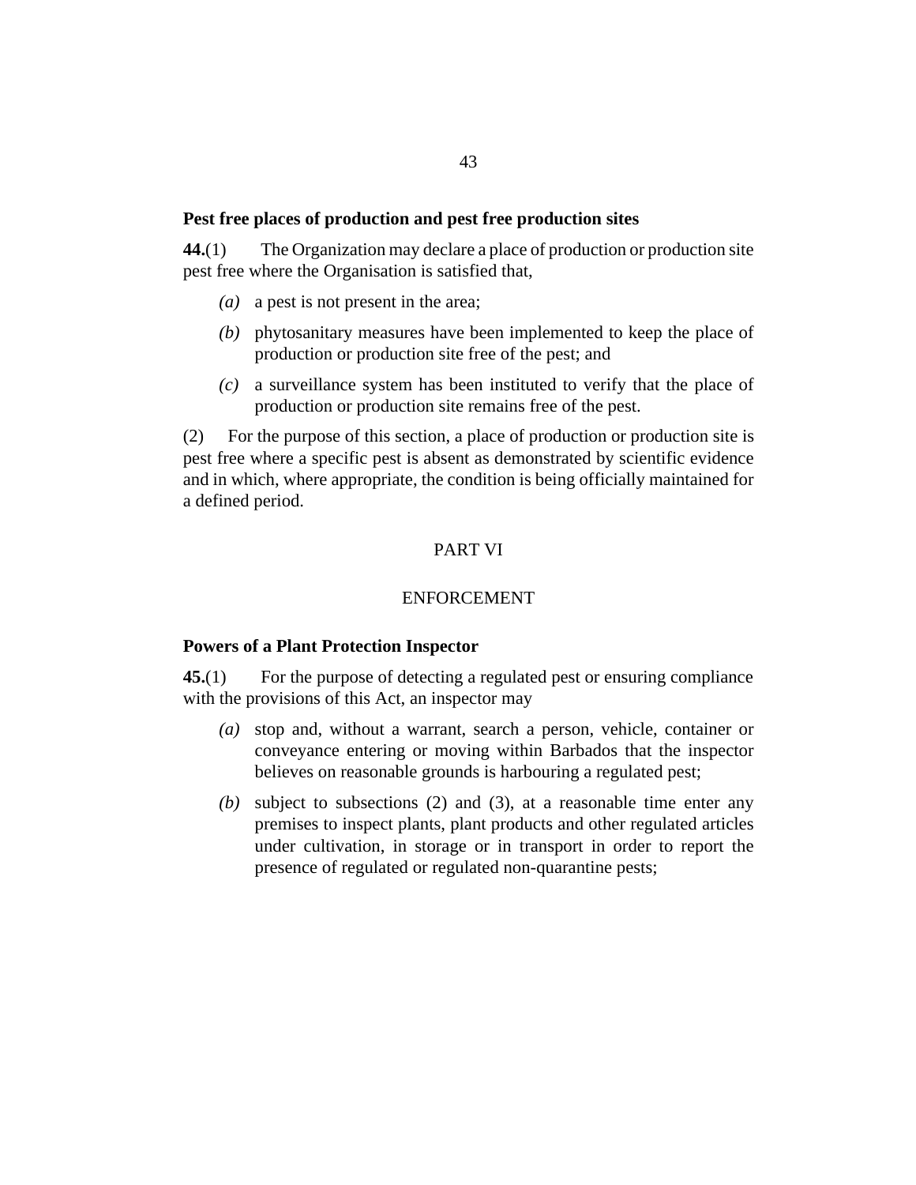**Pest free places of production and pest free production sites**

**44.**(1) The Organization may declare a place of production or production site pest free where the Organisation is satisfied that,

*(a)* a pest is not present in the area;

*(b)* phytosanitary measures have been implemented to keep the place of production or production site free of the pest; and

*(c)* a surveillance system has been instituted to verify that the place of production or production site remains free of the pest.

(2) For the purpose of this section, a place of production or production site is pest free where a specific pest is absent as demonstrated by scientific evidence and in which, where appropriate, the condition is being officially maintained for a defined period.

PART VI

ENFORCEMENT

**Powers of a Plant Protection Inspector**

**45.**(1) For the purpose of detecting a regulated pest or ensuring compliance with the provisions of this Act, an inspector may

*(a)* stop and, without a warrant, search a person, vehicle, container or conveyance entering or moving within Barbados that the inspector believes on reasonable grounds is harbouring a regulated pest;

*(b)* subject to subsections (2) and (3), at a reasonable time enter any premises to inspect plants, plant products and other regulated articles under cultivation, in storage or in transport in order to report the presence of regulated or regulated non-quarantine pests;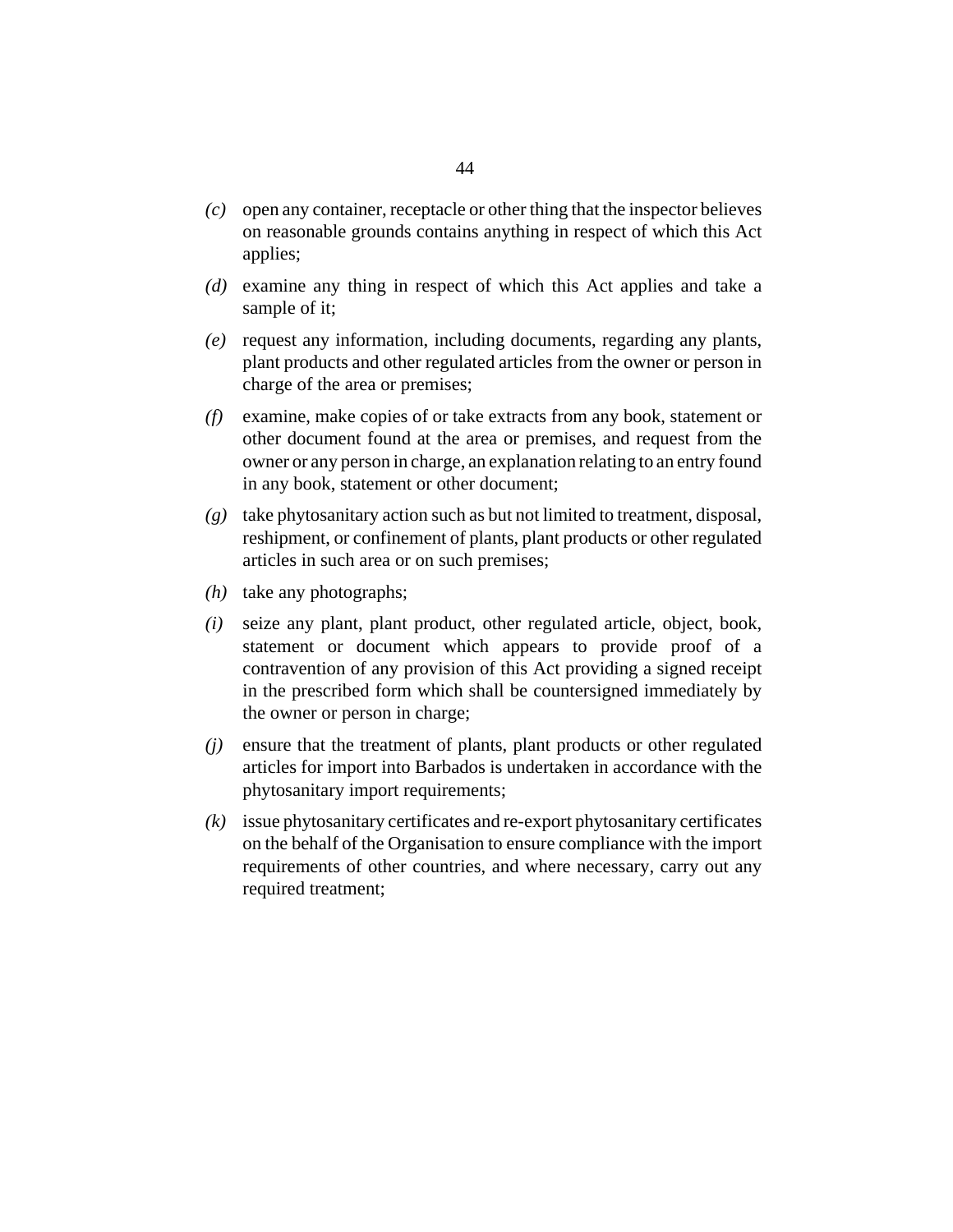*(c)* open any container, receptacle or other thing that the inspector believes on reasonable grounds contains anything in respect of which this Act applies;

*(d)* examine any thing in respect of which this Act applies and take a sample of it;

*(e)* request any information, including documents, regarding any plants, plant products and other regulated articles from the owner or person in charge of the area or premises;

*(f)* examine, make copies of or take extracts from any book, statement or other document found at the area or premises, and request from the owner or any person in charge, an explanation relating to an entry found in any book, statement or other document;

*(g)* take phytosanitary action such as but not limited to treatment, disposal, reshipment, or confinement of plants, plant products or other regulated articles in such area or on such premises;

*(h)* take any photographs;

*(i)* seize any plant, plant product, other regulated article, object, book, statement or document which appears to provide proof of a contravention of any provision of this Act providing a signed receipt in the prescribed form which shall be countersigned immediately by the owner or person in charge;

*(j)* ensure that the treatment of plants, plant products or other regulated articles for import into Barbados is undertaken in accordance with the phytosanitary import requirements;

*(k)* issue phytosanitary certificates and re-export phytosanitary certificates on the behalf of the Organisation to ensure compliance with the import requirements of other countries, and where necessary, carry out any required treatment;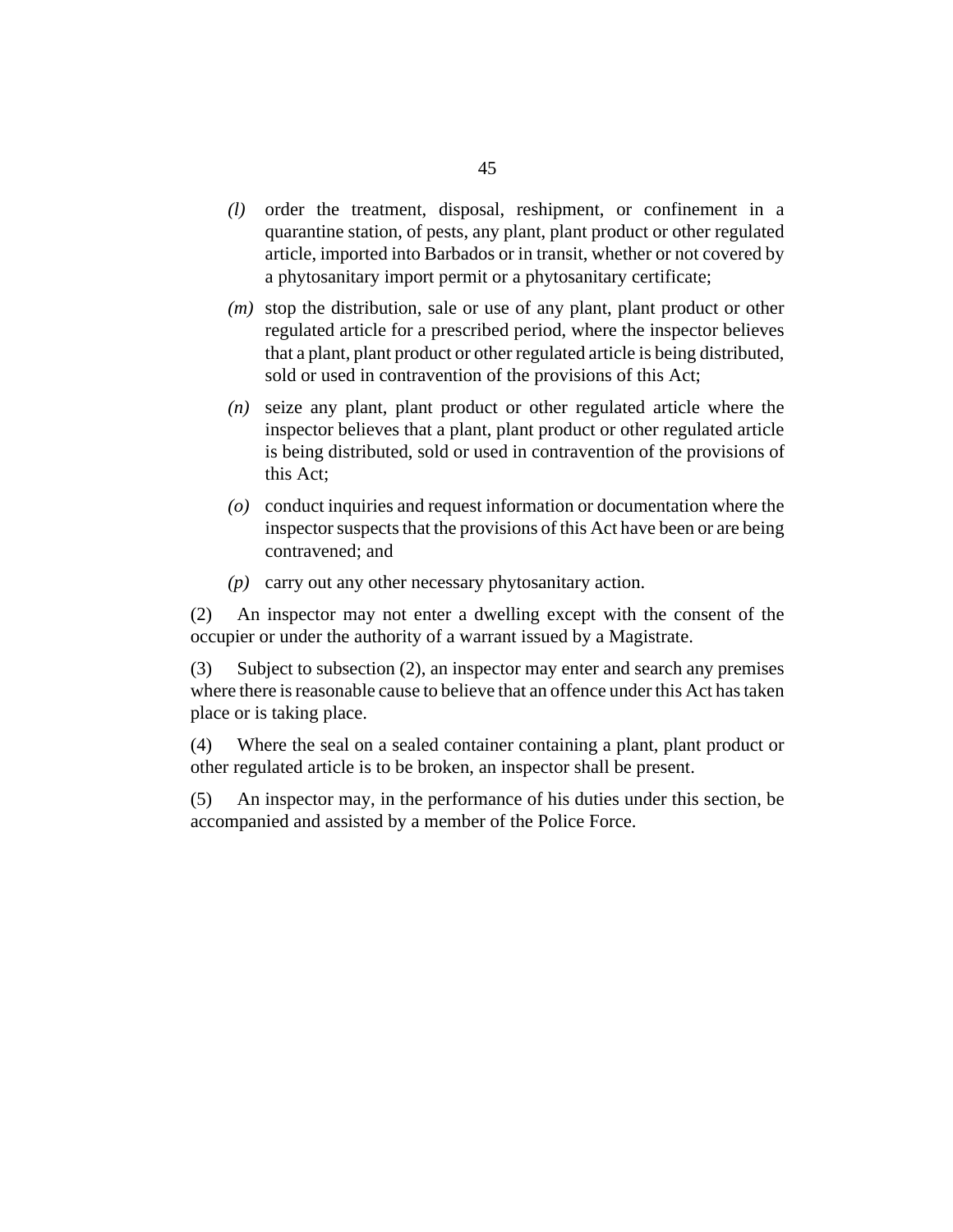*(l)* order the treatment, disposal, reshipment, or confinement in a quarantine station, of pests, any plant, plant product or other regulated article, imported into Barbados or in transit, whether or not covered by a phytosanitary import permit or a phytosanitary certificate;

*(m)* stop the distribution, sale or use of any plant, plant product or other regulated article for a prescribed period, where the inspector believes that a plant, plant product or other regulated article is being distributed, sold or used in contravention of the provisions of this Act;

*(n)* seize any plant, plant product or other regulated article where the inspector believes that a plant, plant product or other regulated article is being distributed, sold or used in contravention of the provisions of this Act;

*(o)* conduct inquiries and request information or documentation where the inspector suspects that the provisions of this Act have been or are being contravened; and

*(p)* carry out any other necessary phytosanitary action.

(2) An inspector may not enter a dwelling except with the consent of the occupier or under the authority of a warrant issued by a Magistrate.

(3) Subject to subsection (2), an inspector may enter and search any premises where there is reasonable cause to believe that an offence under this Act has taken place or is taking place.

(4) Where the seal on a sealed container containing a plant, plant product or other regulated article is to be broken, an inspector shall be present.

(5) An inspector may, in the performance of his duties under this section, be accompanied and assisted by a member of the Police Force.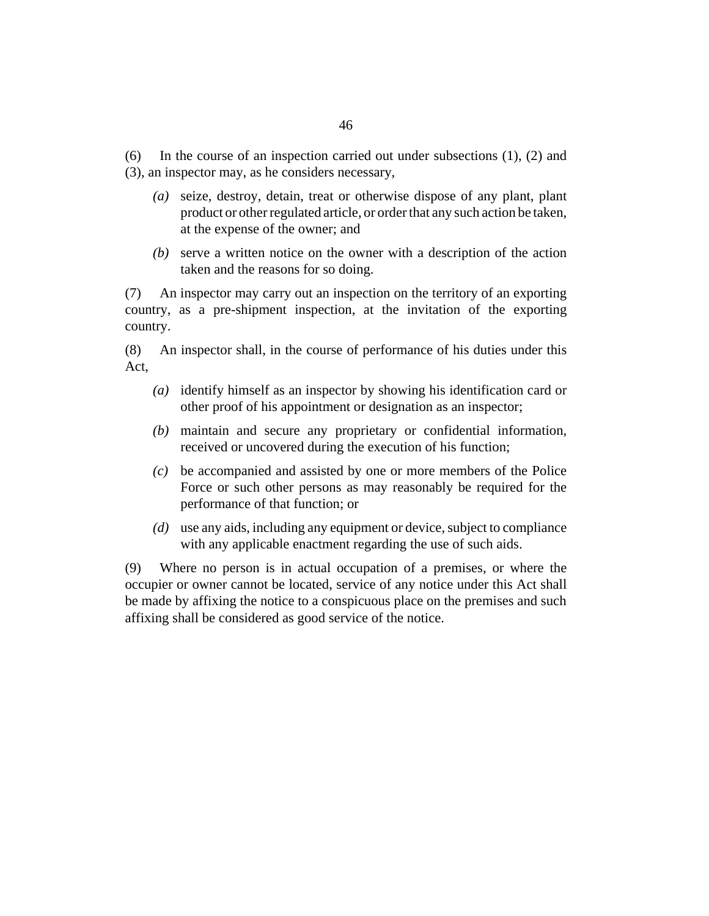(6) In the course of an inspection carried out under subsections (1), (2) and (3), an inspector may, as he considers necessary,

*(a)* seize, destroy, detain, treat or otherwise dispose of any plant, plant product or other regulated article, or order that any such action be taken, at the expense of the owner; and

*(b)* serve a written notice on the owner with a description of the action taken and the reasons for so doing.

(7) An inspector may carry out an inspection on the territory of an exporting country, as a pre-shipment inspection, at the invitation of the exporting country.

(8) An inspector shall, in the course of performance of his duties under this Act,

*(a)* identify himself as an inspector by showing his identification card or other proof of his appointment or designation as an inspector;

*(b)* maintain and secure any proprietary or confidential information, received or uncovered during the execution of his function;

*(c)* be accompanied and assisted by one or more members of the Police Force or such other persons as may reasonably be required for the performance of that function; or

*(d)* use any aids, including any equipment or device, subject to compliance with any applicable enactment regarding the use of such aids.

(9) Where no person is in actual occupation of a premises, or where the occupier or owner cannot be located, service of any notice under this Act shall be made by affixing the notice to a conspicuous place on the premises and such affixing shall be considered as good service of the notice.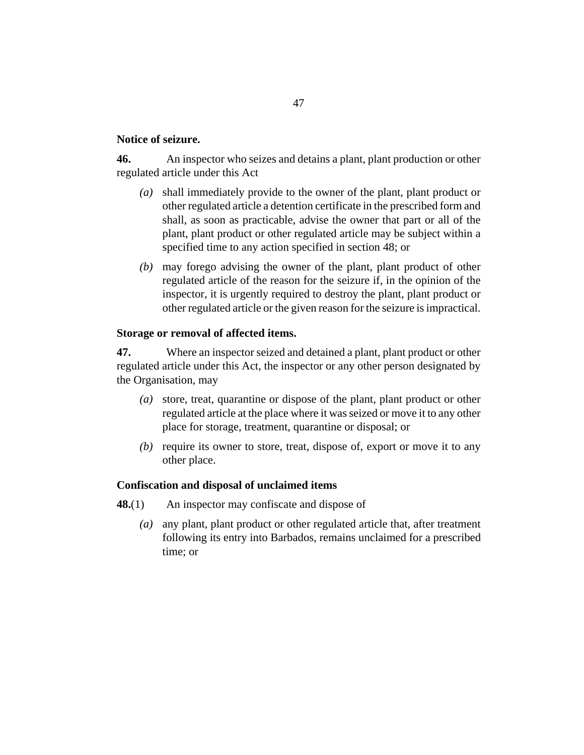**Notice of seizure.**

**46.** An inspector who seizes and detains a plant, plant production or other regulated article under this Act

*(a)* shall immediately provide to the owner of the plant, plant product or other regulated article a detention certificate in the prescribed form and shall, as soon as practicable, advise the owner that part or all of the plant, plant product or other regulated article may be subject within a specified time to any action specified in section 48; or

*(b)* may forego advising the owner of the plant, plant product of other regulated article of the reason for the seizure if, in the opinion of the inspector, it is urgently required to destroy the plant, plant product or other regulated article or the given reason for the seizure is impractical.

**Storage or removal of affected items.**

**47.** Where an inspector seized and detained a plant, plant product or other regulated article under this Act, the inspector or any other person designated by the Organisation, may

*(a)* store, treat, quarantine or dispose of the plant, plant product or other regulated article at the place where it was seized or move it to any other place for storage, treatment, quarantine or disposal; or

*(b)* require its owner to store, treat, dispose of, export or move it to any other place.

**Confiscation and disposal of unclaimed items**

**48.**(1) An inspector may confiscate and dispose of

*(a)* any plant, plant product or other regulated article that, after treatment following its entry into Barbados, remains unclaimed for a prescribed time; or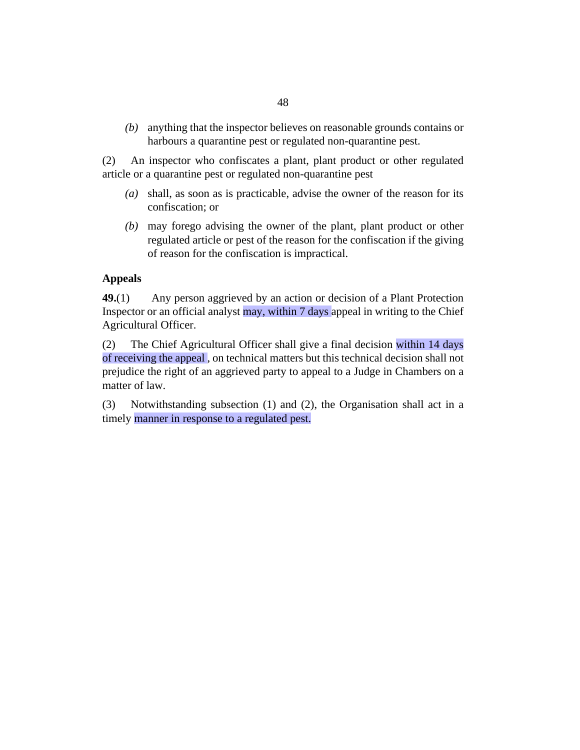*(b)* anything that the inspector believes on reasonable grounds contains or harbours a quarantine pest or regulated non-quarantine pest.

(2) An inspector who confiscates a plant, plant product or other regulated article or a quarantine pest or regulated non-quarantine pest

*(a)* shall, as soon as is practicable, advise the owner of the reason for its confiscation; or

*(b)* may forego advising the owner of the plant, plant product or other regulated article or pest of the reason for the confiscation if the giving of reason for the confiscation is impractical.

**Appeals**

**49.**(1) Any person aggrieved by an action or decision of a Plant Protection Inspector or an official analyst may, within 7 days appeal in writing to the Chief Agricultural Officer.

(2) The Chief Agricultural Officer shall give a final decision within 14 days of receiving the appeal , on technical matters but this technical decision shall not prejudice the right of an aggrieved party to appeal to a Judge in Chambers on a matter of law.

(3) Notwithstanding subsection (1) and (2), the Organisation shall act in a timely manner in response to a regulated pest.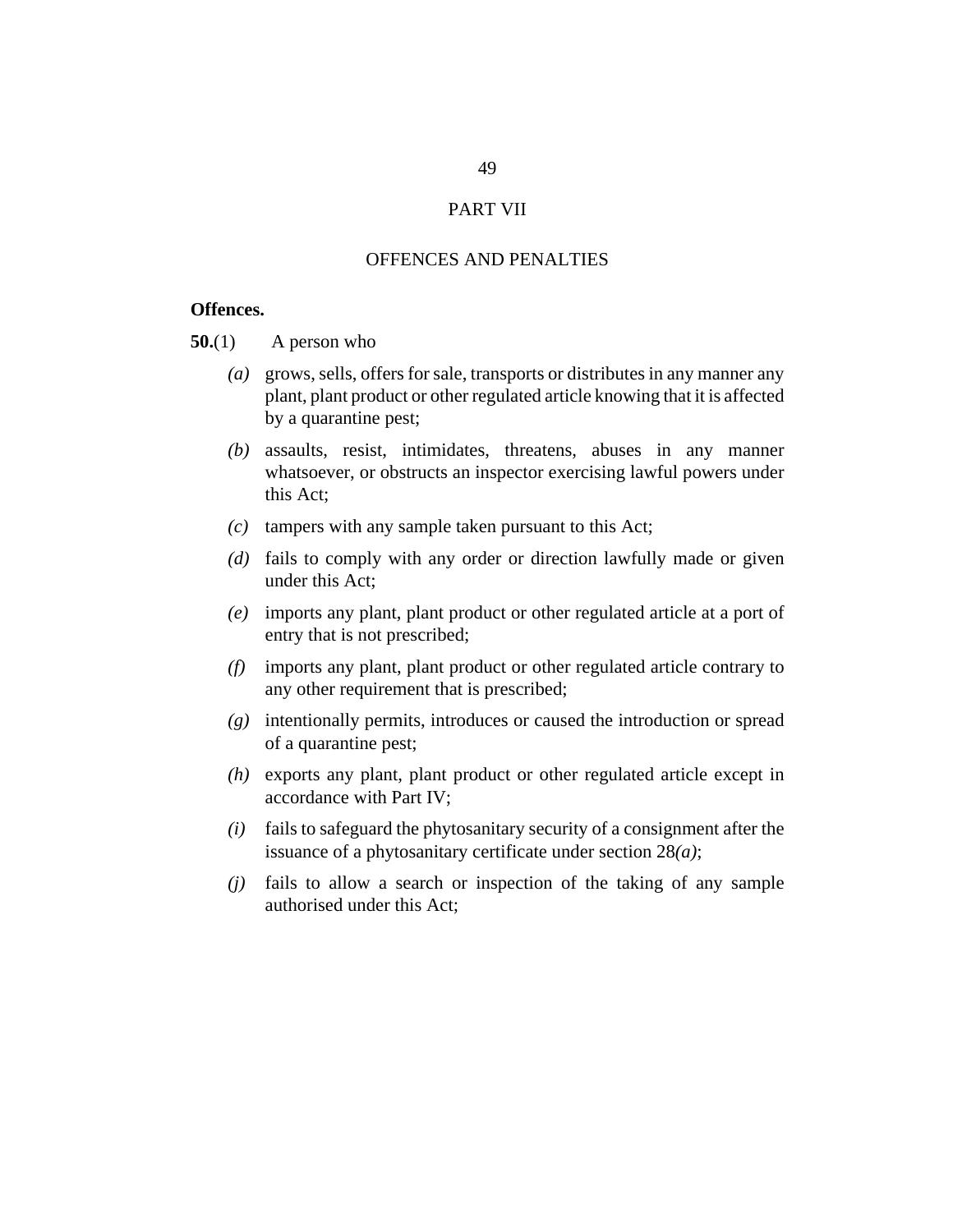## PART VII

## OFFENCES AND PENALTIES

**Offences.**

**50.**(1) A person who

*(a)* grows, sells, offers for sale, transports or distributes in any manner any plant, plant product or other regulated article knowing that it is affected by a quarantine pest;

*(b)* assaults, resist, intimidates, threatens, abuses in any manner whatsoever, or obstructs an inspector exercising lawful powers under this Act;

*(c)* tampers with any sample taken pursuant to this Act;

*(d)* fails to comply with any order or direction lawfully made or given under this Act;

*(e)* imports any plant, plant product or other regulated article at a port of entry that is not prescribed;

*(f)* imports any plant, plant product or other regulated article contrary to any other requirement that is prescribed;

*(g)* intentionally permits, introduces or caused the introduction or spread of a quarantine pest;

*(h)* exports any plant, plant product or other regulated article except in accordance with Part IV;

*(i)* fails to safeguard the phytosanitary security of a consignment after the issuance of a phytosanitary certificate under section 28*(a)*;

*(j)* fails to allow a search or inspection of the taking of any sample authorised under this Act;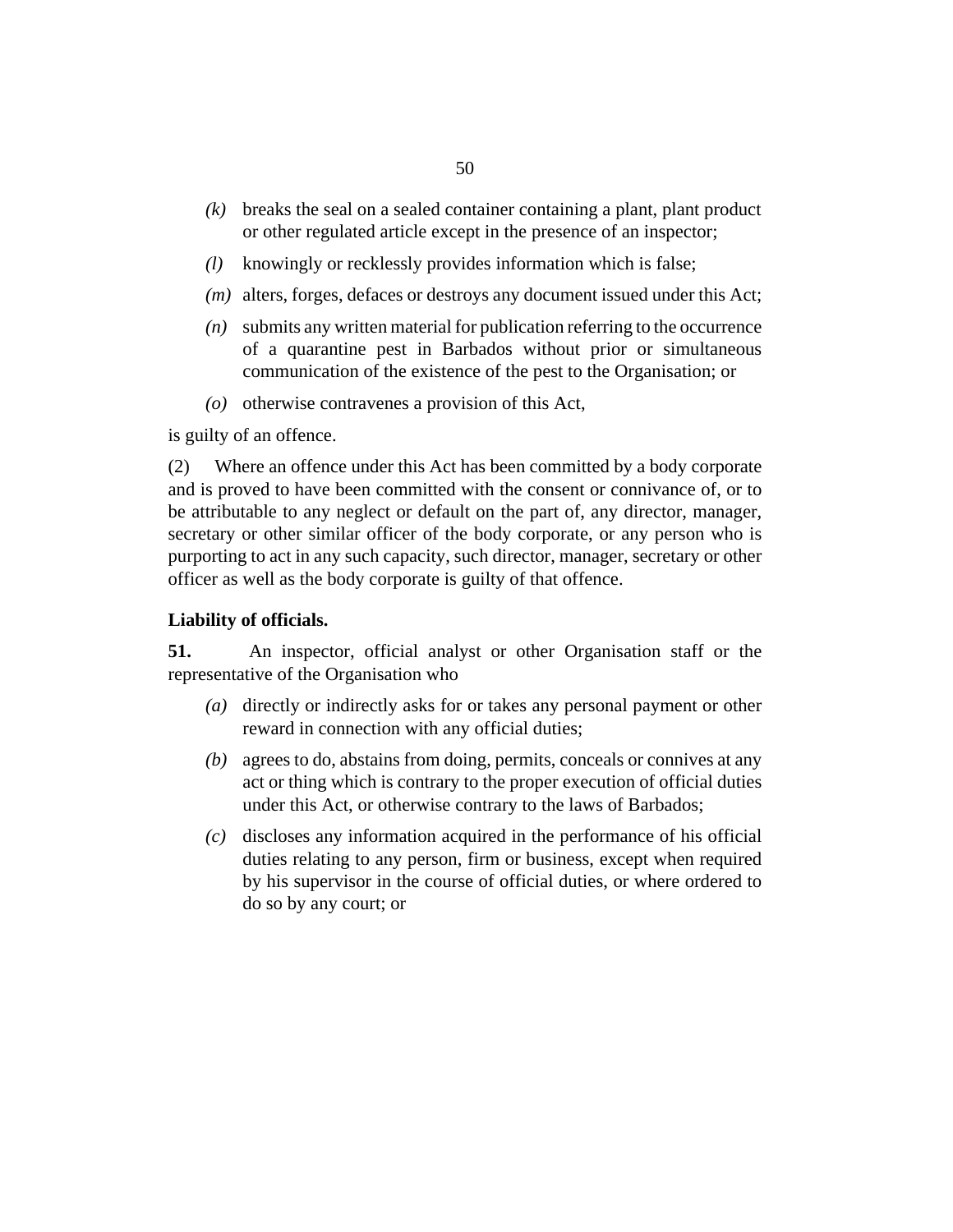*(k)* breaks the seal on a sealed container containing a plant, plant product or other regulated article except in the presence of an inspector;

*(l)* knowingly or recklessly provides information which is false;

*(m)* alters, forges, defaces or destroys any document issued under this Act;

*(n)* submits any written material for publication referring to the occurrence of a quarantine pest in Barbados without prior or simultaneous communication of the existence of the pest to the Organisation; or

*(o)* otherwise contravenes a provision of this Act,

is guilty of an offence.

(2) Where an offence under this Act has been committed by a body corporate and is proved to have been committed with the consent or connivance of, or to be attributable to any neglect or default on the part of, any director, manager, secretary or other similar officer of the body corporate, or any person who is purporting to act in any such capacity, such director, manager, secretary or other officer as well as the body corporate is guilty of that offence.

**Liability of officials.**

**51.** An inspector, official analyst or other Organisation staff or the representative of the Organisation who

*(a)* directly or indirectly asks for or takes any personal payment or other reward in connection with any official duties;

*(b)* agrees to do, abstains from doing, permits, conceals or connives at any act or thing which is contrary to the proper execution of official duties under this Act, or otherwise contrary to the laws of Barbados;

*(c)* discloses any information acquired in the performance of his official duties relating to any person, firm or business, except when required by his supervisor in the course of official duties, or where ordered to do so by any court; or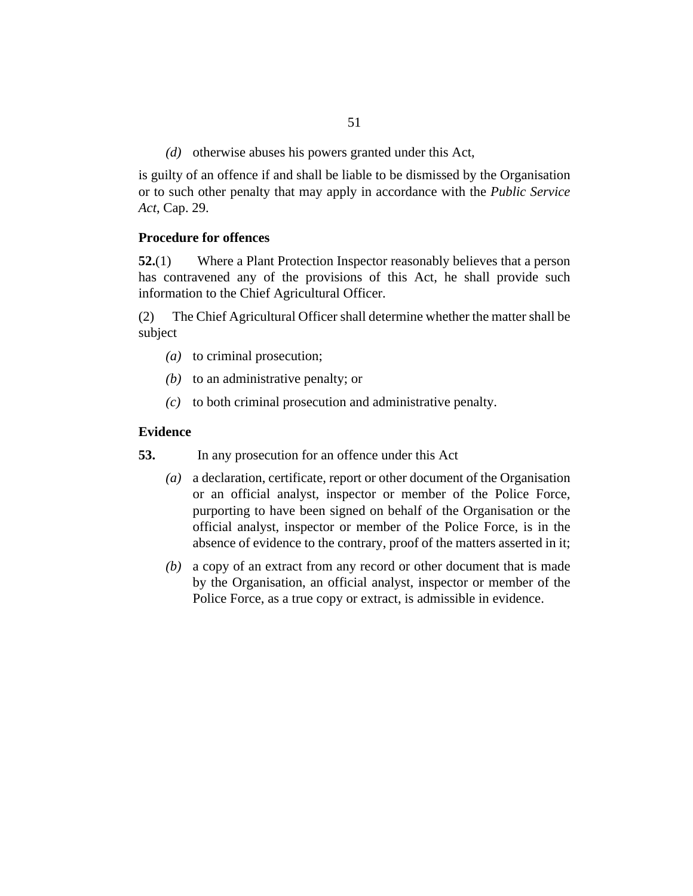(*d*) otherwise abuses his powers granted under this Act,

is guilty of an offence if and shall be liable to be dismissed by the Organisation or to such other penalty that may apply in accordance with the *Public Service Act*, Cap. 29.

**Procedure for offences**

**52.**(1) Where a Plant Protection Inspector reasonably believes that a person has contravened any of the provisions of this Act, he shall provide such information to the Chief Agricultural Officer.

(2) The Chief Agricultural Officer shall determine whether the matter shall be subject

(*a*) to criminal prosecution;

(*b*) to an administrative penalty; or

(*c*) to both criminal prosecution and administrative penalty.

**Evidence**

**53.** In any prosecution for an offence under this Act

(*a*) a declaration, certificate, report or other document of the Organisation or an official analyst, inspector or member of the Police Force, purporting to have been signed on behalf of the Organisation or the official analyst, inspector or member of the Police Force, is in the absence of evidence to the contrary, proof of the matters asserted in it;

(*b*) a copy of an extract from any record or other document that is made by the Organisation, an official analyst, inspector or member of the Police Force, as a true copy or extract, is admissible in evidence.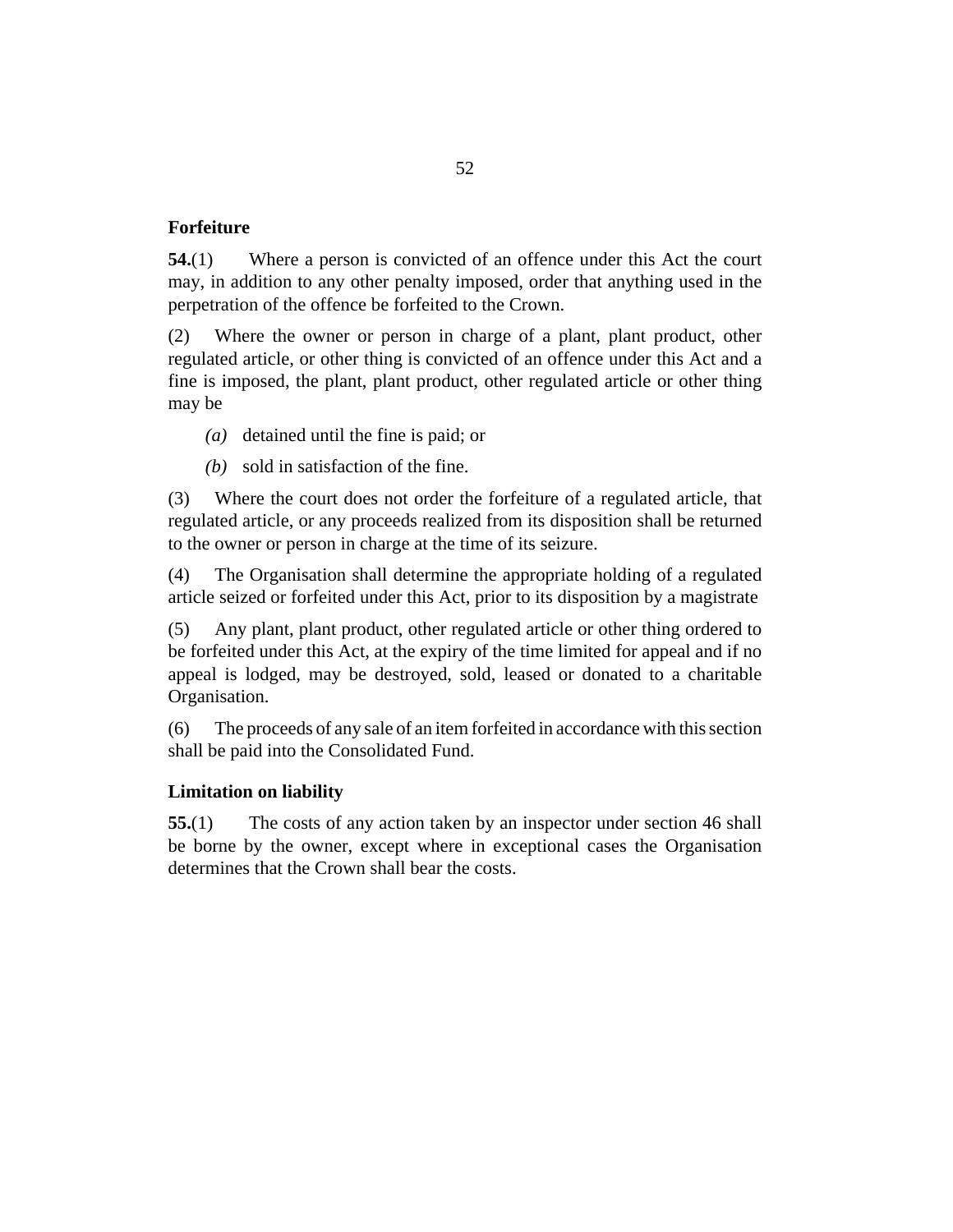### Forfeiture

**54.**(1) Where a person is convicted of an offence under this Act the court may, in addition to any other penalty imposed, order that anything used in the perpetration of the offence be forfeited to the Crown.

(2) Where the owner or person in charge of a plant, plant product, other regulated article, or other thing is convicted of an offence under this Act and a fine is imposed, the plant, plant product, other regulated article or other thing may be

*(a)* detained until the fine is paid; or

*(b)* sold in satisfaction of the fine.

(3) Where the court does not order the forfeiture of a regulated article, that regulated article, or any proceeds realized from its disposition shall be returned to the owner or person in charge at the time of its seizure.

(4) The Organisation shall determine the appropriate holding of a regulated article seized or forfeited under this Act, prior to its disposition by a magistrate

(5) Any plant, plant product, other regulated article or other thing ordered to be forfeited under this Act, at the expiry of the time limited for appeal and if no appeal is lodged, may be destroyed, sold, leased or donated to a charitable Organisation.

(6) The proceeds of any sale of an item forfeited in accordance with this section shall be paid into the Consolidated Fund.

### Limitation on liability

**55.**(1) The costs of any action taken by an inspector under section 46 shall be borne by the owner, except where in exceptional cases the Organisation determines that the Crown shall bear the costs.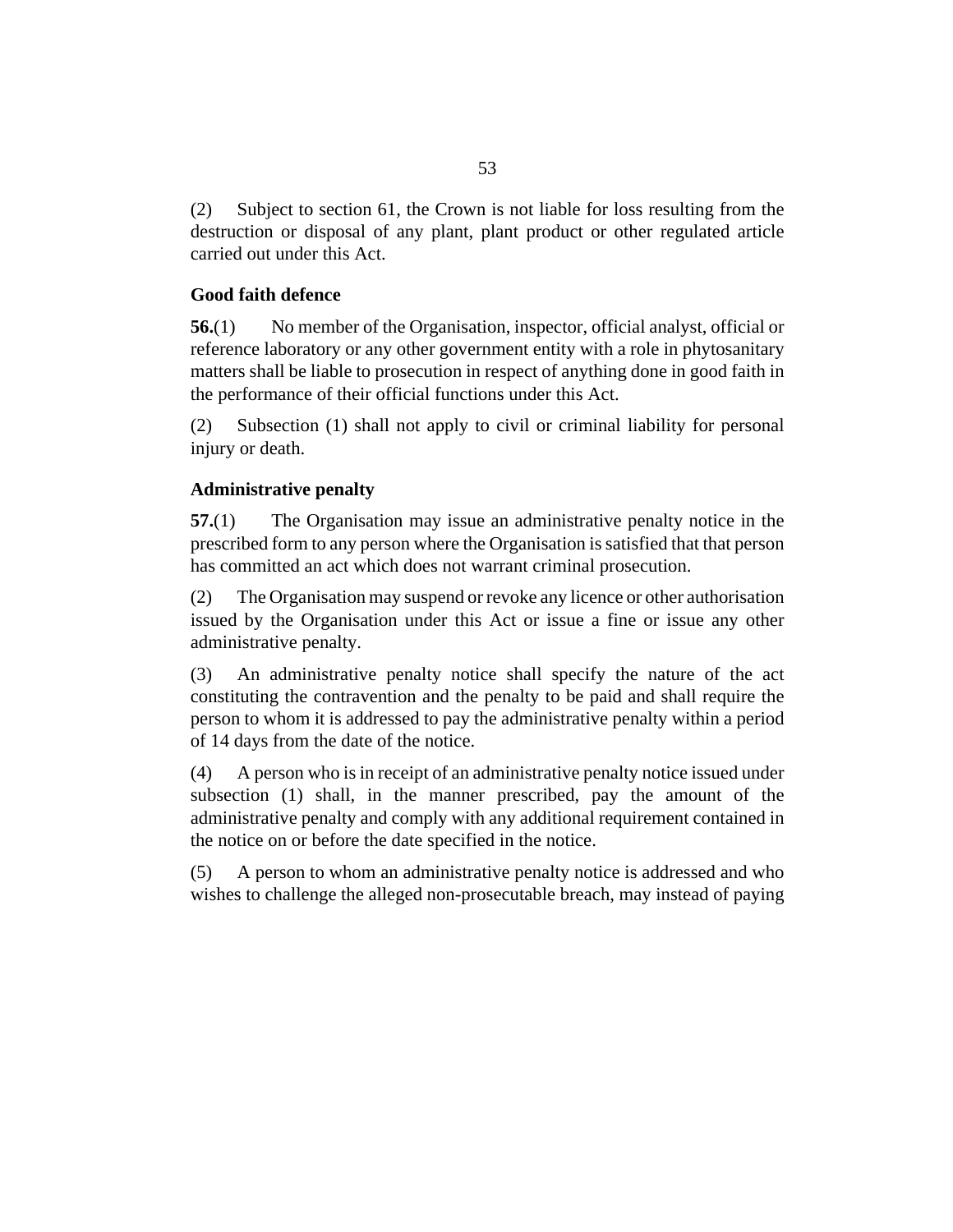(2) Subject to section 61, the Crown is not liable for loss resulting from the destruction or disposal of any plant, plant product or other regulated article carried out under this Act.

### Good faith defence

**56.**(1) No member of the Organisation, inspector, official analyst, official or reference laboratory or any other government entity with a role in phytosanitary matters shall be liable to prosecution in respect of anything done in good faith in the performance of their official functions under this Act.

(2) Subsection (1) shall not apply to civil or criminal liability for personal injury or death.

### Administrative penalty

**57.**(1) The Organisation may issue an administrative penalty notice in the prescribed form to any person where the Organisation is satisfied that that person has committed an act which does not warrant criminal prosecution.

(2) The Organisation may suspend or revoke any licence or other authorisation issued by the Organisation under this Act or issue a fine or issue any other administrative penalty.

(3) An administrative penalty notice shall specify the nature of the act constituting the contravention and the penalty to be paid and shall require the person to whom it is addressed to pay the administrative penalty within a period of 14 days from the date of the notice.

(4) A person who is in receipt of an administrative penalty notice issued under subsection (1) shall, in the manner prescribed, pay the amount of the administrative penalty and comply with any additional requirement contained in the notice on or before the date specified in the notice.

(5) A person to whom an administrative penalty notice is addressed and who wishes to challenge the alleged non-prosecutable breach, may instead of paying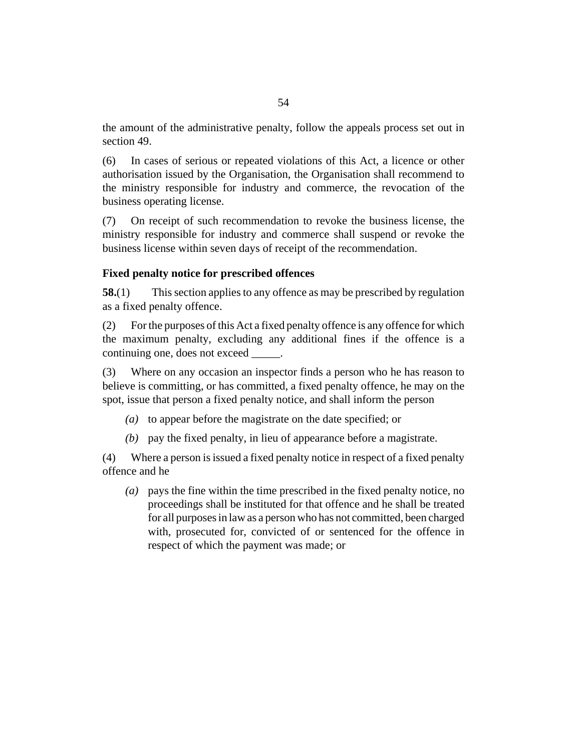the amount of the administrative penalty, follow the appeals process set out in section 49.

(6) In cases of serious or repeated violations of this Act, a licence or other authorisation issued by the Organisation, the Organisation shall recommend to the ministry responsible for industry and commerce, the revocation of the business operating license.

(7) On receipt of such recommendation to revoke the business license, the ministry responsible for industry and commerce shall suspend or revoke the business license within seven days of receipt of the recommendation.

### Fixed penalty notice for prescribed offences

**58.**(1) This section applies to any offence as may be prescribed by regulation as a fixed penalty offence.

(2) For the purposes of this Act a fixed penalty offence is any offence for which the maximum penalty, excluding any additional fines if the offence is a continuing one, does not exceed _____.

(3) Where on any occasion an inspector finds a person who he has reason to believe is committing, or has committed, a fixed penalty offence, he may on the spot, issue that person a fixed penalty notice, and shall inform the person

- *(a)* to appear before the magistrate on the date specified; or
- *(b)* pay the fixed penalty, in lieu of appearance before a magistrate.

(4) Where a person is issued a fixed penalty notice in respect of a fixed penalty offence and he

- *(a)* pays the fine within the time prescribed in the fixed penalty notice, no proceedings shall be instituted for that offence and he shall be treated for all purposes in law as a person who has not committed, been charged with, prosecuted for, convicted of or sentenced for the offence in respect of which the payment was made; or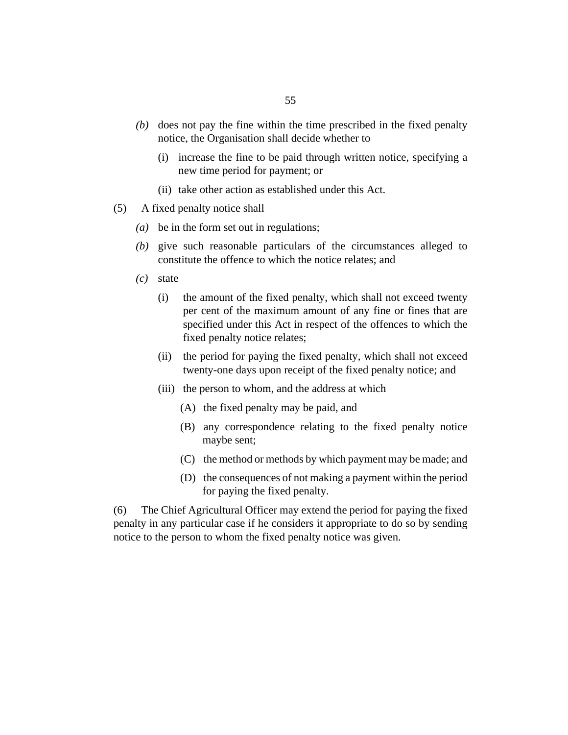*(b)* does not pay the fine within the time prescribed in the fixed penalty notice, the Organisation shall decide whether to

(i) increase the fine to be paid through written notice, specifying a new time period for payment; or

(ii) take other action as established under this Act.

(5) A fixed penalty notice shall

*(a)* be in the form set out in regulations;

*(b)* give such reasonable particulars of the circumstances alleged to constitute the offence to which the notice relates; and

*(c)* state

(i) the amount of the fixed penalty, which shall not exceed twenty per cent of the maximum amount of any fine or fines that are specified under this Act in respect of the offences to which the fixed penalty notice relates;

(ii) the period for paying the fixed penalty, which shall not exceed twenty-one days upon receipt of the fixed penalty notice; and

(iii) the person to whom, and the address at which

(A) the fixed penalty may be paid, and

(B) any correspondence relating to the fixed penalty notice maybe sent;

(C) the method or methods by which payment may be made; and

(D) the consequences of not making a payment within the period for paying the fixed penalty.

(6) The Chief Agricultural Officer may extend the period for paying the fixed penalty in any particular case if he considers it appropriate to do so by sending notice to the person to whom the fixed penalty notice was given.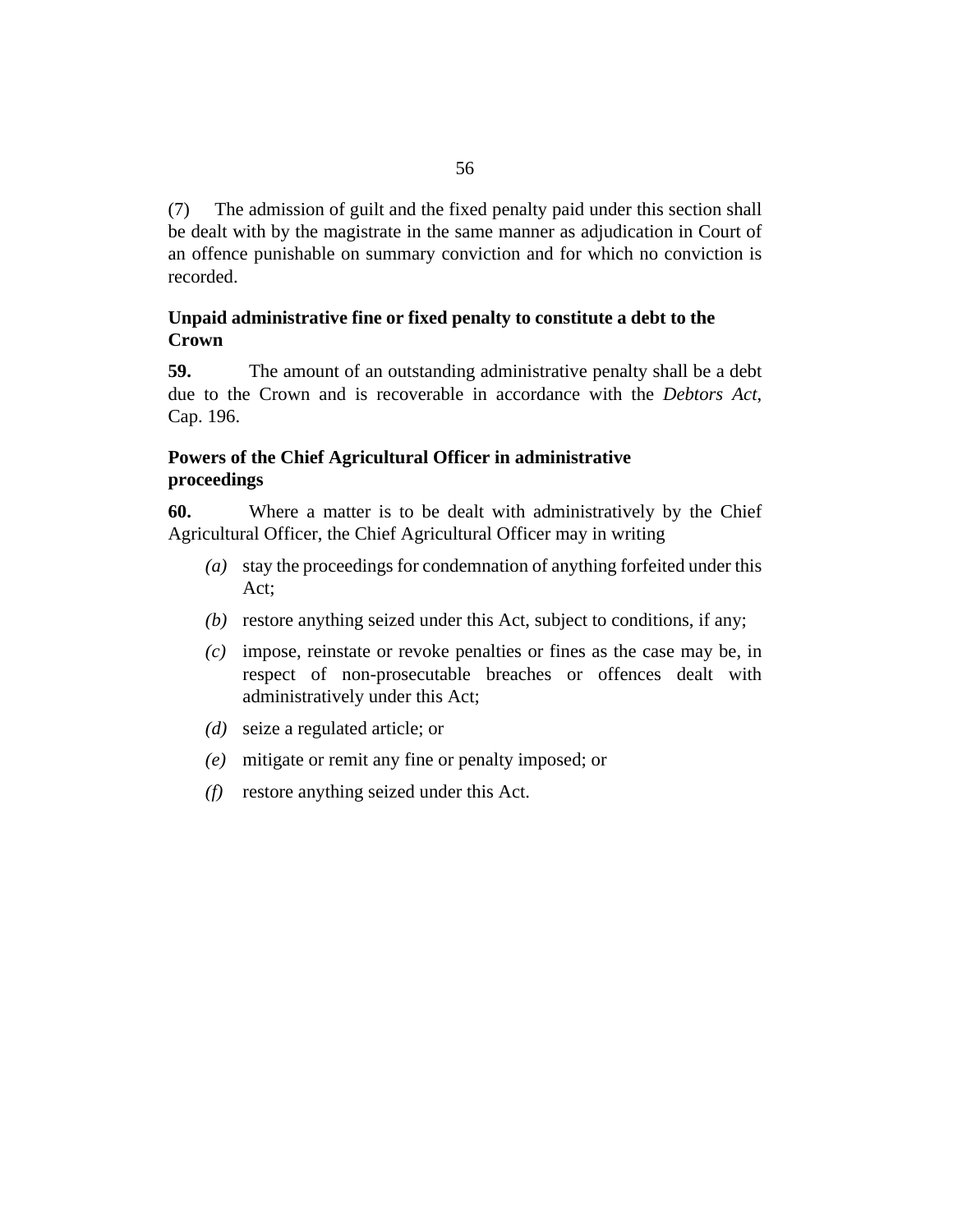(7) The admission of guilt and the fixed penalty paid under this section shall be dealt with by the magistrate in the same manner as adjudication in Court of an offence punishable on summary conviction and for which no conviction is recorded.

**Unpaid administrative fine or fixed penalty to constitute a debt to the Crown**

**59.** The amount of an outstanding administrative penalty shall be a debt due to the Crown and is recoverable in accordance with the *Debtors Act*, Cap. 196.

**Powers of the Chief Agricultural Officer in administrative proceedings**

**60.** Where a matter is to be dealt with administratively by the Chief Agricultural Officer, the Chief Agricultural Officer may in writing

*(a)* stay the proceedings for condemnation of anything forfeited under this Act;

*(b)* restore anything seized under this Act, subject to conditions, if any;

*(c)* impose, reinstate or revoke penalties or fines as the case may be, in respect of non-prosecutable breaches or offences dealt with administratively under this Act;

*(d)* seize a regulated article; or

*(e)* mitigate or remit any fine or penalty imposed; or

*(f)* restore anything seized under this Act.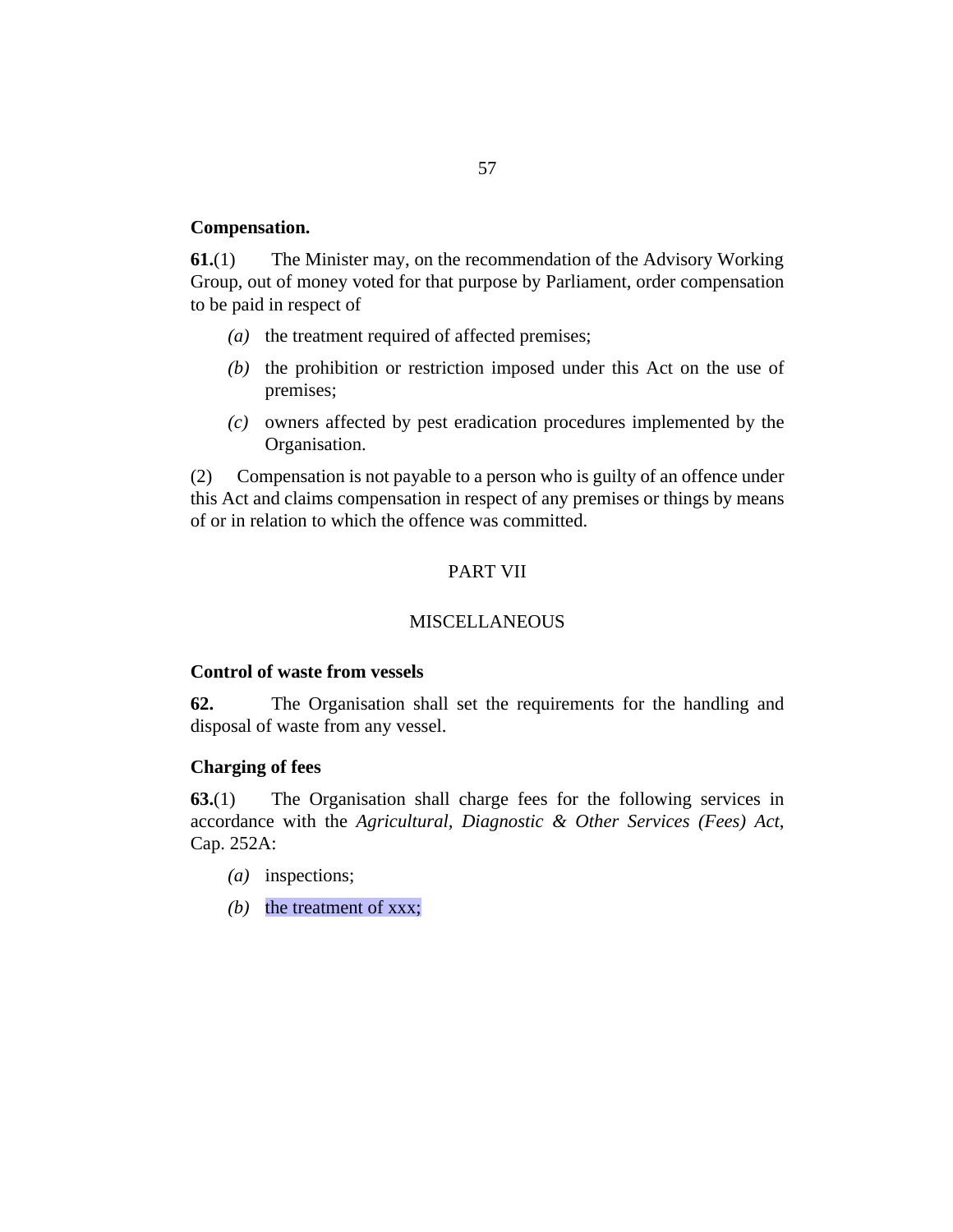**Compensation.**

**61.**(1) The Minister may, on the recommendation of the Advisory Working Group, out of money voted for that purpose by Parliament, order compensation to be paid in respect of

*(a)* the treatment required of affected premises;

*(b)* the prohibition or restriction imposed under this Act on the use of premises;

*(c)* owners affected by pest eradication procedures implemented by the Organisation.

(2) Compensation is not payable to a person who is guilty of an offence under this Act and claims compensation in respect of any premises or things by means of or in relation to which the offence was committed.

PART VII

MISCELLANEOUS

**Control of waste from vessels**

**62.** The Organisation shall set the requirements for the handling and disposal of waste from any vessel.

**Charging of fees**

**63.**(1) The Organisation shall charge fees for the following services in accordance with the *Agricultural, Diagnostic & Other Services (Fees) Act*, Cap. 252A:

*(a)* inspections;

*(b)* the treatment of xxx;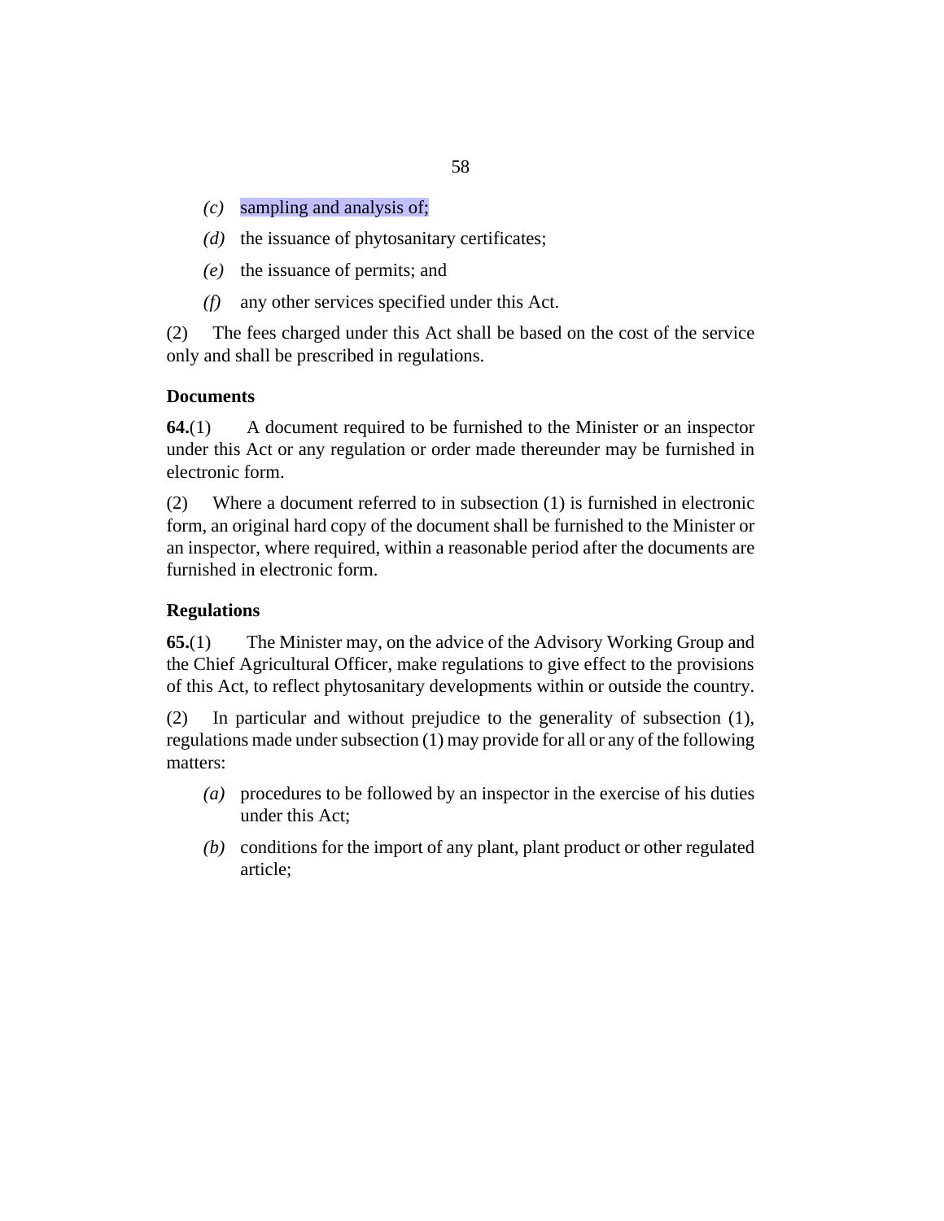- *(c)* sampling and analysis of;
- *(d)* the issuance of phytosanitary certificates;
- *(e)* the issuance of permits; and
- *(f)* any other services specified under this Act.

(2) The fees charged under this Act shall be based on the cost of the service only and shall be prescribed in regulations.

**Documents**

**64.**(1) A document required to be furnished to the Minister or an inspector under this Act or any regulation or order made thereunder may be furnished in electronic form.

(2) Where a document referred to in subsection (1) is furnished in electronic form, an original hard copy of the document shall be furnished to the Minister or an inspector, where required, within a reasonable period after the documents are furnished in electronic form.

**Regulations**

**65.**(1) The Minister may, on the advice of the Advisory Working Group and the Chief Agricultural Officer, make regulations to give effect to the provisions of this Act, to reflect phytosanitary developments within or outside the country.

(2) In particular and without prejudice to the generality of subsection (1), regulations made under subsection (1) may provide for all or any of the following matters:

- *(a)* procedures to be followed by an inspector in the exercise of his duties under this Act;
- *(b)* conditions for the import of any plant, plant product or other regulated article;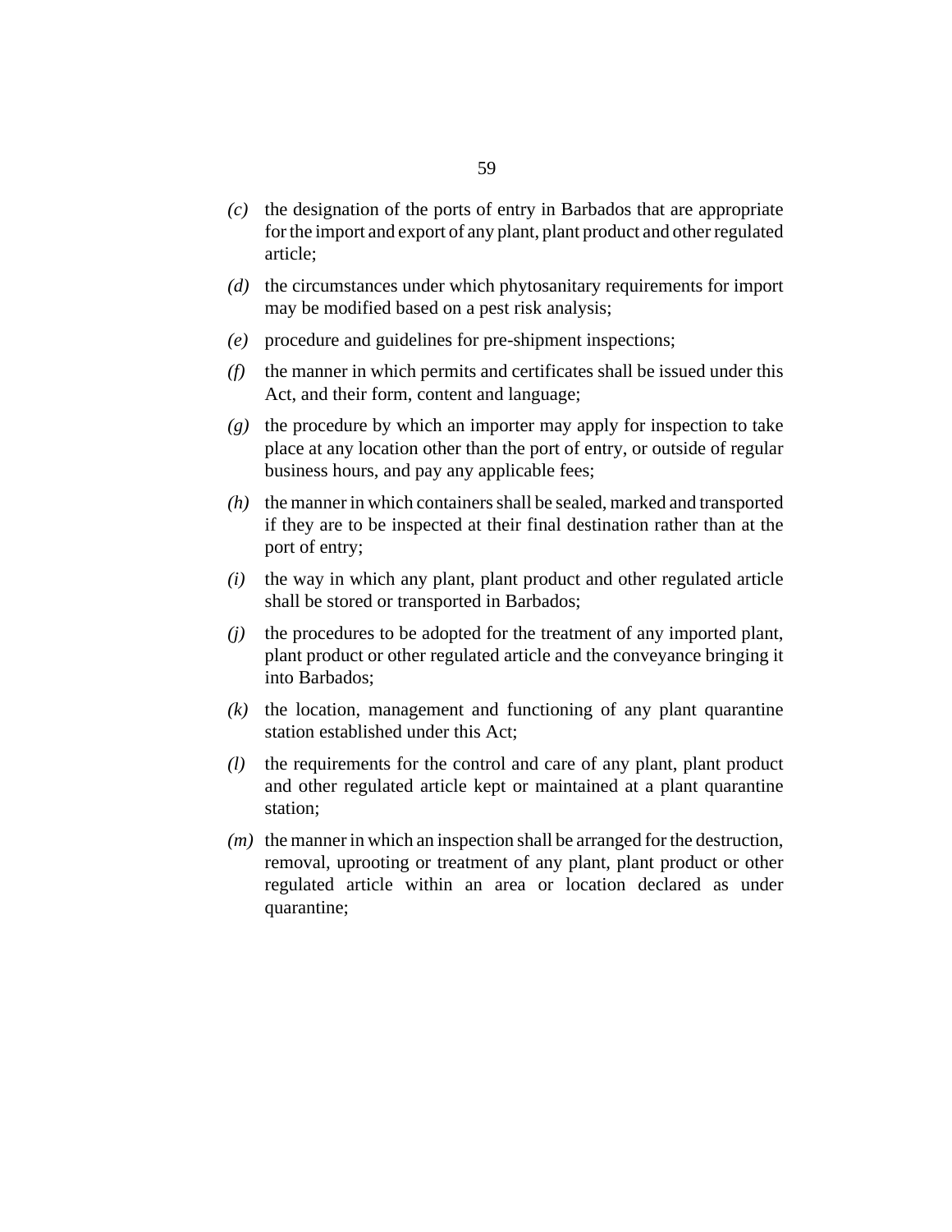*(c)* the designation of the ports of entry in Barbados that are appropriate for the import and export of any plant, plant product and other regulated article;

*(d)* the circumstances under which phytosanitary requirements for import may be modified based on a pest risk analysis;

*(e)* procedure and guidelines for pre-shipment inspections;

*(f)* the manner in which permits and certificates shall be issued under this Act, and their form, content and language;

*(g)* the procedure by which an importer may apply for inspection to take place at any location other than the port of entry, or outside of regular business hours, and pay any applicable fees;

*(h)* the manner in which containers shall be sealed, marked and transported if they are to be inspected at their final destination rather than at the port of entry;

*(i)* the way in which any plant, plant product and other regulated article shall be stored or transported in Barbados;

*(j)* the procedures to be adopted for the treatment of any imported plant, plant product or other regulated article and the conveyance bringing it into Barbados;

*(k)* the location, management and functioning of any plant quarantine station established under this Act;

*(l)* the requirements for the control and care of any plant, plant product and other regulated article kept or maintained at a plant quarantine station;

*(m)* the manner in which an inspection shall be arranged for the destruction, removal, uprooting or treatment of any plant, plant product or other regulated article within an area or location declared as under quarantine;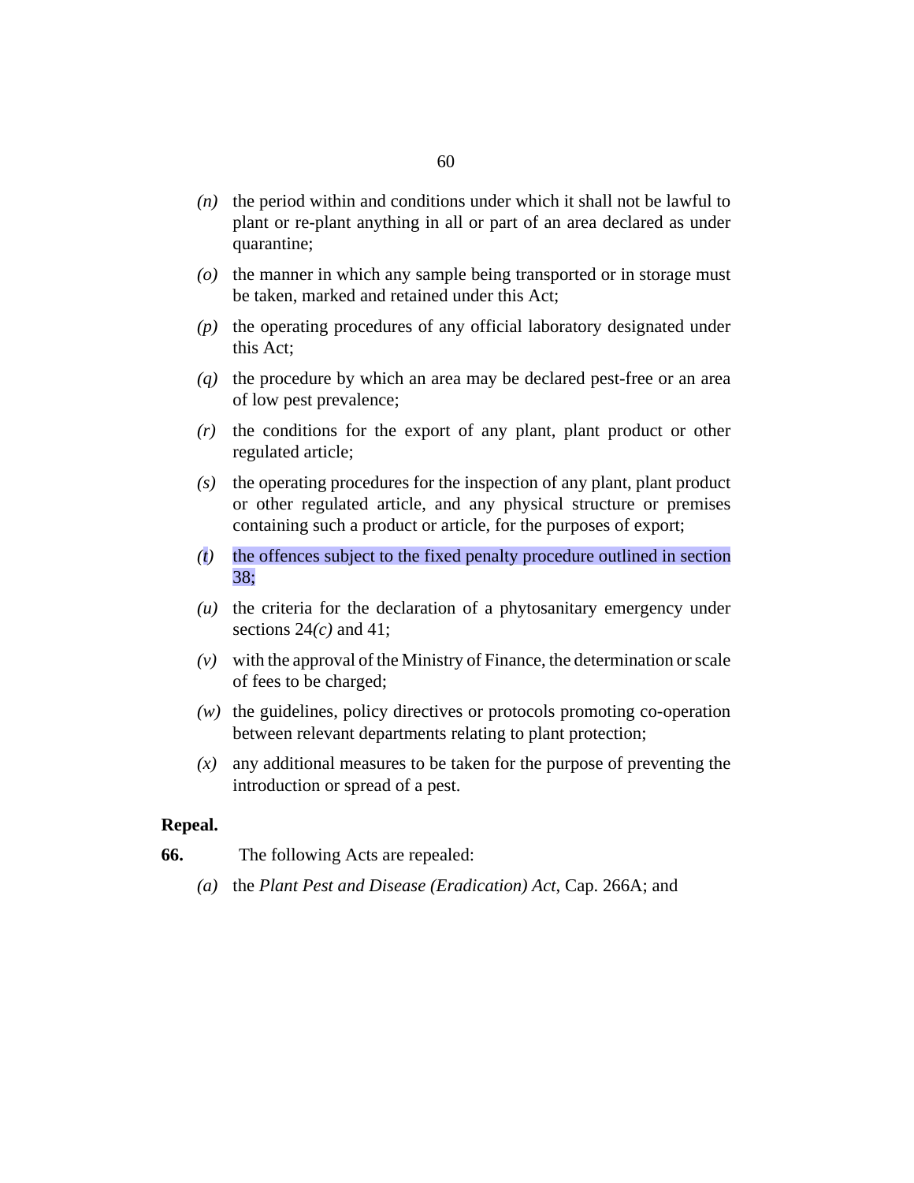*(n)* the period within and conditions under which it shall not be lawful to plant or re-plant anything in all or part of an area declared as under quarantine;

*(o)* the manner in which any sample being transported or in storage must be taken, marked and retained under this Act;

*(p)* the operating procedures of any official laboratory designated under this Act;

*(q)* the procedure by which an area may be declared pest-free or an area of low pest prevalence;

*(r)* the conditions for the export of any plant, plant product or other regulated article;

*(s)* the operating procedures for the inspection of any plant, plant product or other regulated article, and any physical structure or premises containing such a product or article, for the purposes of export;

*(t)* the offences subject to the fixed penalty procedure outlined in section 38;

*(u)* the criteria for the declaration of a phytosanitary emergency under sections 24*(c)* and 41;

*(v)* with the approval of the Ministry of Finance, the determination or scale of fees to be charged;

*(w)* the guidelines, policy directives or protocols promoting co-operation between relevant departments relating to plant protection;

*(x)* any additional measures to be taken for the purpose of preventing the introduction or spread of a pest.

**Repeal.**

**66.** The following Acts are repealed:

*(a)* the *Plant Pest and Disease (Eradication) Act*, Cap. 266A; and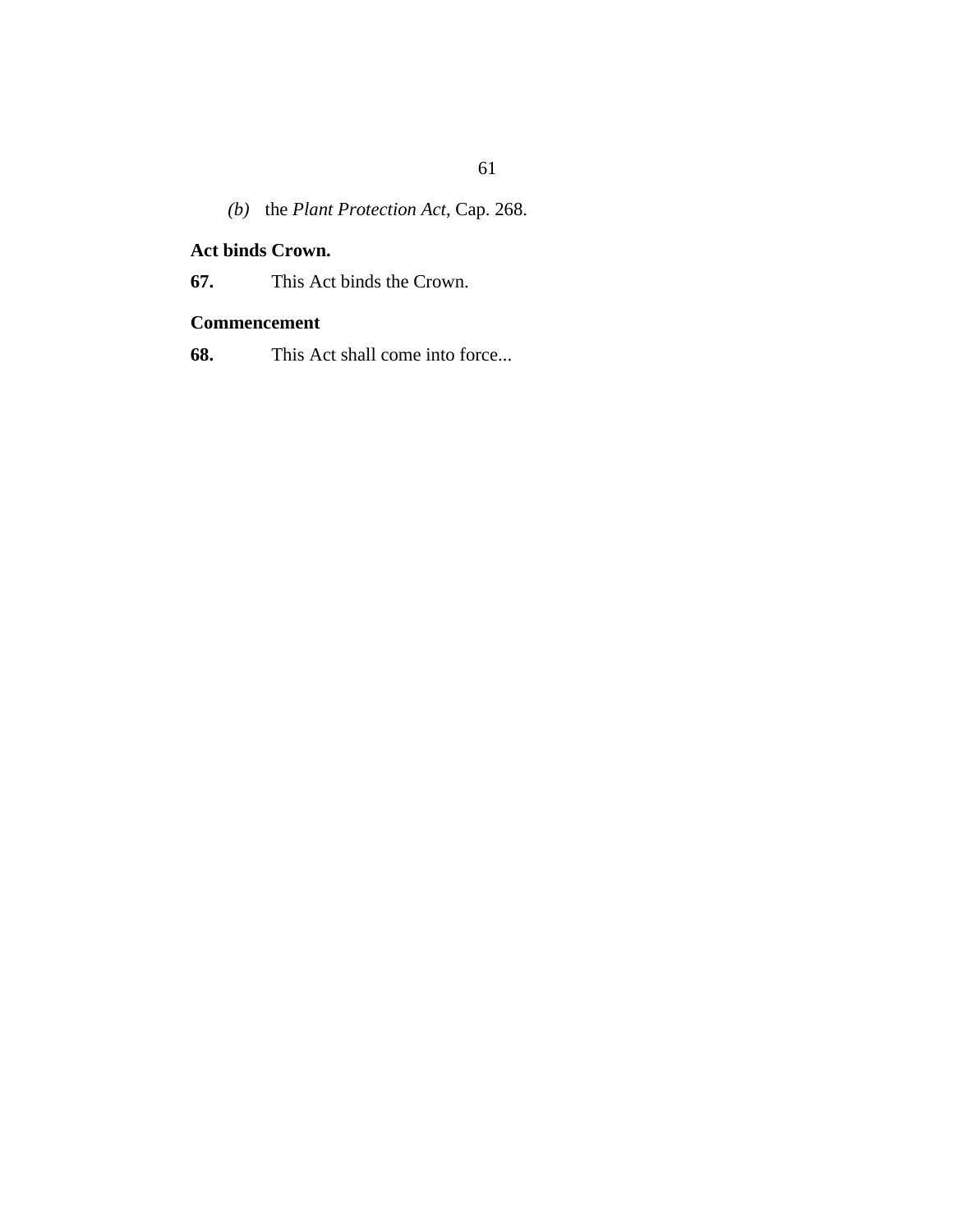*(b)* the *Plant Protection Act*, Cap. 268.

**Act binds Crown.**

**67.** This Act binds the Crown.

**Commencement**

**68.** This Act shall come into force...